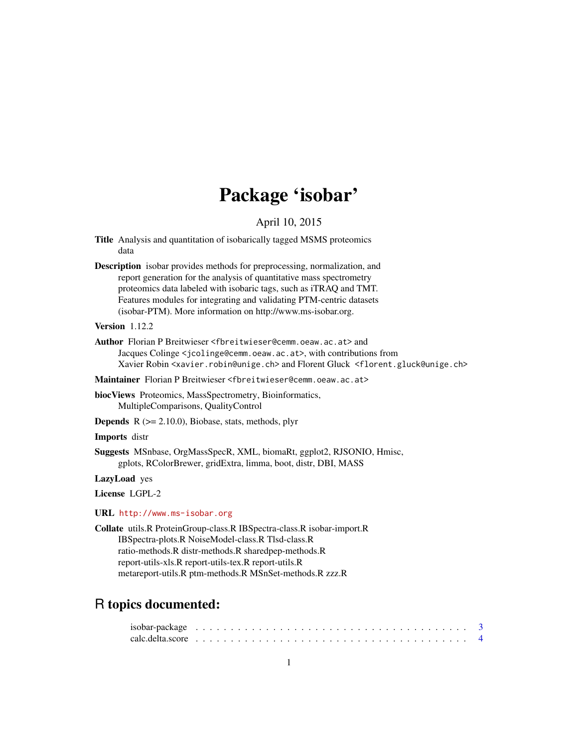# Package 'isobar'

April 10, 2015

**Title** Analysis and quantitation of isobarically tagged MSMS proteomics data

**Description** isobar provides methods for preprocessing, normalization, and report generation for the analysis of quantitative mass spectrometry proteomics data labeled with isobaric tags, such as iTRAQ and TMT. Features modules for integrating and validating PTM-centric datasets (isobar-PTM). More information on http://www.ms-isobar.org.

**Version** 1.12.2

**Author** Florian P Breitwieser <fbreitwieser@cemm.oeaw.ac.at> and Jacques Colinge <jcolinge@cemm.oeaw.ac.at>, with contributions from Xavier Robin <xavier.robin@unige.ch> and Florent Gluck <florent.gluck@unige.ch>

**Maintainer** Florian P Breitwieser <fbreitwieser@cemm.oeaw.ac.at>

**biocViews** Proteomics, MassSpectrometry, Bioinformatics, MultipleComparisons, QualityControl

**Depends** R (>= 2.10.0), Biobase, stats, methods, plyr

**Imports** distr

**Suggests** MSnbase, OrgMassSpecR, XML, biomaRt, ggplot2, RJSONIO, Hmisc, gplots, RColorBrewer, gridExtra, limma, boot, distr, DBI, MASS

**LazyLoad** yes

**License** LGPL-2

**URL** http://www.ms-isobar.org

**Collate** utils.R ProteinGroup-class.R IBSpectra-class.R isobar-import.R IBSpectra-plots.R NoiseModel-class.R Tlsd-class.R ratio-methods.R distr-methods.R sharedpep-methods.R report-utils-xls.R report-utils-tex.R report-utils.R metareport-utils.R ptm-methods.R MSnSet-methods.R zzz.R

## R topics documented:

isobar-package . . . . . . . . . . . . . . . . . . . . . . . . . . . . . . . . . . . . 3
calc.delta.score . . . . . . . . . . . . . . . . . . . . . . . . . . . . . . . . . . . . 4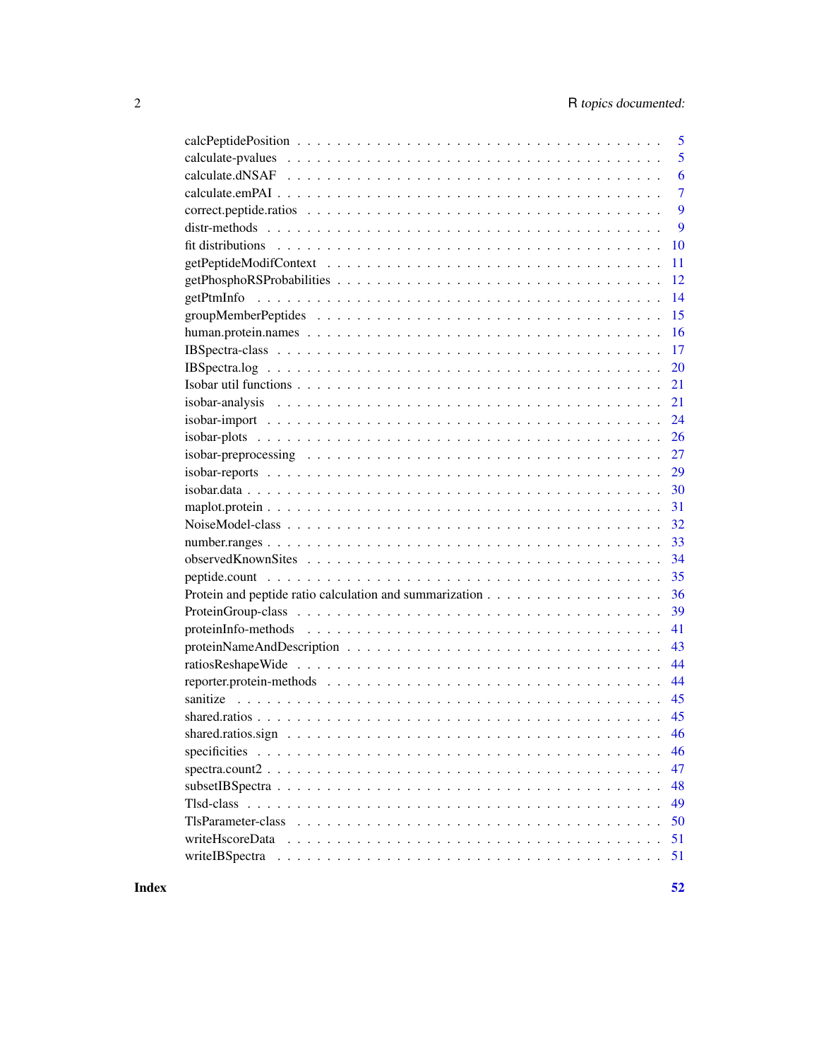| | |
|---|---|
| calcPeptidePosition | 5 |
| calculate-pvalues | 5 |
| calculate.dNSAF | 6 |
| calculate.emPAI | 7 |
| correct.peptide.ratios | 9 |
| distr-methods | 9 |
| fit distributions | 10 |
| getPeptideModifContext | 11 |
| getPhosphoRSProbabilities | 12 |
| getPtmInfo | 14 |
| groupMemberPeptides | 15 |
| human.protein.names | 16 |
| IBSpectra-class | 17 |
| IBSpectra.log | 20 |
| Isobar util functions | 21 |
| isobar-analysis | 21 |
| isobar-import | 24 |
| isobar-plots | 26 |
| isobar-preprocessing | 27 |
| isobar-reports | 29 |
| isobar.data | 30 |
| maplot.protein | 31 |
| NoiseModel-class | 32 |
| number.ranges | 33 |
| observedKnownSites | 34 |
| peptide.count | 35 |
| Protein and peptide ratio calculation and summarization | 36 |
| ProteinGroup-class | 39 |
| proteinInfo-methods | 41 |
| proteinNameAndDescription | 43 |
| ratiosReshapeWide | 44 |
| reporter.protein-methods | 44 |
| sanitize | 45 |
| shared.ratios | 45 |
| shared.ratios.sign | 46 |
| specificities | 46 |
| spectra.count2 | 47 |
| subsetIBSpectra | 48 |
| Tlsd-class | 49 |
| TlsParameter-class | 50 |
| writeHscoreData | 51 |
| writeIBSpectra | 51 |

**Index** **52**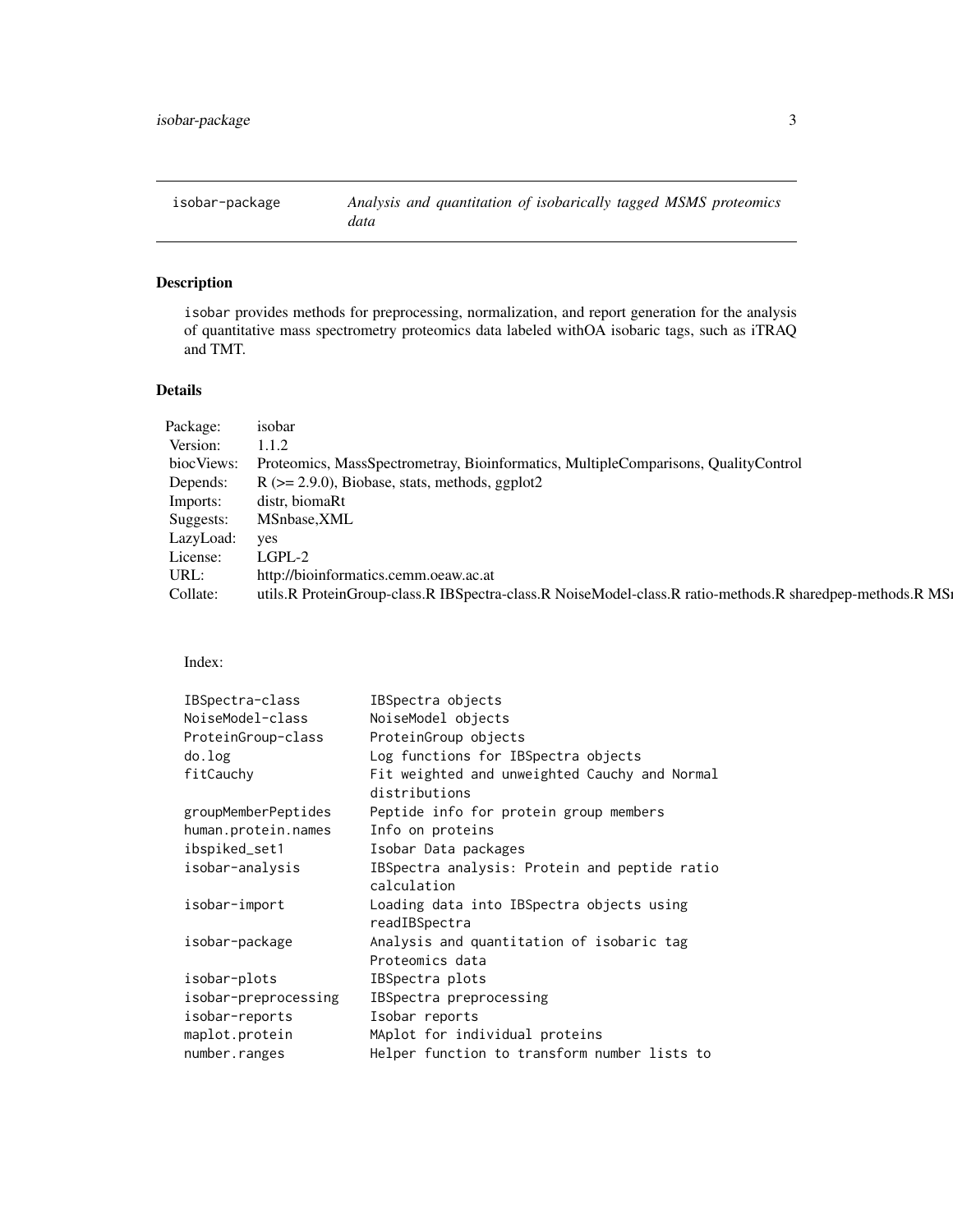| isobar-package | *Analysis and quantitation of isobarically tagged MSMS proteomics data* |
|---|---|

## Description

isobar provides methods for preprocessing, normalization, and report generation for the analysis of quantitative mass spectrometry proteomics data labeled withOA isobaric tags, such as iTRAQ and TMT.

## Details

| | |
|---|---|
| Package: | isobar |
| Version: | 1.1.2 |
| biocViews: | Proteomics, MassSpectrometray, Bioinformatics, MultipleComparisons, QualityControl |
| Depends: | R (>= 2.9.0), Biobase, stats, methods, ggplot2 |
| Imports: | distr, biomaRt |
| Suggests: | MSnbase,XML |
| LazyLoad: | yes |
| License: | LGPL-2 |
| URL: | http://bioinformatics.cemm.oeaw.ac.at |
| Collate: | utils.R ProteinGroup-class.R IBSpectra-class.R NoiseModel-class.R ratio-methods.R sharedpep-methods.R MS |

Index:

```
IBSpectra-class         IBSpectra objects
NoiseModel-class        NoiseModel objects
ProteinGroup-class      ProteinGroup objects
do.log                  Log functions for IBSpectra objects
fitCauchy               Fit weighted and unweighted Cauchy and Normal
                        distributions
groupMemberPeptides     Peptide info for protein group members
human.protein.names     Info on proteins
ibspiked_set1           Isobar Data packages
isobar-analysis         IBSpectra analysis: Protein and peptide ratio
                        calculation
isobar-import           Loading data into IBSpectra objects using
                        readIBSpectra
isobar-package          Analysis and quantitation of isobaric tag
                        Proteomics data
isobar-plots            IBSpectra plots
isobar-preprocessing    IBSpectra preprocessing
isobar-reports          Isobar reports
maplot.protein          MAplot for individual proteins
number.ranges           Helper function to transform number lists to
```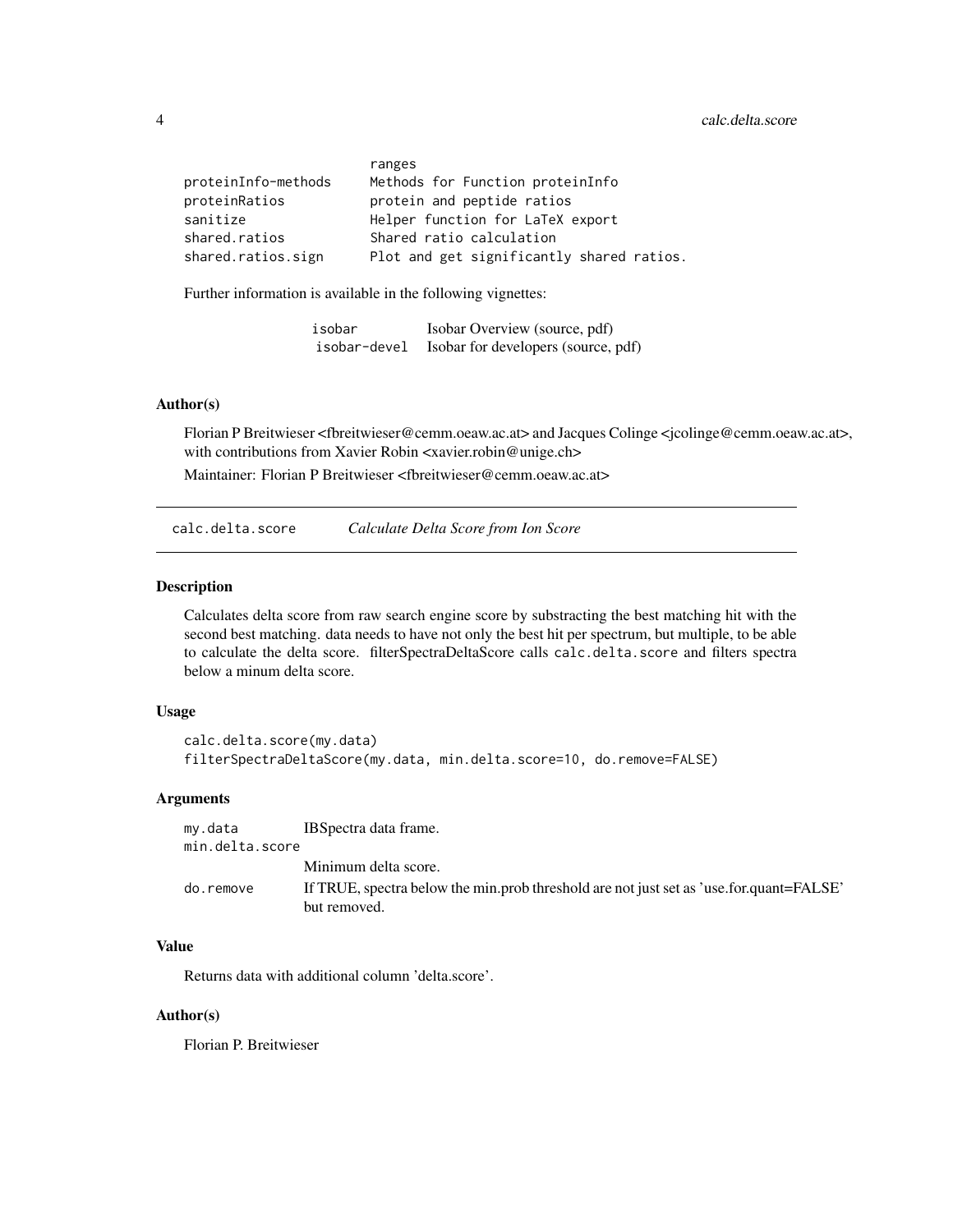|  |  |
| --- | --- |
|  | ranges |
| proteinInfo-methods | Methods for Function proteinInfo |
| proteinRatios | protein and peptide ratios |
| sanitize | Helper function for LaTeX export |
| shared.ratios | Shared ratio calculation |
| shared.ratios.sign | Plot and get significantly shared ratios. |

Further information is available in the following vignettes:

|  |  |
| --- | --- |
| isobar | Isobar Overview (source, pdf) |
| isobar-devel | Isobar for developers (source, pdf) |

### Author(s)

Florian P Breitwieser <fbreitwieser@cemm.oeaw.ac.at> and Jacques Colinge <jcolinge@cemm.oeaw.ac.at>, with contributions from Xavier Robin <xavier.robin@unige.ch>

Maintainer: Florian P Breitwieser <fbreitwieser@cemm.oeaw.ac.at>

---

## calc.delta.score    *Calculate Delta Score from Ion Score*

---

### Description

Calculates delta score from raw search engine score by substracting the best matching hit with the second best matching. data needs to have not only the best hit per spectrum, but multiple, to be able to calculate the delta score. filterSpectraDeltaScore calls `calc.delta.score` and filters spectra below a minum delta score.

### Usage

```
calc.delta.score(my.data)
filterSpectraDeltaScore(my.data, min.delta.score=10, do.remove=FALSE)
```

### Arguments

|  |  |
| --- | --- |
| my.data | IBSpectra data frame. |
| min.delta.score | Minimum delta score. |
| do.remove | If TRUE, spectra below the min.prob threshold are not just set as 'use.for.quant=FALSE' but removed. |

### Value

Returns data with additional column 'delta.score'.

### Author(s)

Florian P. Breitwieser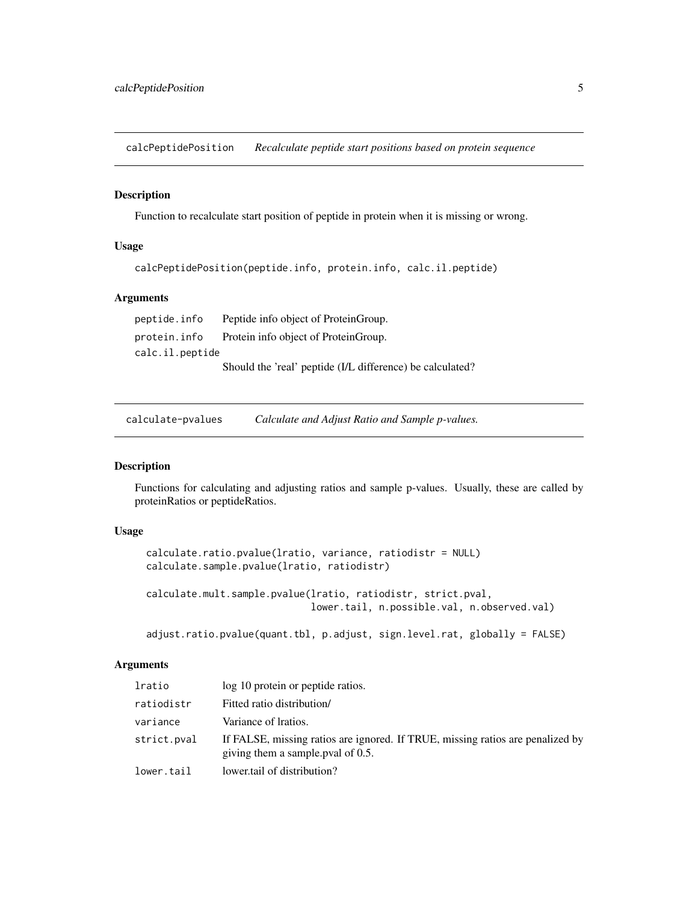## calcPeptidePosition *Recalculate peptide start positions based on protein sequence*

### Description

Function to recalculate start position of peptide in protein when it is missing or wrong.

### Usage

```
calcPeptidePosition(peptide.info, protein.info, calc.il.peptide)
```

### Arguments

| | |
|---|---|
| peptide.info | Peptide info object of ProteinGroup. |
| protein.info | Protein info object of ProteinGroup. |
| calc.il.peptide | Should the 'real' peptide (I/L difference) be calculated? |

## calculate-pvalues *Calculate and Adjust Ratio and Sample p-values.*

### Description

Functions for calculating and adjusting ratios and sample p-values. Usually, these are called by proteinRatios or peptideRatios.

### Usage

```
calculate.ratio.pvalue(lratio, variance, ratiodistr = NULL)
calculate.sample.pvalue(lratio, ratiodistr)

calculate.mult.sample.pvalue(lratio, ratiodistr, strict.pval,
                             lower.tail, n.possible.val, n.observed.val)

adjust.ratio.pvalue(quant.tbl, p.adjust, sign.level.rat, globally = FALSE)
```

### Arguments

| | |
|---|---|
| lratio | log 10 protein or peptide ratios. |
| ratiodistr | Fitted ratio distribution/ |
| variance | Variance of lratios. |
| strict.pval | If FALSE, missing ratios are ignored. If TRUE, missing ratios are penalized by giving them a sample.pval of 0.5. |
| lower.tail | lower.tail of distribution? |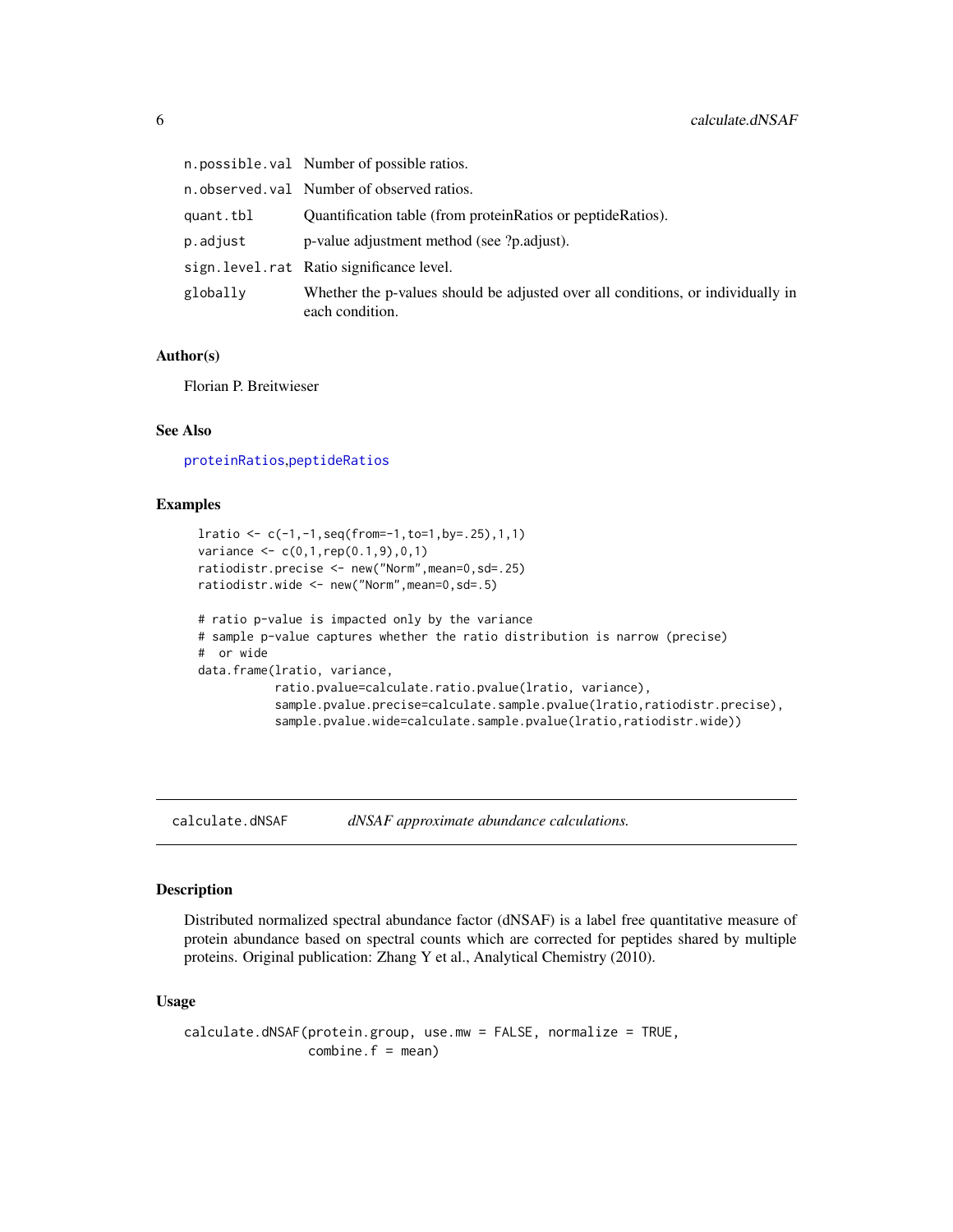| | |
|---|---|
| n.possible.val | Number of possible ratios. |
| n.observed.val | Number of observed ratios. |
| quant.tbl | Quantification table (from proteinRatios or peptideRatios). |
| p.adjust | p-value adjustment method (see ?p.adjust). |
| sign.level.rat | Ratio significance level. |
| globally | Whether the p-values should be adjusted over all conditions, or individually in each condition. |

### Author(s)

Florian P. Breitwieser

### See Also

proteinRatios,peptideRatios

### Examples

```
lratio <- c(-1,-1,seq(from=-1,to=1,by=.25),1,1)
variance <- c(0,1,rep(0.1,9),0,1)
ratiodistr.precise <- new("Norm",mean=0,sd=.25)
ratiodistr.wide <- new("Norm",mean=0,sd=.5)

# ratio p-value is impacted only by the variance
# sample p-value captures whether the ratio distribution is narrow (precise)
#  or wide
data.frame(lratio, variance,
           ratio.pvalue=calculate.ratio.pvalue(lratio, variance),
           sample.pvalue.precise=calculate.sample.pvalue(lratio,ratiodistr.precise),
           sample.pvalue.wide=calculate.sample.pvalue(lratio,ratiodistr.wide))
```

---

## calculate.dNSAF — *dNSAF approximate abundance calculations.*

### Description

Distributed normalized spectral abundance factor (dNSAF) is a label free quantitative measure of protein abundance based on spectral counts which are corrected for peptides shared by multiple proteins. Original publication: Zhang Y et al., Analytical Chemistry (2010).

### Usage

```
calculate.dNSAF(protein.group, use.mw = FALSE, normalize = TRUE,
                combine.f = mean)
```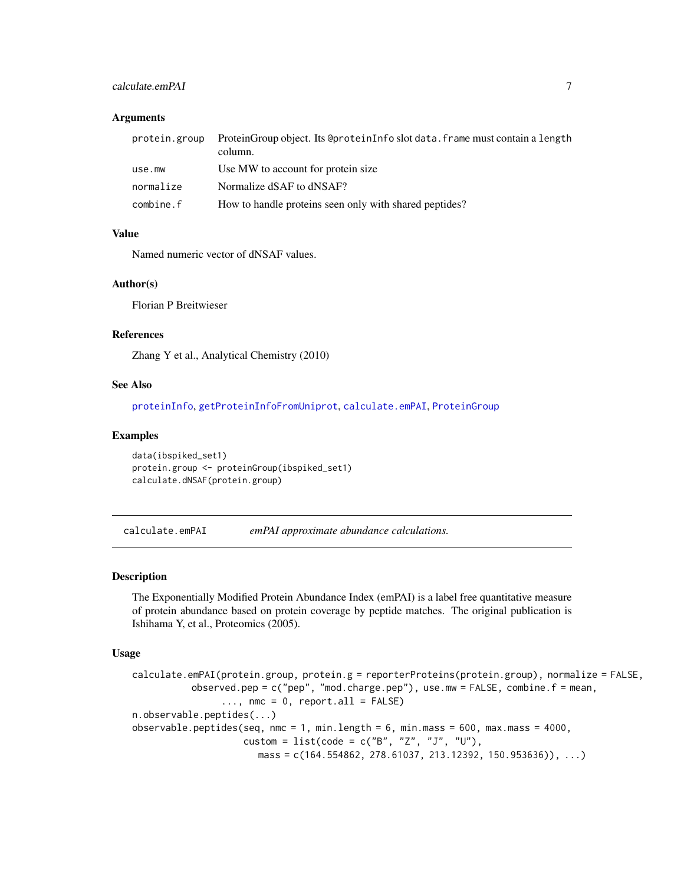### Arguments

| | |
|---|---|
| protein.group | ProteinGroup object. Its @proteinInfo slot data.frame must contain a length column. |
| use.mw | Use MW to account for protein size |
| normalize | Normalize dSAF to dNSAF? |
| combine.f | How to handle proteins seen only with shared peptides? |

### Value

Named numeric vector of dNSAF values.

### Author(s)

Florian P Breitwieser

### References

Zhang Y et al., Analytical Chemistry (2010)

### See Also

proteinInfo, getProteinInfoFromUniprot, calculate.emPAI, ProteinGroup

### Examples

```
data(ibspiked_set1)
protein.group <- proteinGroup(ibspiked_set1)
calculate.dNSAF(protein.group)
```

---

## calculate.emPAI    *emPAI approximate abundance calculations.*

---

### Description

The Exponentially Modified Protein Abundance Index (emPAI) is a label free quantitative measure of protein abundance based on protein coverage by peptide matches. The original publication is Ishihama Y, et al., Proteomics (2005).

### Usage

```
calculate.emPAI(protein.group, protein.g = reporterProteins(protein.group), normalize = FALSE,
          observed.pep = c("pep", "mod.charge.pep"), use.mw = FALSE, combine.f = mean,
                ..., nmc = 0, report.all = FALSE)
n.observable.peptides(...)
observable.peptides(seq, nmc = 1, min.length = 6, min.mass = 600, max.mass = 4000,
                    custom = list(code = c("B", "Z", "J", "U"),
                       mass = c(164.554862, 278.61037, 213.12392, 150.953636)), ...)
```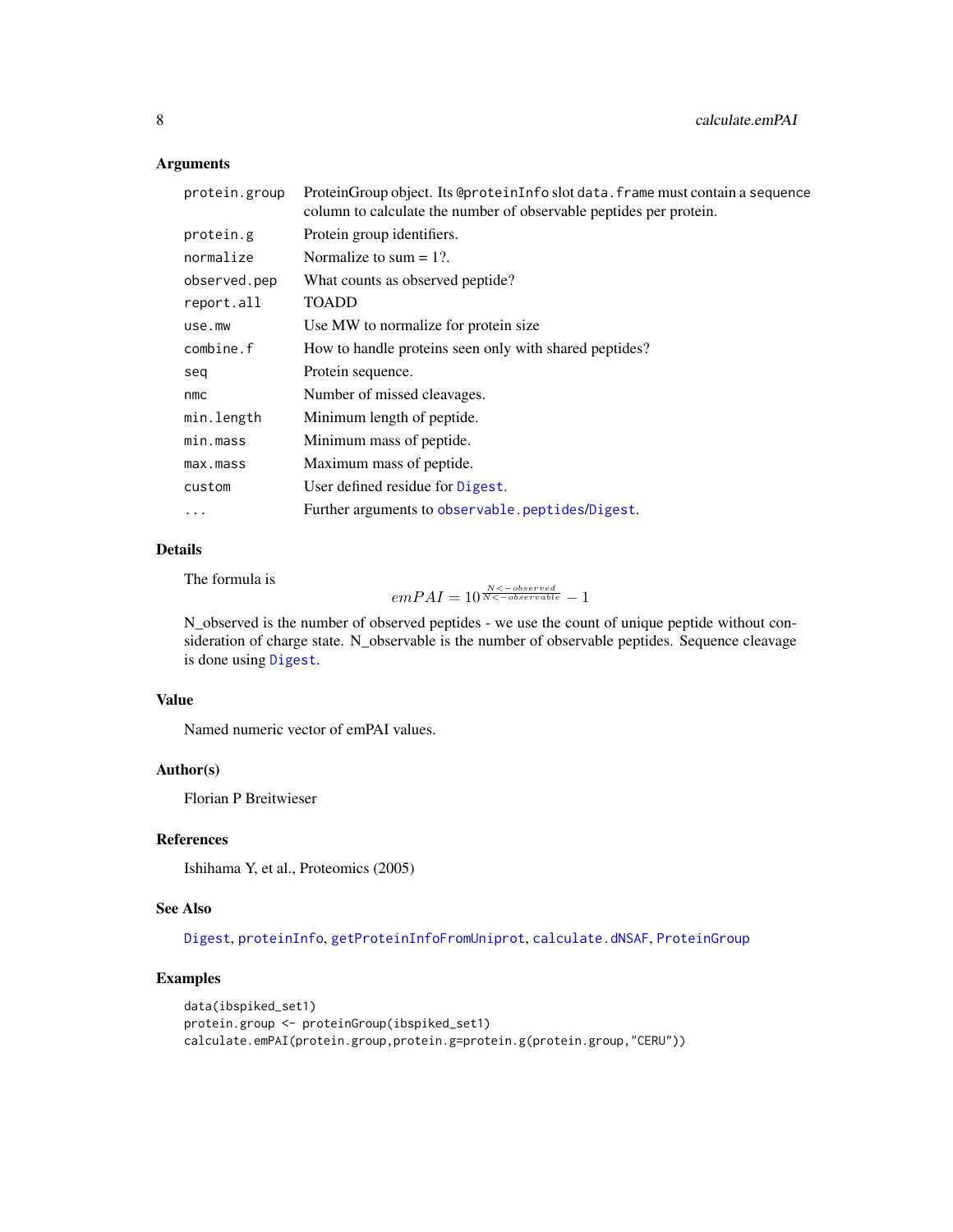### Arguments

| | |
|---|---|
| `protein.group` | ProteinGroup object. Its `@proteinInfo` slot `data.frame` must contain a `sequence` column to calculate the number of observable peptides per protein. |
| `protein.g` | Protein group identifiers. |
| `normalize` | Normalize to sum = 1?. |
| `observed.pep` | What counts as observed peptide? |
| `report.all` | TOADD |
| `use.mw` | Use MW to normalize for protein size |
| `combine.f` | How to handle proteins seen only with shared peptides? |
| `seq` | Protein sequence. |
| `nmc` | Number of missed cleavages. |
| `min.length` | Minimum length of peptide. |
| `min.mass` | Minimum mass of peptide. |
| `max.mass` | Maximum mass of peptide. |
| `custom` | User defined residue for `Digest`. |
| `...` | Further arguments to `observable.peptides`/`Digest`. |

### Details

The formula is

$$emPAI = 10^{\frac{N<-observed}{N<-observable}} - 1$$

N_observed is the number of observed peptides - we use the count of unique peptide without consideration of charge state. N_observable is the number of observable peptides. Sequence cleavage is done using `Digest`.

### Value

Named numeric vector of emPAI values.

### Author(s)

Florian P Breitwieser

### References

Ishihama Y, et al., Proteomics (2005)

### See Also

`Digest`, `proteinInfo`, `getProteinInfoFromUniprot`, `calculate.dNSAF`, `ProteinGroup`

### Examples

```
data(ibspiked_set1)
protein.group <- proteinGroup(ibspiked_set1)
calculate.emPAI(protein.group,protein.g=protein.g(protein.group,"CERU"))
```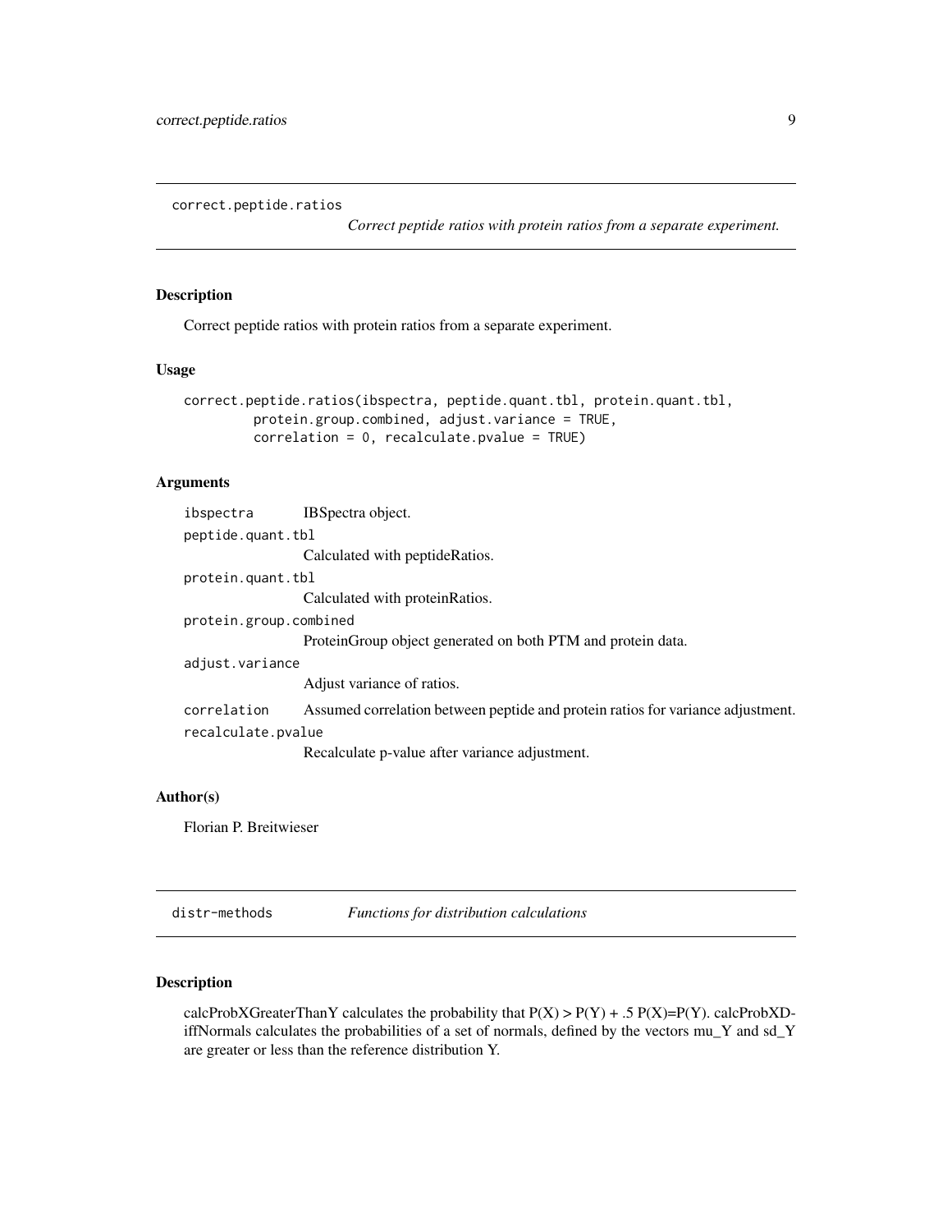## correct.peptide.ratios

*Correct peptide ratios with protein ratios from a separate experiment.*

### Description

Correct peptide ratios with protein ratios from a separate experiment.

### Usage

```
correct.peptide.ratios(ibspectra, peptide.quant.tbl, protein.quant.tbl,
         protein.group.combined, adjust.variance = TRUE,
         correlation = 0, recalculate.pvalue = TRUE)
```

### Arguments

`ibspectra` IBSpectra object.

`peptide.quant.tbl` Calculated with peptideRatios.

`protein.quant.tbl` Calculated with proteinRatios.

`protein.group.combined` ProteinGroup object generated on both PTM and protein data.

`adjust.variance` Adjust variance of ratios.

`correlation` Assumed correlation between peptide and protein ratios for variance adjustment.

`recalculate.pvalue` Recalculate p-value after variance adjustment.

### Author(s)

Florian P. Breitwieser

## distr-methods

*Functions for distribution calculations*

### Description

calcProbXGreaterThanY calculates the probability that $P(X) > P(Y) + .5\ P(X)=P(Y)$. calcProbXDiffNormals calculates the probabilities of a set of normals, defined by the vectors mu_Y and sd_Y are greater or less than the reference distribution Y.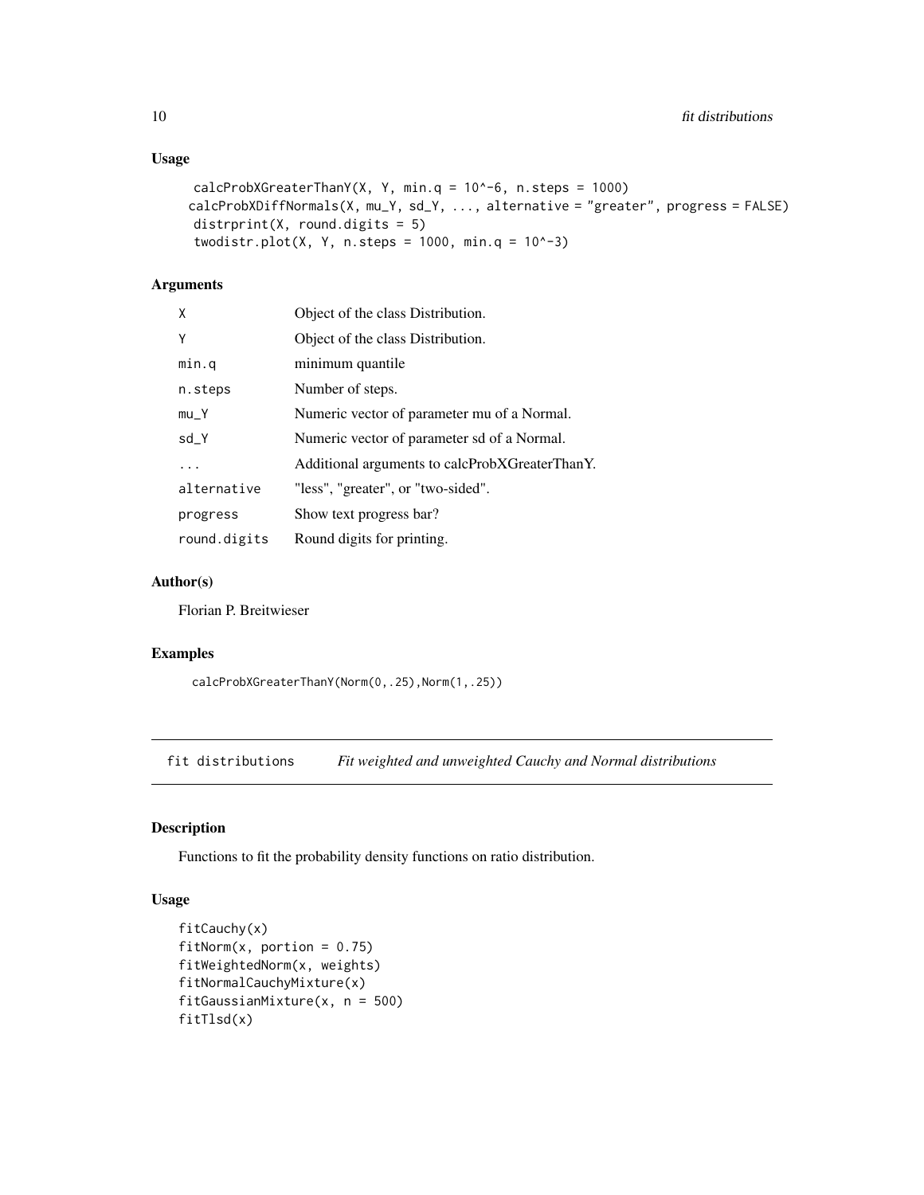### Usage

```
calcProbXGreaterThanY(X, Y, min.q = 10^-6, n.steps = 1000)
calcProbXDiffNormals(X, mu_Y, sd_Y, ..., alternative = "greater", progress = FALSE)
distrprint(X, round.digits = 5)
twodistr.plot(X, Y, n.steps = 1000, min.q = 10^-3)
```

### Arguments

| | |
|---|---|
| X | Object of the class Distribution. |
| Y | Object of the class Distribution. |
| min.q | minimum quantile |
| n.steps | Number of steps. |
| mu_Y | Numeric vector of parameter mu of a Normal. |
| sd_Y | Numeric vector of parameter sd of a Normal. |
| ... | Additional arguments to calcProbXGreaterThanY. |
| alternative | "less", "greater", or "two-sided". |
| progress | Show text progress bar? |
| round.digits | Round digits for printing. |

### Author(s)

Florian P. Breitwieser

### Examples

```
calcProbXGreaterThanY(Norm(0,.25),Norm(1,.25))
```

---

## fit distributions — *Fit weighted and unweighted Cauchy and Normal distributions*

### Description

Functions to fit the probability density functions on ratio distribution.

### Usage

```
fitCauchy(x)
fitNorm(x, portion = 0.75)
fitWeightedNorm(x, weights)
fitNormalCauchyMixture(x)
fitGaussianMixture(x, n = 500)
fitTlsd(x)
```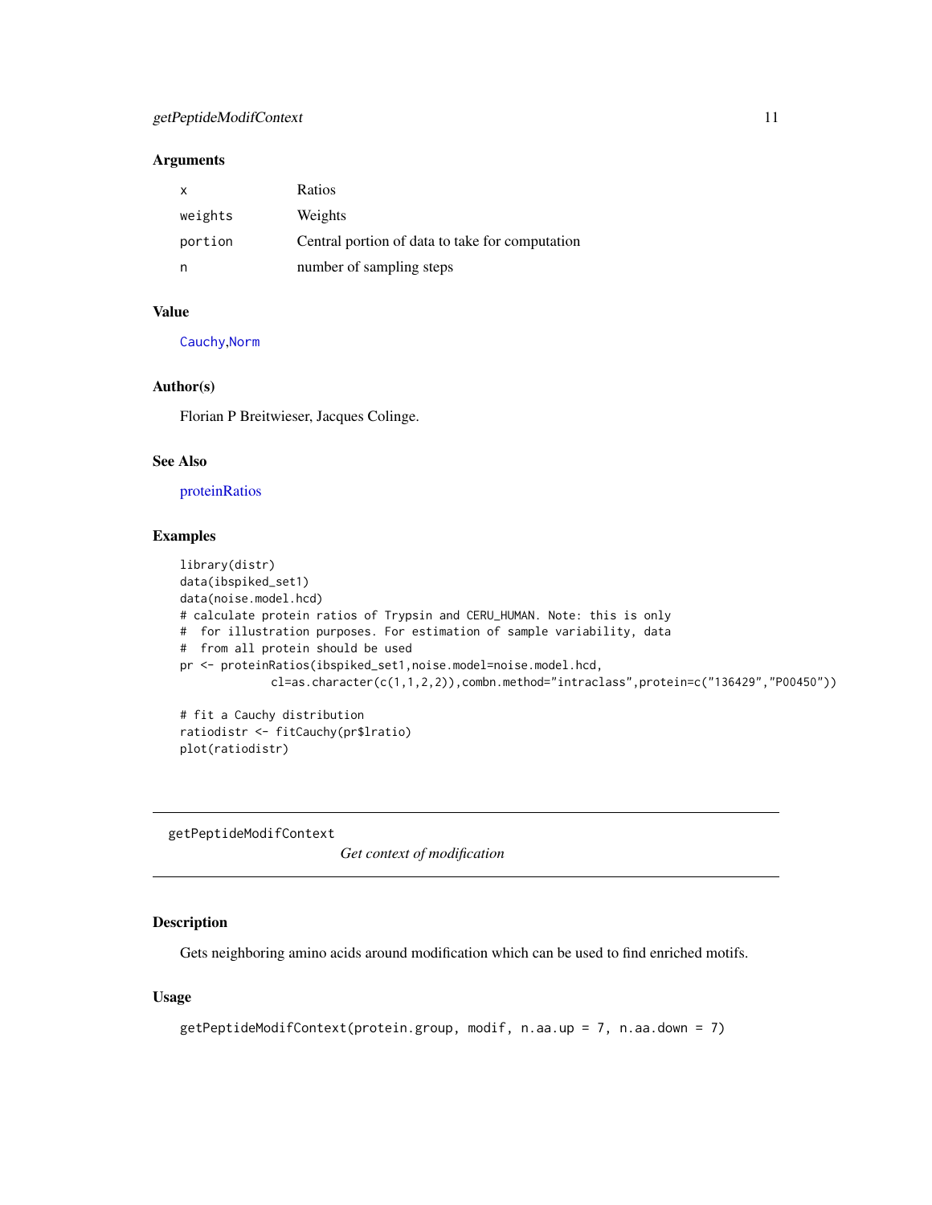### Arguments

| | |
|---|---|
| x | Ratios |
| weights | Weights |
| portion | Central portion of data to take for computation |
| n | number of sampling steps |

### Value

Cauchy,Norm

### Author(s)

Florian P Breitwieser, Jacques Colinge.

### See Also

proteinRatios

### Examples

```
library(distr)
data(ibspiked_set1)
data(noise.model.hcd)
# calculate protein ratios of Trypsin and CERU_HUMAN. Note: this is only
#  for illustration purposes. For estimation of sample variability, data
#  from all protein should be used
pr <- proteinRatios(ibspiked_set1,noise.model=noise.model.hcd,
             cl=as.character(c(1,1,2,2)),combn.method="intraclass",protein=c("136429","P00450"))

# fit a Cauchy distribution
ratiodistr <- fitCauchy(pr$lratio)
plot(ratiodistr)
```

---

## getPeptideModifContext *Get context of modification*

### Description

Gets neighboring amino acids around modification which can be used to find enriched motifs.

### Usage

```
getPeptideModifContext(protein.group, modif, n.aa.up = 7, n.aa.down = 7)
```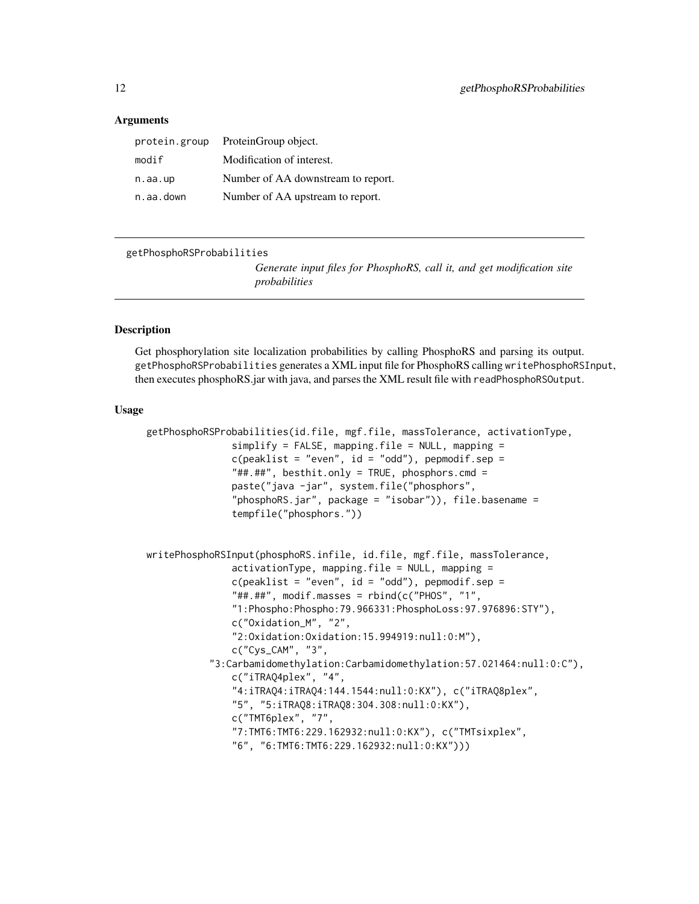### Arguments

| | |
|---|---|
| protein.group | ProteinGroup object. |
| modif | Modification of interest. |
| n.aa.up | Number of AA downstream to report. |
| n.aa.down | Number of AA upstream to report. |

---

## getPhosphoRSProbabilities

*Generate input files for PhosphoRS, call it, and get modification site probabilities*

---

### Description

Get phosphorylation site localization probabilities by calling PhosphoRS and parsing its output. `getPhosphoRSProbabilities` generates a XML input file for PhosphoRS calling `writePhosphoRSInput`, then executes phosphoRS.jar with java, and parses the XML result file with `readPhosphoRSOutput`.

### Usage

```
getPhosphoRSProbabilities(id.file, mgf.file, massTolerance, activationType,
              simplify = FALSE, mapping.file = NULL, mapping =
              c(peaklist = "even", id = "odd"), pepmodif.sep =
              "##.##", besthit.only = TRUE, phosphors.cmd =
              paste("java -jar", system.file("phosphors",
              "phosphoRS.jar", package = "isobar")), file.basename =
              tempfile("phosphors."))


writePhosphoRSInput(phosphoRS.infile, id.file, mgf.file, massTolerance,
              activationType, mapping.file = NULL, mapping =
              c(peaklist = "even", id = "odd"), pepmodif.sep =
              "##.##", modif.masses = rbind(c("PHOS", "1",
              "1:Phospho:Phospho:79.966331:PhosphoLoss:97.976896:STY"),
              c("Oxidation_M", "2",
              "2:Oxidation:Oxidation:15.994919:null:0:M"),
              c("Cys_CAM", "3",
          "3:Carbamidomethylation:Carbamidomethylation:57.021464:null:0:C"),
              c("iTRAQ4plex", "4",
              "4:iTRAQ4:iTRAQ4:144.1544:null:0:KX"), c("iTRAQ8plex",
              "5", "5:iTRAQ8:iTRAQ8:304.308:null:0:KX"),
              c("TMT6plex", "7",
              "7:TMT6:TMT6:229.162932:null:0:KX"), c("TMTsixplex",
              "6", "6:TMT6:TMT6:229.162932:null:0:KX")))
```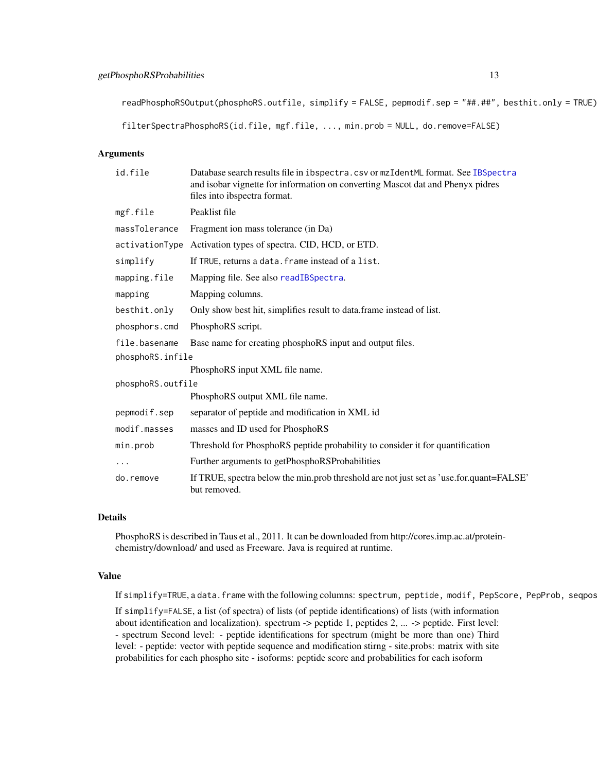```
readPhosphoRSOutput(phosphoRS.outfile, simplify = FALSE, pepmodif.sep = "##.##", besthit.only = TRUE)

filterSpectraPhosphoRS(id.file, mgf.file, ..., min.prob = NULL, do.remove=FALSE)
```

## Arguments

| | |
|---|---|
| `id.file` | Database search results file in `ibspectra.csv` or `mzIdentML` format. See `IBSpectra` and isobar vignette for information on converting Mascot dat and Phenyx pidres files into ibspectra format. |
| `mgf.file` | Peaklist file |
| `massTolerance` | Fragment ion mass tolerance (in Da) |
| `activationType` | Activation types of spectra. CID, HCD, or ETD. |
| `simplify` | If `TRUE`, returns a `data.frame` instead of a `list`. |
| `mapping.file` | Mapping file. See also `readIBSpectra`. |
| `mapping` | Mapping columns. |
| `besthit.only` | Only show best hit, simplifies result to data.frame instead of list. |
| `phosphors.cmd` | PhosphoRS script. |
| `file.basename` | Base name for creating phosphoRS input and output files. |
| `phosphoRS.infile` | PhosphoRS input XML file name. |
| `phosphoRS.outfile` | PhosphoRS output XML file name. |
| `pepmodif.sep` | separator of peptide and modification in XML id |
| `modif.masses` | masses and ID used for PhosphoRS |
| `min.prob` | Threshold for PhosphoRS peptide probability to consider it for quantification |
| `...` | Further arguments to getPhosphoRSProbabilities |
| `do.remove` | If TRUE, spectra below the min.prob threshold are not just set as 'use.for.quant=FALSE' but removed. |

## Details

PhosphoRS is described in Taus et al., 2011. It can be downloaded from http://cores.imp.ac.at/protein-chemistry/download/ and used as Freeware. Java is required at runtime.

## Value

If `simplify=TRUE`, a `data.frame` with the following columns: `spectrum`, `peptide`, `modif`, `PepScore`, `PepProb`, `seqpos`

If `simplify=FALSE`, a list (of spectra) of lists (of peptide identifications) of lists (with information about identification and localization). spectrum -> peptide 1, peptides 2, ... -> peptide. First level: - spectrum Second level: - peptide identifications for spectrum (might be more than one) Third level: - peptide: vector with peptide sequence and modification stirng - site.probs: matrix with site probabilities for each phospho site - isoforms: peptide score and probabilities for each isoform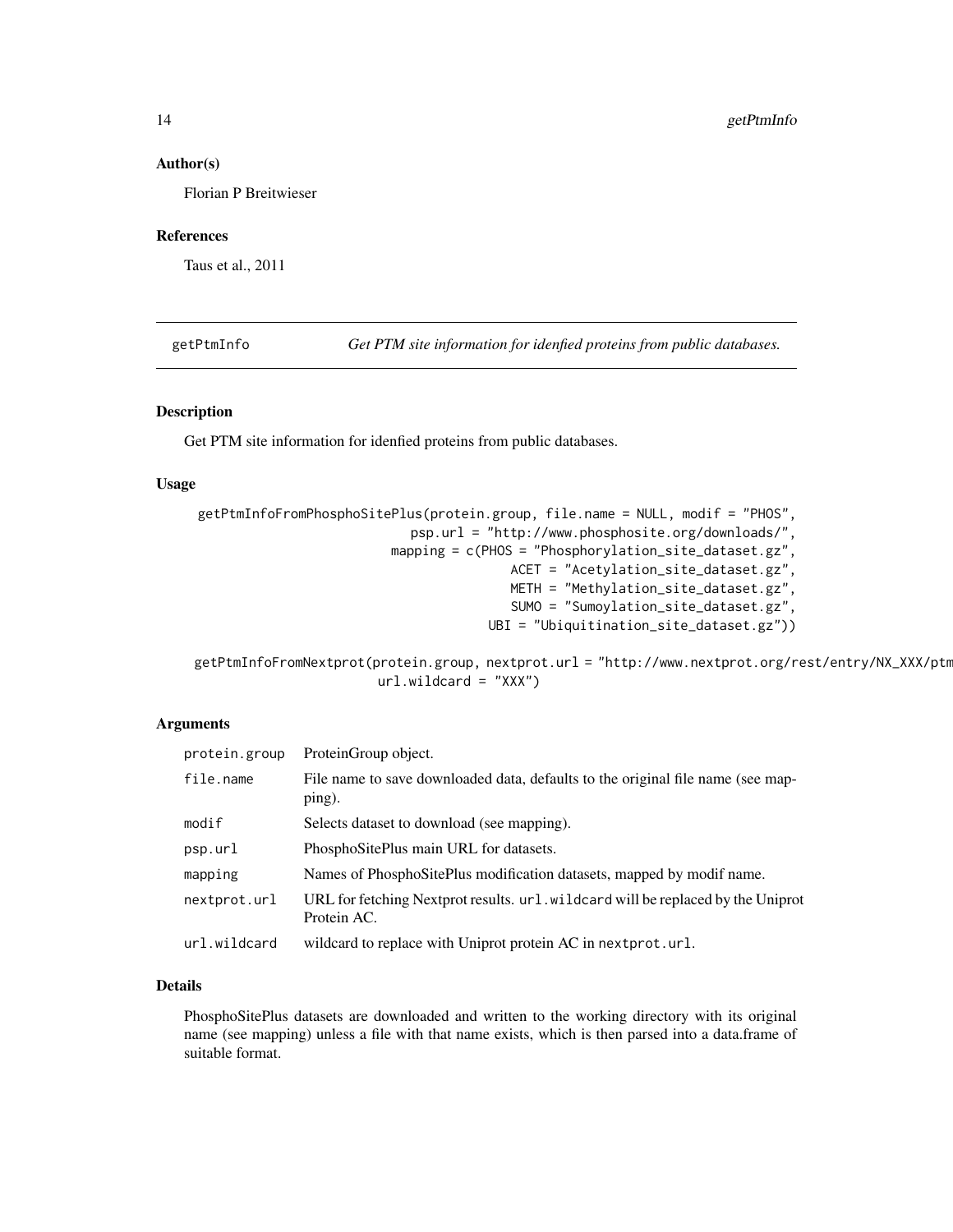## Author(s)

Florian P Breitwieser

## References

Taus et al., 2011

---

getPtmInfo *Get PTM site information for idenfied proteins from public databases.*

---

## Description

Get PTM site information for idenfied proteins from public databases.

## Usage

```
getPtmInfoFromPhosphoSitePlus(protein.group, file.name = NULL, modif = "PHOS",
                              psp.url = "http://www.phosphosite.org/downloads/",
                           mapping = c(PHOS = "Phosphorylation_site_dataset.gz",
                                          ACET = "Acetylation_site_dataset.gz",
                                          METH = "Methylation_site_dataset.gz",
                                          SUMO = "Sumoylation_site_dataset.gz",
                                         UBI = "Ubiquitination_site_dataset.gz"))

getPtmInfoFromNextprot(protein.group, nextprot.url = "http://www.nextprot.org/rest/entry/NX_XXX/ptm
                       url.wildcard = "XXX")
```

## Arguments

| | |
|---|---|
| protein.group | ProteinGroup object. |
| file.name | File name to save downloaded data, defaults to the original file name (see mapping). |
| modif | Selects dataset to download (see mapping). |
| psp.url | PhosphoSitePlus main URL for datasets. |
| mapping | Names of PhosphoSitePlus modification datasets, mapped by modif name. |
| nextprot.url | URL for fetching Nextprot results. url.wildcard will be replaced by the Uniprot Protein AC. |
| url.wildcard | wildcard to replace with Uniprot protein AC in nextprot.url. |

## Details

PhosphoSitePlus datasets are downloaded and written to the working directory with its original name (see mapping) unless a file with that name exists, which is then parsed into a data.frame of suitable format.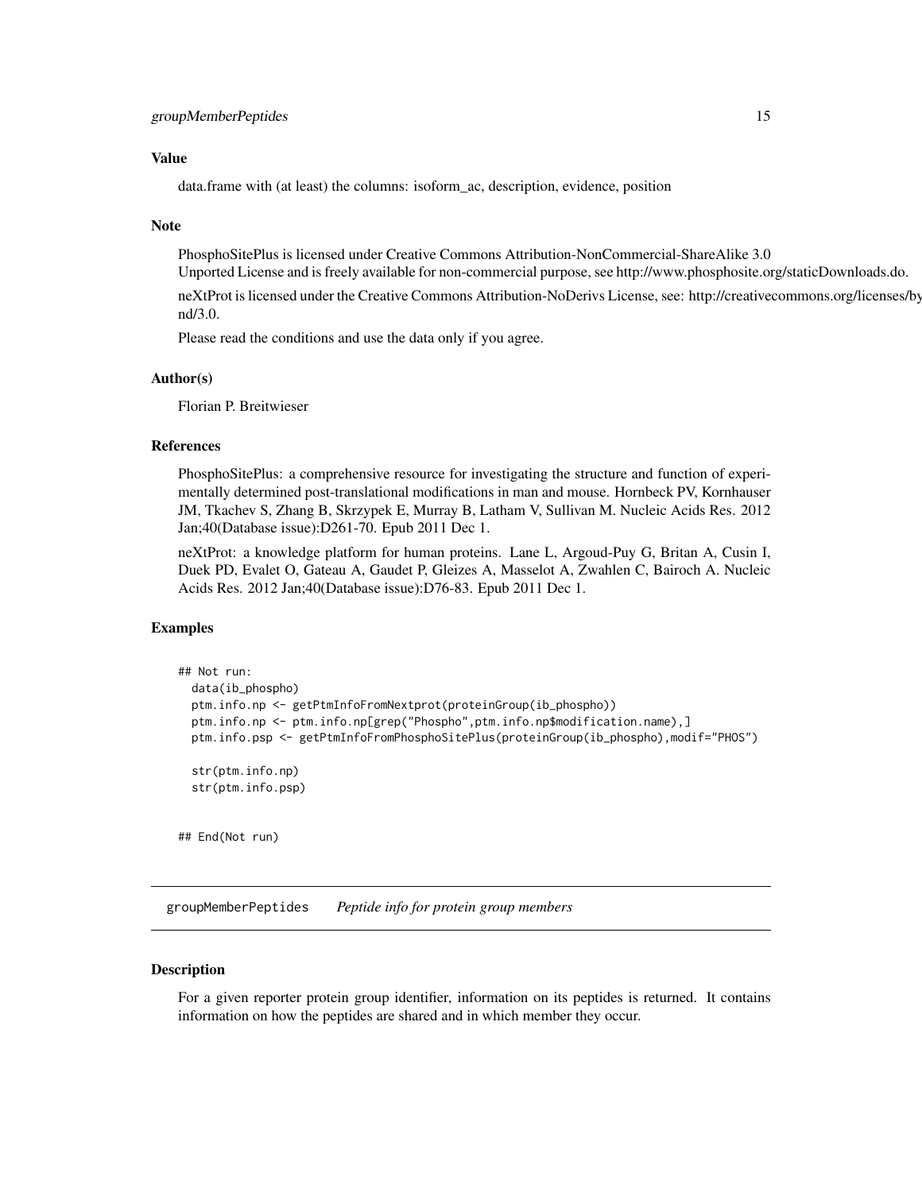### Value

data.frame with (at least) the columns: isoform_ac, description, evidence, position

### Note

PhosphoSitePlus is licensed under Creative Commons Attribution-NonCommercial-ShareAlike 3.0 Unported License and is freely available for non-commercial purpose, see http://www.phosphosite.org/staticDownloads.do.

neXtProt is licensed under the Creative Commons Attribution-NoDerivs License, see: http://creativecommons.org/licenses/by-nd/3.0.

Please read the conditions and use the data only if you agree.

### Author(s)

Florian P. Breitwieser

### References

PhosphoSitePlus: a comprehensive resource for investigating the structure and function of experimentally determined post-translational modifications in man and mouse. Hornbeck PV, Kornhauser JM, Tkachev S, Zhang B, Skrzypek E, Murray B, Latham V, Sullivan M. Nucleic Acids Res. 2012 Jan;40(Database issue):D261-70. Epub 2011 Dec 1.

neXtProt: a knowledge platform for human proteins. Lane L, Argoud-Puy G, Britan A, Cusin I, Duek PD, Evalet O, Gateau A, Gaudet P, Gleizes A, Masselot A, Zwahlen C, Bairoch A. Nucleic Acids Res. 2012 Jan;40(Database issue):D76-83. Epub 2011 Dec 1.

### Examples

```
## Not run:
  data(ib_phospho)
  ptm.info.np <- getPtmInfoFromNextprot(proteinGroup(ib_phospho))
  ptm.info.np <- ptm.info.np[grep("Phospho",ptm.info.np$modification.name),]
  ptm.info.psp <- getPtmInfoFromPhosphoSitePlus(proteinGroup(ib_phospho),modif="PHOS")

  str(ptm.info.np)
  str(ptm.info.psp)


## End(Not run)
```

---

## groupMemberPeptides *Peptide info for protein group members*

### Description

For a given reporter protein group identifier, information on its peptides is returned. It contains information on how the peptides are shared and in which member they occur.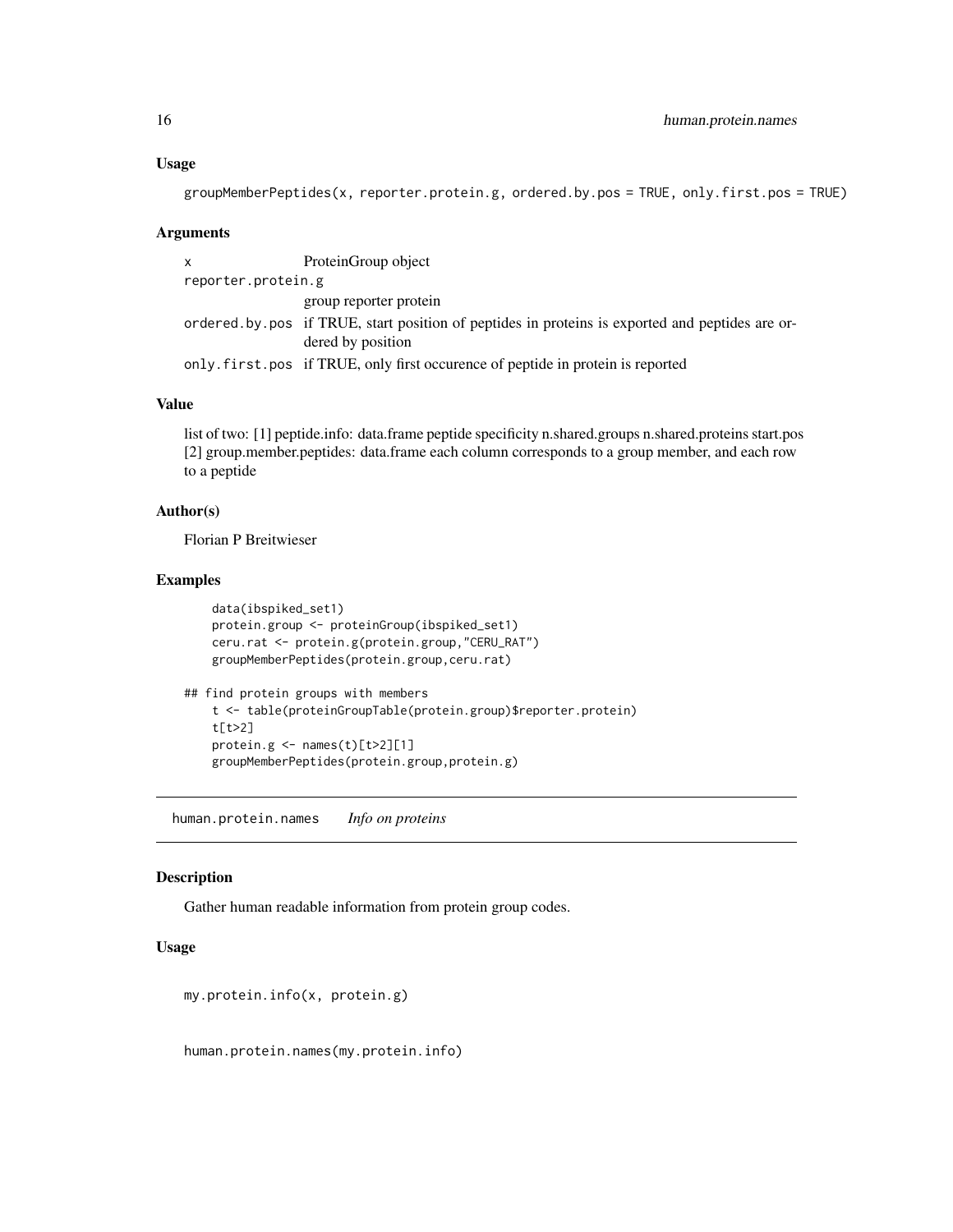### Usage

```
groupMemberPeptides(x, reporter.protein.g, ordered.by.pos = TRUE, only.first.pos = TRUE)
```

### Arguments

| | |
|---|---|
| x | ProteinGroup object |
| reporter.protein.g | group reporter protein |
| ordered.by.pos | if TRUE, start position of peptides in proteins is exported and peptides are ordered by position |
| only.first.pos | if TRUE, only first occurence of peptide in protein is reported |

### Value

list of two: [1] peptide.info: data.frame peptide specificity n.shared.groups n.shared.proteins start.pos [2] group.member.peptides: data.frame each column corresponds to a group member, and each row to a peptide

### Author(s)

Florian P Breitwieser

### Examples

```
    data(ibspiked_set1)
    protein.group <- proteinGroup(ibspiked_set1)
    ceru.rat <- protein.g(protein.group,"CERU_RAT")
    groupMemberPeptides(protein.group,ceru.rat)

## find protein groups with members
    t <- table(proteinGroupTable(protein.group)$reporter.protein)
    t[t>2]
    protein.g <- names(t)[t>2][1]
    groupMemberPeptides(protein.group,protein.g)
```

---

## human.protein.names *Info on proteins*

### Description

Gather human readable information from protein group codes.

### Usage

```
my.protein.info(x, protein.g)


human.protein.names(my.protein.info)
```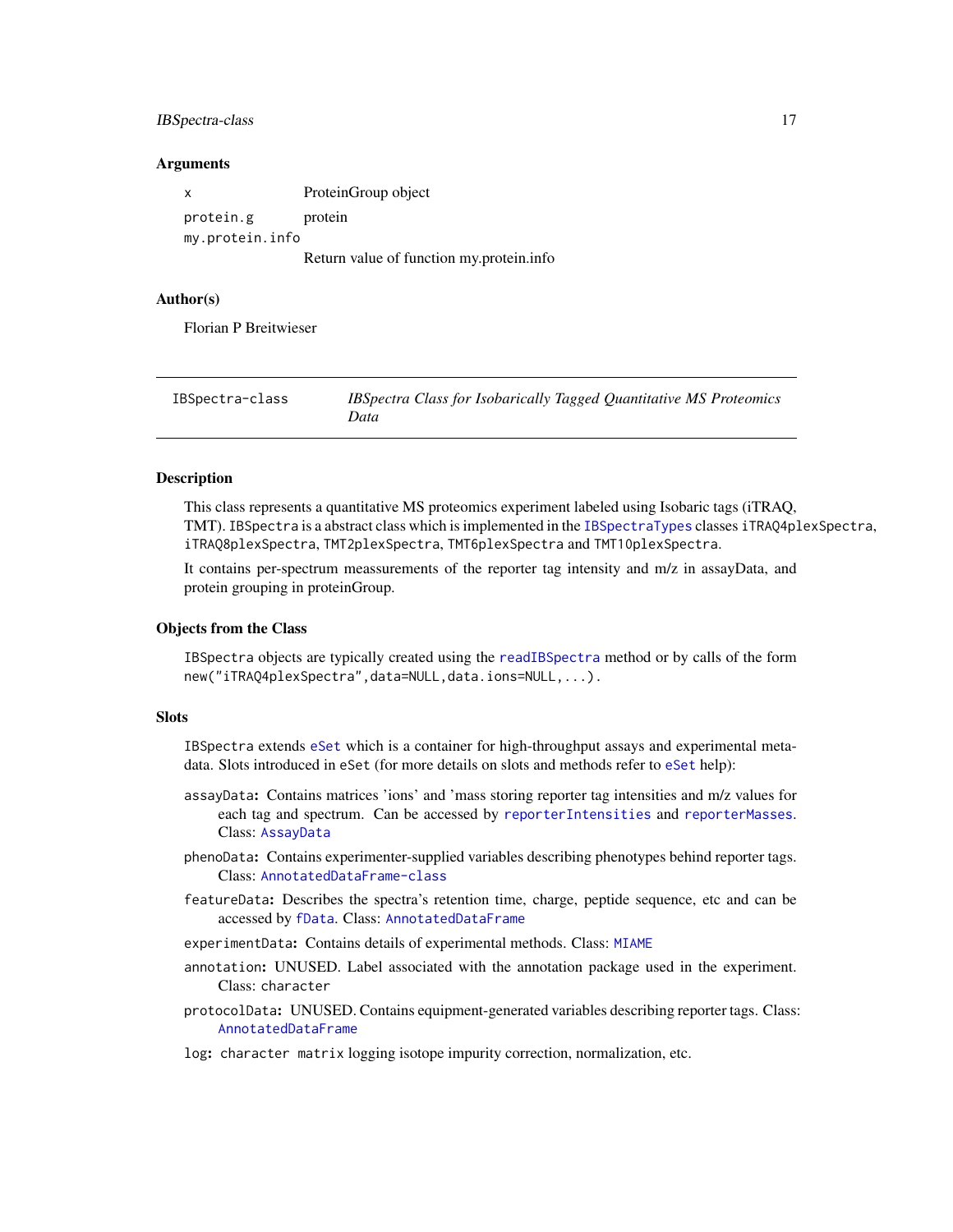### Arguments

- `x` ProteinGroup object
- `protein.g` protein
- `my.protein.info` Return value of function my.protein.info

### Author(s)

Florian P Breitwieser

---

## IBSpectra-class — *IBSpectra Class for Isobarically Tagged Quantitative MS Proteomics Data*

---

### Description

This class represents a quantitative MS proteomics experiment labeled using Isobaric tags (iTRAQ, TMT). `IBSpectra` is a abstract class which is implemented in the `IBSpectraTypes` classes `iTRAQ4plexSpectra`, `iTRAQ8plexSpectra`, `TMT2plexSpectra`, `TMT6plexSpectra` and `TMT10plexSpectra`.

It contains per-spectrum meassurements of the reporter tag intensity and m/z in assayData, and protein grouping in proteinGroup.

### Objects from the Class

`IBSpectra` objects are typically created using the `readIBSpectra` method or by calls of the form `new("iTRAQ4plexSpectra",data=NULL,data.ions=NULL,...)`.

### Slots

`IBSpectra` extends `eSet` which is a container for high-throughput assays and experimental metadata. Slots introduced in `eSet` (for more details on slots and methods refer to `eSet` help):

- **`assayData`:** Contains matrices 'ions' and 'mass storing reporter tag intensities and m/z values for each tag and spectrum. Can be accessed by `reporterIntensities` and `reporterMasses`. Class: `AssayData`
- **`phenoData`:** Contains experimenter-supplied variables describing phenotypes behind reporter tags. Class: `AnnotatedDataFrame-class`
- **`featureData`:** Describes the spectra's retention time, charge, peptide sequence, etc and can be accessed by `fData`. Class: `AnnotatedDataFrame`
- **`experimentData`:** Contains details of experimental methods. Class: `MIAME`
- **`annotation`:** UNUSED. Label associated with the annotation package used in the experiment. Class: `character`
- **`protocolData`:** UNUSED. Contains equipment-generated variables describing reporter tags. Class: `AnnotatedDataFrame`
- **`log`:** `character matrix` logging isotope impurity correction, normalization, etc.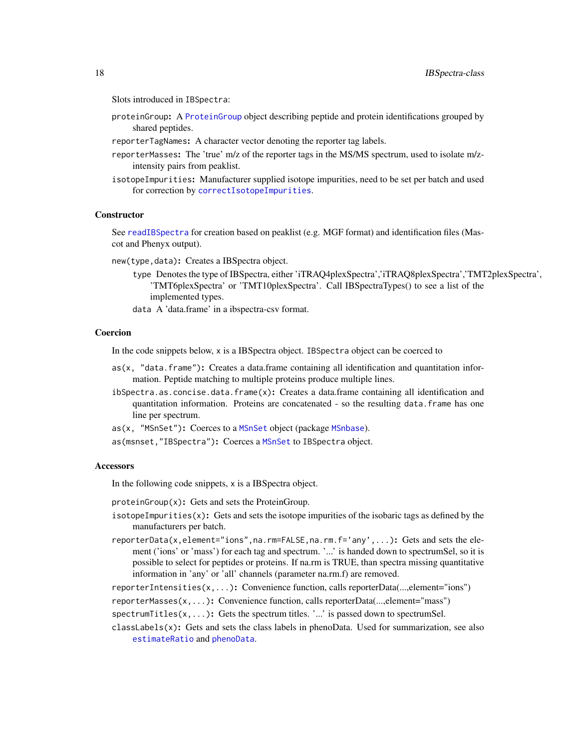Slots introduced in `IBSpectra`:

`proteinGroup`**:** A `ProteinGroup` object describing peptide and protein identifications grouped by shared peptides.

`reporterTagNames`**:** A character vector denoting the reporter tag labels.

`reporterMasses`**:** The 'true' m/z of the reporter tags in the MS/MS spectrum, used to isolate m/z-intensity pairs from peaklist.

`isotopeImpurities`**:** Manufacturer supplied isotope impurities, need to be set per batch and used for correction by `correctIsotopeImpurities`.

### Constructor

See `readIBSpectra` for creation based on peaklist (e.g. MGF format) and identification files (Mascot and Phenyx output).

`new(type,data)`**:** Creates a IBSpectra object.

- `type` Denotes the type of IBSpectra, either 'iTRAQ4plexSpectra','iTRAQ8plexSpectra','TMT2plexSpectra', 'TMT6plexSpectra' or 'TMT10plexSpectra'. Call IBSpectraTypes() to see a list of the implemented types.
- `data` A 'data.frame' in a ibspectra-csv format.

### Coercion

In the code snippets below, `x` is a IBSpectra object. `IBSpectra` object can be coerced to

`as(x, "data.frame")`**:** Creates a data.frame containing all identification and quantitation information. Peptide matching to multiple proteins produce multiple lines.

`ibSpectra.as.concise.data.frame(x)`**:** Creates a data.frame containing all identification and quantitation information. Proteins are concatenated - so the resulting `data.frame` has one line per spectrum.

`as(x, "MSnSet")`**:** Coerces to a `MSnSet` object (package `MSnbase`).

`as(msnset,"IBSpectra")`**:** Coerces a `MSnSet` to `IBSpectra` object.

### Accessors

In the following code snippets, `x` is a IBSpectra object.

`proteinGroup(x)`**:** Gets and sets the ProteinGroup.

`isotopeImpurities(x)`**:** Gets and sets the isotope impurities of the isobaric tags as defined by the manufacturers per batch.

`reporterData(x,element="ions",na.rm=FALSE,na.rm.f='any',...)`**:** Gets and sets the element ('ions' or 'mass') for each tag and spectrum. '...' is handed down to spectrumSel, so it is possible to select for peptides or proteins. If na.rm is TRUE, than spectra missing quantitative information in 'any' or 'all' channels (parameter na.rm.f) are removed.

`reporterIntensities(x,...)`**:** Convenience function, calls reporterData(...,element="ions")

`reporterMasses(x,...)`**:** Convenience function, calls reporterData(...,element="mass")

`spectrumTitles(x,...)`**:** Gets the spectrum titles. '...' is passed down to spectrumSel.

`classLabels(x)`**:** Gets and sets the class labels in phenoData. Used for summarization, see also `estimateRatio` and `phenoData`.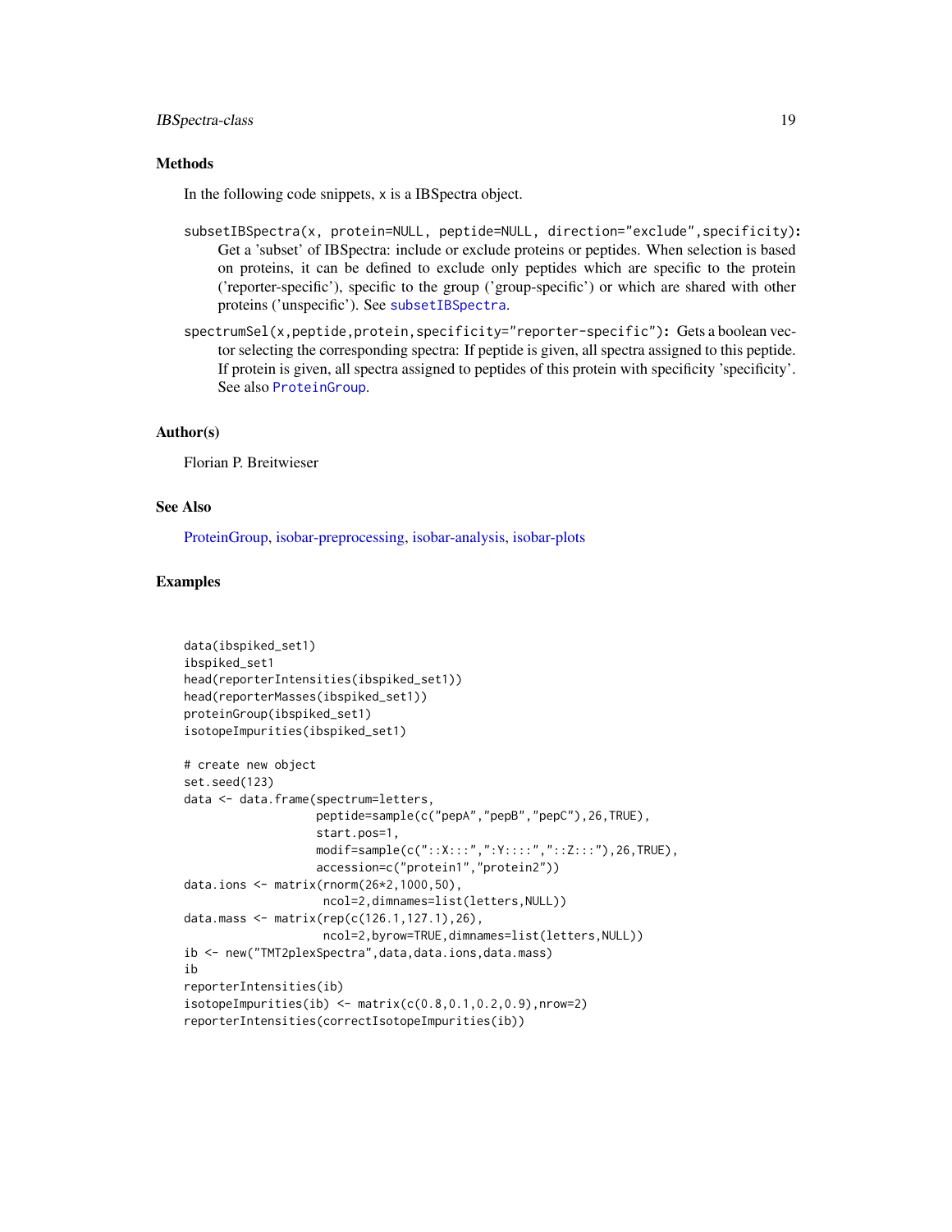## Methods

In the following code snippets, x is a IBSpectra object.

`subsetIBSpectra(x, protein=NULL, peptide=NULL, direction="exclude",specificity):` Get a 'subset' of IBSpectra: include or exclude proteins or peptides. When selection is based on proteins, it can be defined to exclude only peptides which are specific to the protein ('reporter-specific'), specific to the group ('group-specific') or which are shared with other proteins ('unspecific'). See `subsetIBSpectra`.

`spectrumSel(x,peptide,protein,specificity="reporter-specific"):` Gets a boolean vector selecting the corresponding spectra: If peptide is given, all spectra assigned to this peptide. If protein is given, all spectra assigned to peptides of this protein with specificity 'specificity'. See also `ProteinGroup`.

## Author(s)

Florian P. Breitwieser

## See Also

ProteinGroup, isobar-preprocessing, isobar-analysis, isobar-plots

## Examples

```
data(ibspiked_set1)
ibspiked_set1
head(reporterIntensities(ibspiked_set1))
head(reporterMasses(ibspiked_set1))
proteinGroup(ibspiked_set1)
isotopeImpurities(ibspiked_set1)

# create new object
set.seed(123)
data <- data.frame(spectrum=letters,
                   peptide=sample(c("pepA","pepB","pepC"),26,TRUE),
                   start.pos=1,
                   modif=sample(c("::X:::",":Y::::","::Z:::"),26,TRUE),
                   accession=c("protein1","protein2"))
data.ions <- matrix(rnorm(26*2,1000,50),
                    ncol=2,dimnames=list(letters,NULL))
data.mass <- matrix(rep(c(126.1,127.1),26),
                    ncol=2,byrow=TRUE,dimnames=list(letters,NULL))
ib <- new("TMT2plexSpectra",data,data.ions,data.mass)
ib
reporterIntensities(ib)
isotopeImpurities(ib) <- matrix(c(0.8,0.1,0.2,0.9),nrow=2)
reporterIntensities(correctIsotopeImpurities(ib))
```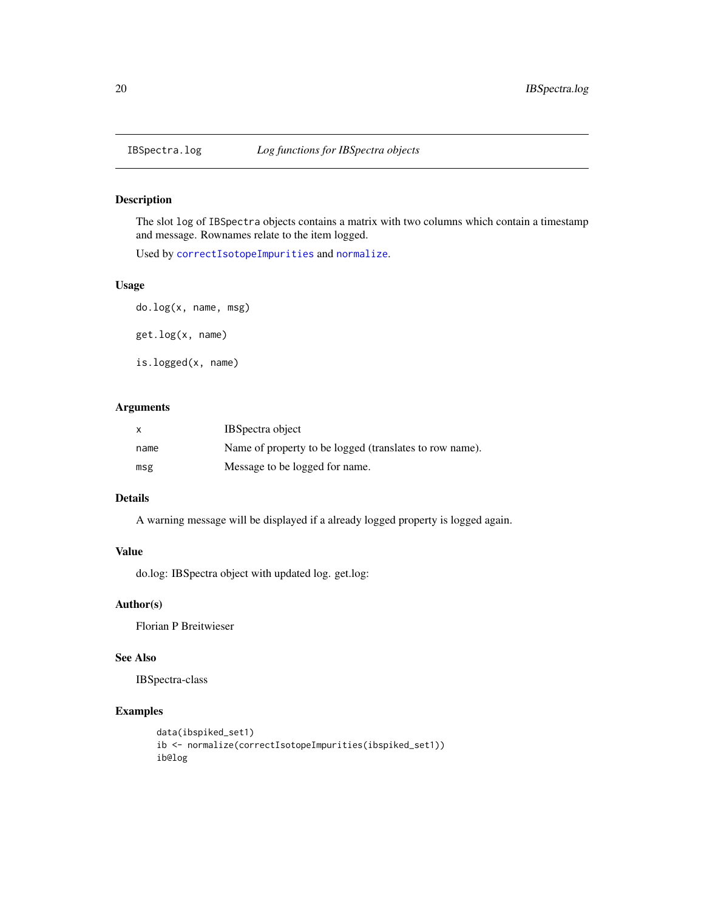IBSpectra.log *Log functions for IBSpectra objects*

## Description

The slot log of IBSpectra objects contains a matrix with two columns which contain a timestamp and message. Rownames relate to the item logged.

Used by correctIsotopeImpurities and normalize.

## Usage

```
do.log(x, name, msg)

get.log(x, name)

is.logged(x, name)
```

## Arguments

| | |
|---|---|
| x | IBSpectra object |
| name | Name of property to be logged (translates to row name). |
| msg | Message to be logged for name. |

## Details

A warning message will be displayed if a already logged property is logged again.

## Value

do.log: IBSpectra object with updated log. get.log:

## Author(s)

Florian P Breitwieser

## See Also

IBSpectra-class

## Examples

```
data(ibspiked_set1)
ib <- normalize(correctIsotopeImpurities(ibspiked_set1))
ib@log
```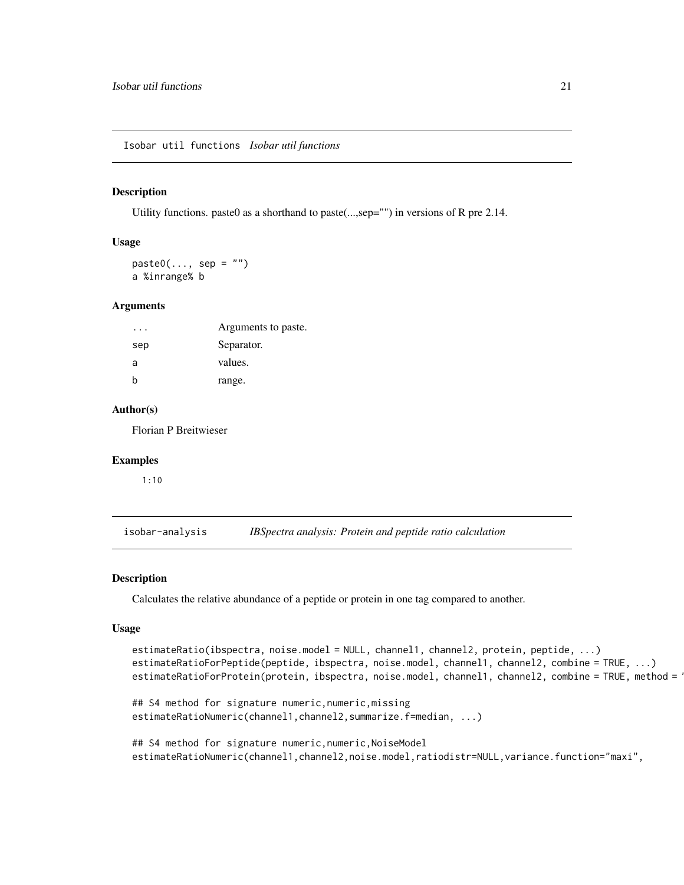## Isobar util functions *Isobar util functions*

### Description

Utility functions. paste0 as a shorthand to paste(...,sep="") in versions of R pre 2.14.

### Usage

```
paste0(..., sep = "")
a %inrange% b
```

### Arguments

| | |
|---|---|
| ... | Arguments to paste. |
| sep | Separator. |
| a | values. |
| b | range. |

### Author(s)

Florian P Breitwieser

### Examples

```
1:10
```

## isobar-analysis *IBSpectra analysis: Protein and peptide ratio calculation*

### Description

Calculates the relative abundance of a peptide or protein in one tag compared to another.

### Usage

```
estimateRatio(ibspectra, noise.model = NULL, channel1, channel2, protein, peptide, ...)
estimateRatioForPeptide(peptide, ibspectra, noise.model, channel1, channel2, combine = TRUE, ...)
estimateRatioForProtein(protein, ibspectra, noise.model, channel1, channel2, combine = TRUE, method = '

## S4 method for signature numeric,numeric,missing
estimateRatioNumeric(channel1,channel2,summarize.f=median, ...)

## S4 method for signature numeric,numeric,NoiseModel
estimateRatioNumeric(channel1,channel2,noise.model,ratiodistr=NULL,variance.function="maxi",
```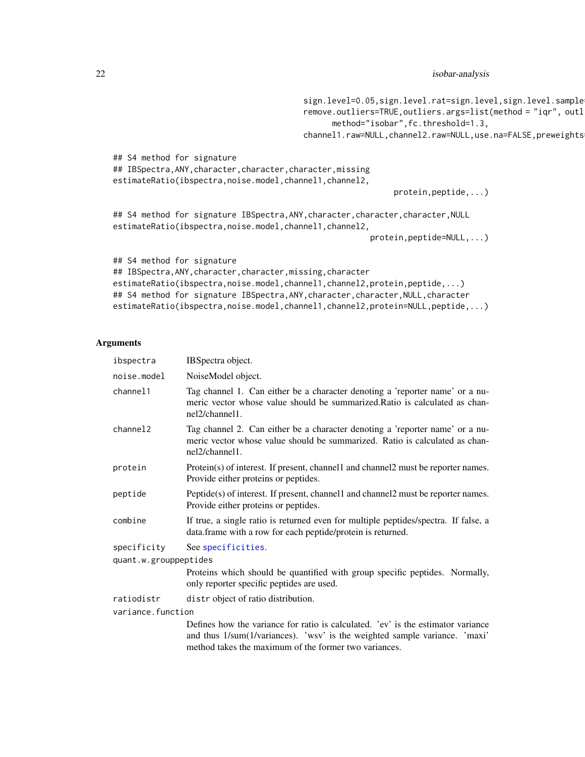```
                                    sign.level=0.05,sign.level.rat=sign.level,sign.level.sample
                                    remove.outliers=TRUE,outliers.args=list(method = "iqr", outl
                                          method="isobar",fc.threshold=1.3,
                                    channel1.raw=NULL,channel2.raw=NULL,use.na=FALSE,preweights

## S4 method for signature
## IBSpectra,ANY,character,character,character,missing
estimateRatio(ibspectra,noise.model,channel1,channel2,
                                              protein,peptide,...)

## S4 method for signature IBSpectra,ANY,character,character,character,NULL
estimateRatio(ibspectra,noise.model,channel1,channel2,
                                          protein,peptide=NULL,...)

## S4 method for signature
## IBSpectra,ANY,character,character,missing,character
estimateRatio(ibspectra,noise.model,channel1,channel2,protein,peptide,...)
## S4 method for signature IBSpectra,ANY,character,character,NULL,character
estimateRatio(ibspectra,noise.model,channel1,channel2,protein=NULL,peptide,...)
```

## Arguments

| | |
|---|---|
| `ibspectra` | IBSpectra object. |
| `noise.model` | NoiseModel object. |
| `channel1` | Tag channel 1. Can either be a character denoting a 'reporter name' or a numeric vector whose value should be summarized.Ratio is calculated as channel2/channel1. |
| `channel2` | Tag channel 2. Can either be a character denoting a 'reporter name' or a numeric vector whose value should be summarized. Ratio is calculated as channel2/channel1. |
| `protein` | Protein(s) of interest. If present, channel1 and channel2 must be reporter names. Provide either proteins or peptides. |
| `peptide` | Peptide(s) of interest. If present, channel1 and channel2 must be reporter names. Provide either proteins or peptides. |
| `combine` | If true, a single ratio is returned even for multiple peptides/spectra. If false, a data.frame with a row for each peptide/protein is returned. |
| `specificity` | See specificities. |
| `quant.w.grouppeptides` | Proteins which should be quantified with group specific peptides. Normally, only reporter specific peptides are used. |
| `ratiodistr` | `distr` object of ratio distribution. |
| `variance.function` | Defines how the variance for ratio is calculated. 'ev' is the estimator variance and thus 1/sum(1/variances). 'wsv' is the weighted sample variance. 'maxi' method takes the maximum of the former two variances. |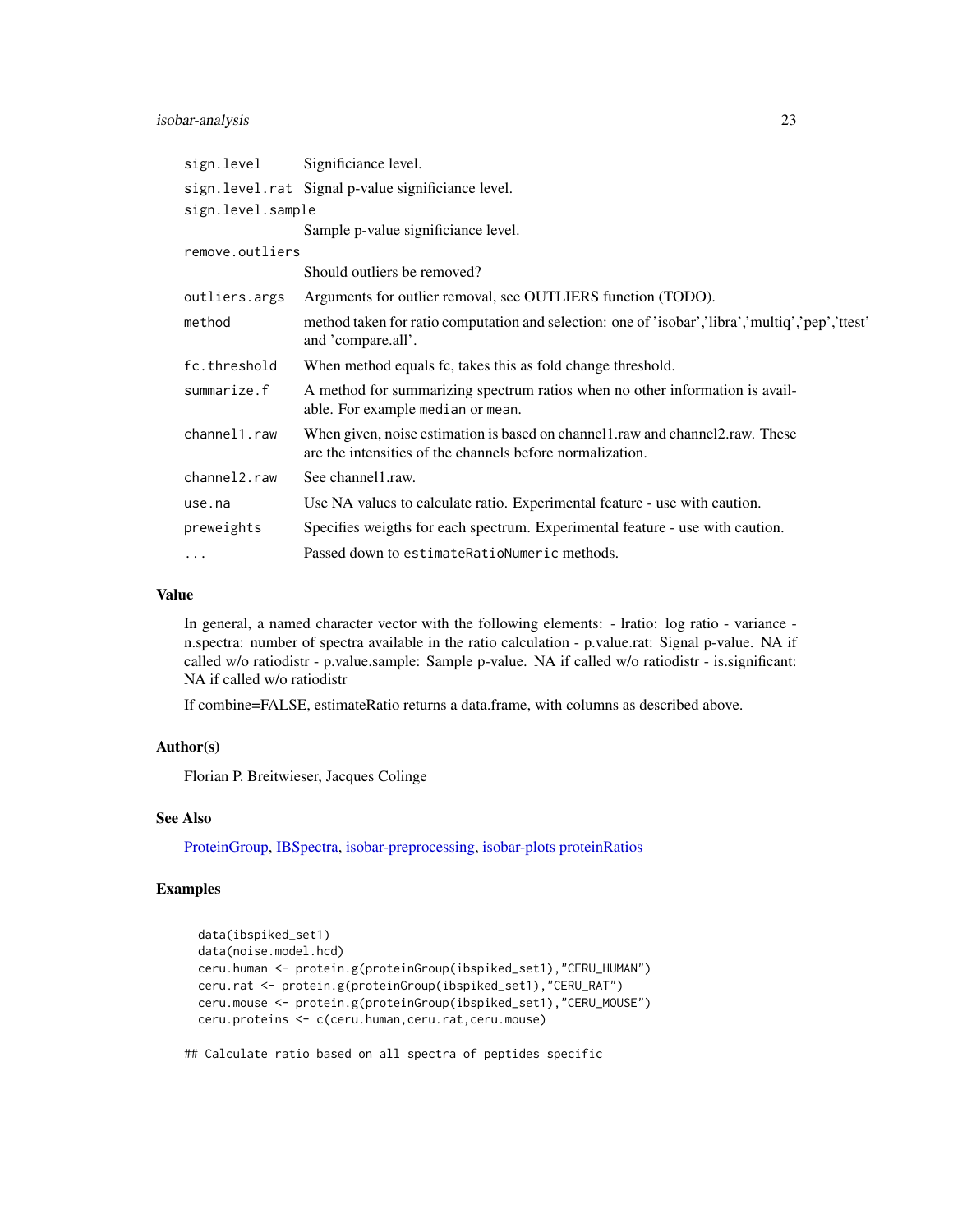| | |
|---|---|
| `sign.level` | Significiance level. |
| `sign.level.rat` | Signal p-value significiance level. |
| `sign.level.sample` | Sample p-value significiance level. |
| `remove.outliers` | Should outliers be removed? |
| `outliers.args` | Arguments for outlier removal, see OUTLIERS function (TODO). |
| `method` | method taken for ratio computation and selection: one of 'isobar','libra','multiq','pep','ttest' and 'compare.all'. |
| `fc.threshold` | When method equals fc, takes this as fold change threshold. |
| `summarize.f` | A method for summarizing spectrum ratios when no other information is available. For example `median` or `mean`. |
| `channel1.raw` | When given, noise estimation is based on channel1.raw and channel2.raw. These are the intensities of the channels before normalization. |
| `channel2.raw` | See channel1.raw. |
| `use.na` | Use NA values to calculate ratio. Experimental feature - use with caution. |
| `preweights` | Specifies weigths for each spectrum. Experimental feature - use with caution. |
| `...` | Passed down to `estimateRatioNumeric` methods. |

### Value

In general, a named character vector with the following elements: - lratio: log ratio - variance - n.spectra: number of spectra available in the ratio calculation - p.value.rat: Signal p-value. NA if called w/o ratiodistr - p.value.sample: Sample p-value. NA if called w/o ratiodistr - is.significant: NA if called w/o ratiodistr

If combine=FALSE, estimateRatio returns a data.frame, with columns as described above.

### Author(s)

Florian P. Breitwieser, Jacques Colinge

### See Also

ProteinGroup, IBSpectra, isobar-preprocessing, isobar-plots proteinRatios

### Examples

```
  data(ibspiked_set1)
  data(noise.model.hcd)
  ceru.human <- protein.g(proteinGroup(ibspiked_set1),"CERU_HUMAN")
  ceru.rat <- protein.g(proteinGroup(ibspiked_set1),"CERU_RAT")
  ceru.mouse <- protein.g(proteinGroup(ibspiked_set1),"CERU_MOUSE")
  ceru.proteins <- c(ceru.human,ceru.rat,ceru.mouse)

## Calculate ratio based on all spectra of peptides specific
```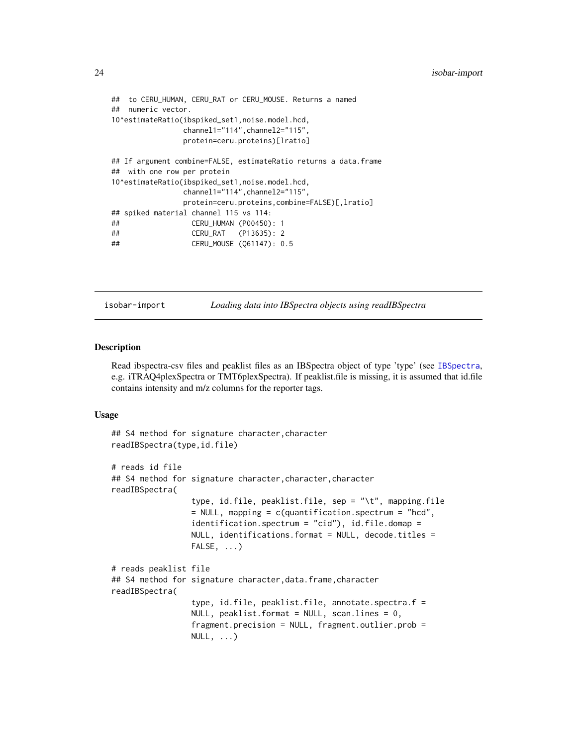```
##  to CERU_HUMAN, CERU_RAT or CERU_MOUSE. Returns a named
##  numeric vector.
10^estimateRatio(ibspiked_set1,noise.model.hcd,
                 channel1="114",channel2="115",
                 protein=ceru.proteins)[lratio]

## If argument combine=FALSE, estimateRatio returns a data.frame
##  with one row per protein
10^estimateRatio(ibspiked_set1,noise.model.hcd,
                 channel1="114",channel2="115",
                 protein=ceru.proteins,combine=FALSE)[,lratio]
## spiked material channel 115 vs 114:
##                 CERU_HUMAN (P00450): 1
##                 CERU_RAT   (P13635): 2
##                 CERU_MOUSE (Q61147): 0.5
```

## isobar-import — *Loading data into IBSpectra objects using readIBSpectra*

### Description

Read ibspectra-csv files and peaklist files as an IBSpectra object of type 'type' (see IBSpectra, e.g. iTRAQ4plexSpectra or TMT6plexSpectra). If peaklist.file is missing, it is assumed that id.file contains intensity and m/z columns for the reporter tags.

### Usage

```
## S4 method for signature character,character
readIBSpectra(type,id.file)

# reads id file
## S4 method for signature character,character,character
readIBSpectra(
                 type, id.file, peaklist.file, sep = "\t", mapping.file
                 = NULL, mapping = c(quantification.spectrum = "hcd",
                 identification.spectrum = "cid"), id.file.domap =
                 NULL, identifications.format = NULL, decode.titles =
                 FALSE, ...)

# reads peaklist file
## S4 method for signature character,data.frame,character
readIBSpectra(
                 type, id.file, peaklist.file, annotate.spectra.f =
                 NULL, peaklist.format = NULL, scan.lines = 0,
                 fragment.precision = NULL, fragment.outlier.prob =
                 NULL, ...)
```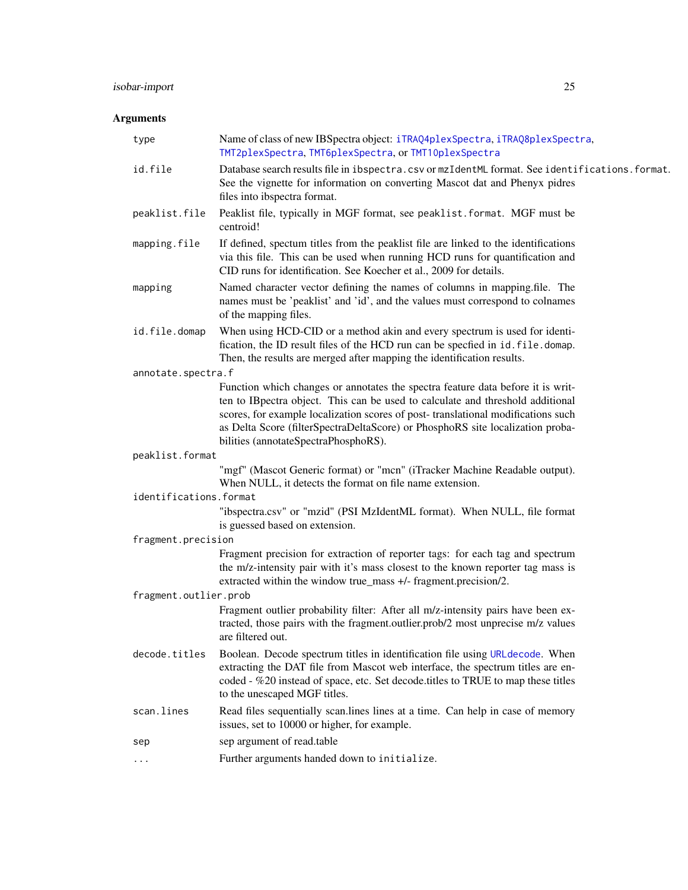## Arguments

| Argument | Description |
| --- | --- |
| type | Name of class of new IBSpectra object: iTRAQ4plexSpectra, iTRAQ8plexSpectra, TMT2plexSpectra, TMT6plexSpectra, or TMT10plexSpectra |
| id.file | Database search results file in ibspectra.csv or mzIdentML format. See identifications.format. See the vignette for information on converting Mascot dat and Phenyx pidres files into ibspectra format. |
| peaklist.file | Peaklist file, typically in MGF format, see peaklist.format. MGF must be centroid! |
| mapping.file | If defined, spectum titles from the peaklist file are linked to the identifications via this file. This can be used when running HCD runs for quantification and CID runs for identification. See Koecher et al., 2009 for details. |
| mapping | Named character vector defining the names of columns in mapping.file. The names must be 'peaklist' and 'id', and the values must correspond to colnames of the mapping files. |
| id.file.domap | When using HCD-CID or a method akin and every spectrum is used for identification, the ID result files of the HCD run can be specfied in id.file.domap. Then, the results are merged after mapping the identification results. |
| annotate.spectra.f | Function which changes or annotates the spectra feature data before it is written to IBpectra object. This can be used to calculate and threshold additional scores, for example localization scores of post- translational modifications such as Delta Score (filterSpectraDeltaScore) or PhosphoRS site localization probabilities (annotateSpectraPhosphoRS). |
| peaklist.format | "mgf" (Mascot Generic format) or "mcn" (iTracker Machine Readable output). When NULL, it detects the format on file name extension. |
| identifications.format | "ibspectra.csv" or "mzid" (PSI MzIdentML format). When NULL, file format is guessed based on extension. |
| fragment.precision | Fragment precision for extraction of reporter tags: for each tag and spectrum the m/z-intensity pair with it's mass closest to the known reporter tag mass is extracted within the window true_mass +/- fragment.precision/2. |
| fragment.outlier.prob | Fragment outlier probability filter: After all m/z-intensity pairs have been extracted, those pairs with the fragment.outlier.prob/2 most unprecise m/z values are filtered out. |
| decode.titles | Boolean. Decode spectrum titles in identification file using URLdecode. When extracting the DAT file from Mascot web interface, the spectrum titles are encoded - %20 instead of space, etc. Set decode.titles to TRUE to map these titles to the unescaped MGF titles. |
| scan.lines | Read files sequentially scan.lines lines at a time. Can help in case of memory issues, set to 10000 or higher, for example. |
| sep | sep argument of read.table |
| ... | Further arguments handed down to initialize. |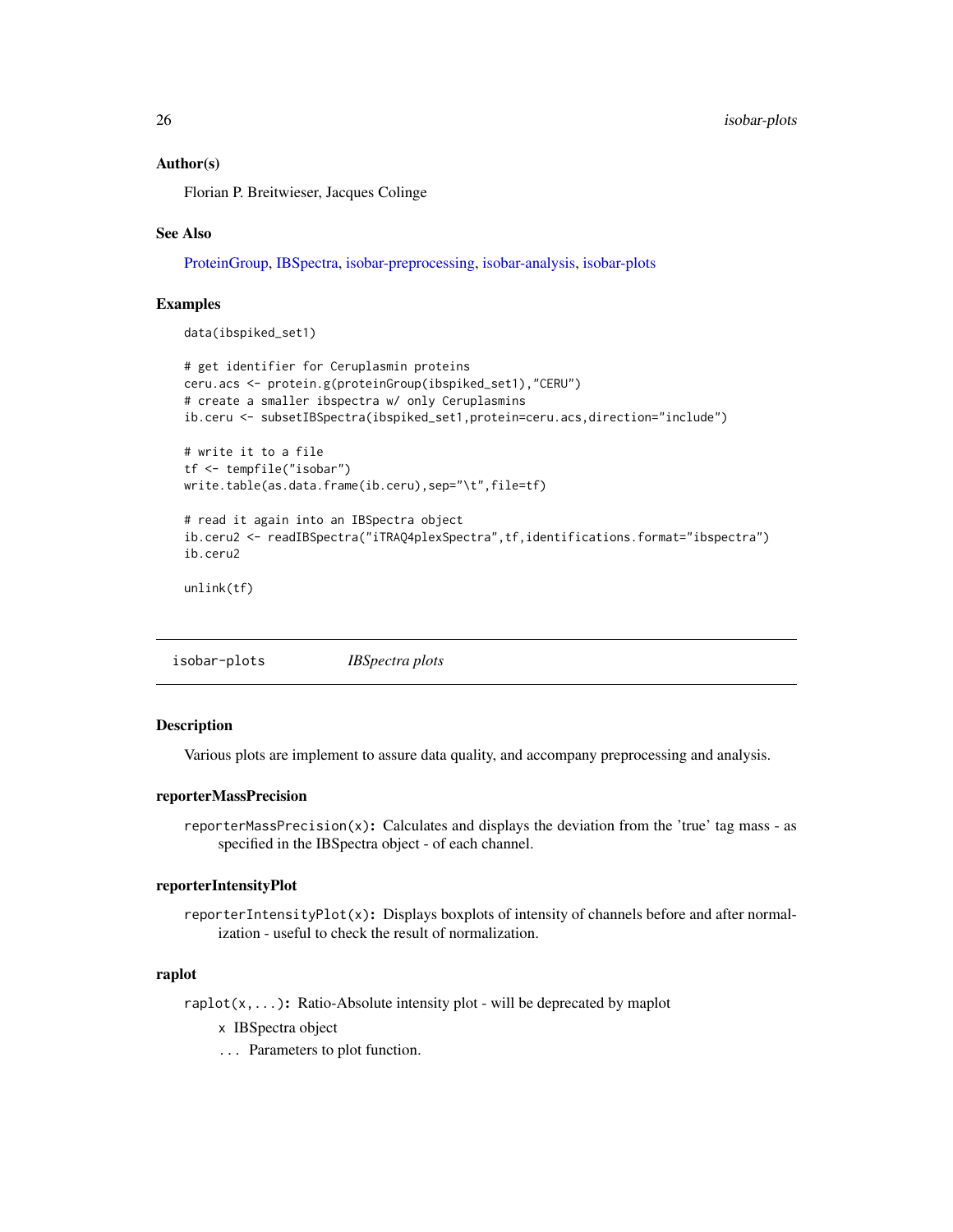### Author(s)

Florian P. Breitwieser, Jacques Colinge

### See Also

ProteinGroup, IBSpectra, isobar-preprocessing, isobar-analysis, isobar-plots

### Examples

```
data(ibspiked_set1)

# get identifier for Ceruplasmin proteins
ceru.acs <- protein.g(proteinGroup(ibspiked_set1),"CERU")
# create a smaller ibspectra w/ only Ceruplasmins
ib.ceru <- subsetIBSpectra(ibspiked_set1,protein=ceru.acs,direction="include")

# write it to a file
tf <- tempfile("isobar")
write.table(as.data.frame(ib.ceru),sep="\t",file=tf)

# read it again into an IBSpectra object
ib.ceru2 <- readIBSpectra("iTRAQ4plexSpectra",tf,identifications.format="ibspectra")
ib.ceru2

unlink(tf)
```

---

## isobar-plots *IBSpectra plots*

### Description

Various plots are implement to assure data quality, and accompany preprocessing and analysis.

### reporterMassPrecision

`reporterMassPrecision(x)`: Calculates and displays the deviation from the 'true' tag mass - as specified in the IBSpectra object - of each channel.

### reporterIntensityPlot

`reporterIntensityPlot(x)`: Displays boxplots of intensity of channels before and after normalization - useful to check the result of normalization.

### raplot

`raplot(x,...)`: Ratio-Absolute intensity plot - will be deprecated by maplot

`x` IBSpectra object

`...` Parameters to plot function.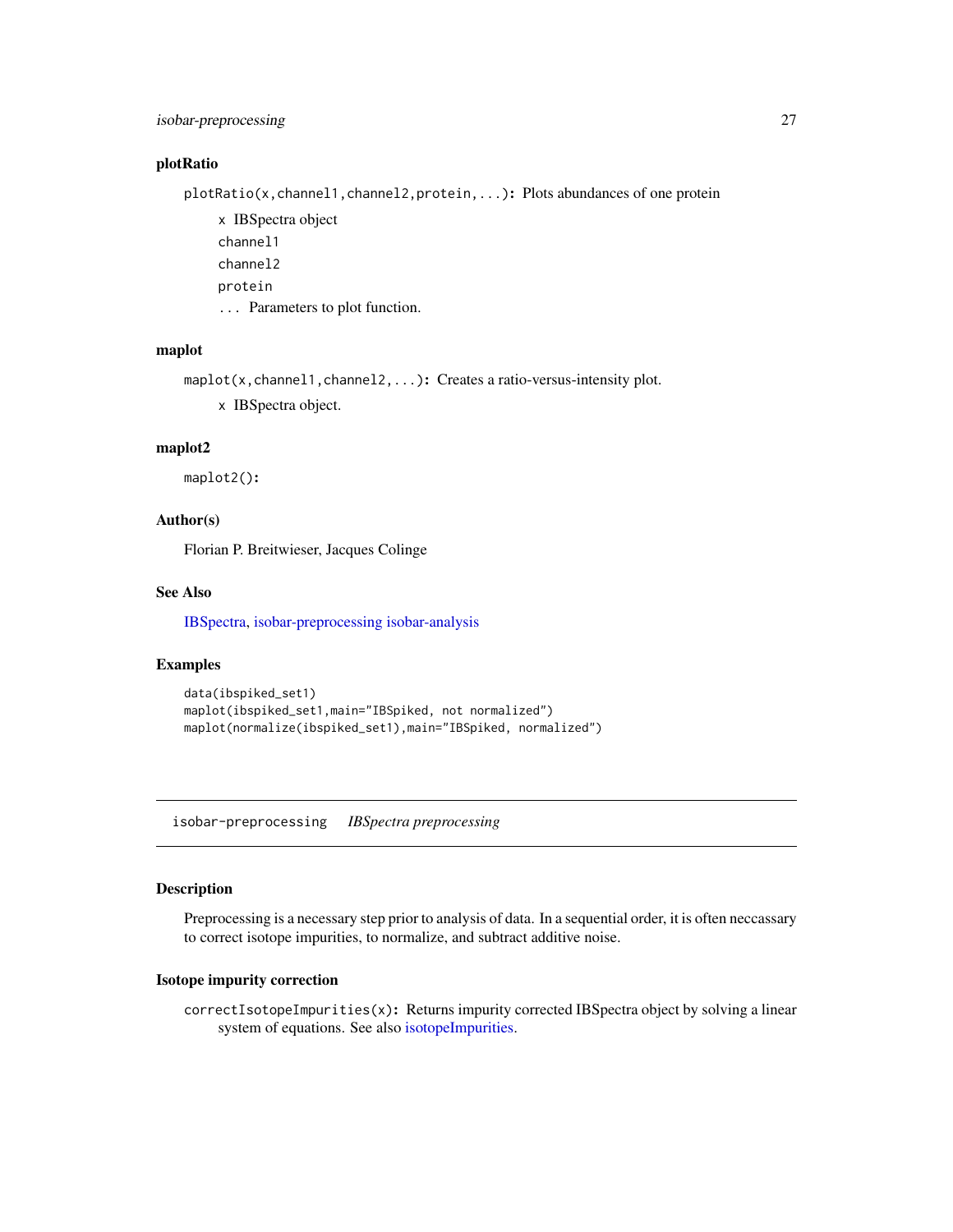### plotRatio

`plotRatio(x,channel1,channel2,protein,...)`**:** Plots abundances of one protein

- `x` IBSpectra object
- `channel1`
- `channel2`
- `protein`
- `...` Parameters to plot function.

### maplot

`maplot(x,channel1,channel2,...)`**:** Creates a ratio-versus-intensity plot.

- `x` IBSpectra object.

### maplot2

`maplot2()`**:**

### Author(s)

Florian P. Breitwieser, Jacques Colinge

### See Also

IBSpectra, isobar-preprocessing isobar-analysis

### Examples

```
data(ibspiked_set1)
maplot(ibspiked_set1,main="IBSpiked, not normalized")
maplot(normalize(ibspiked_set1),main="IBSpiked, normalized")
```

---

## isobar-preprocessing *IBSpectra preprocessing*

---

### Description

Preprocessing is a necessary step prior to analysis of data. In a sequential order, it is often neccassary to correct isotope impurities, to normalize, and subtract additive noise.

### Isotope impurity correction

`correctIsotopeImpurities(x)`**:** Returns impurity corrected IBSpectra object by solving a linear system of equations. See also isotopeImpurities.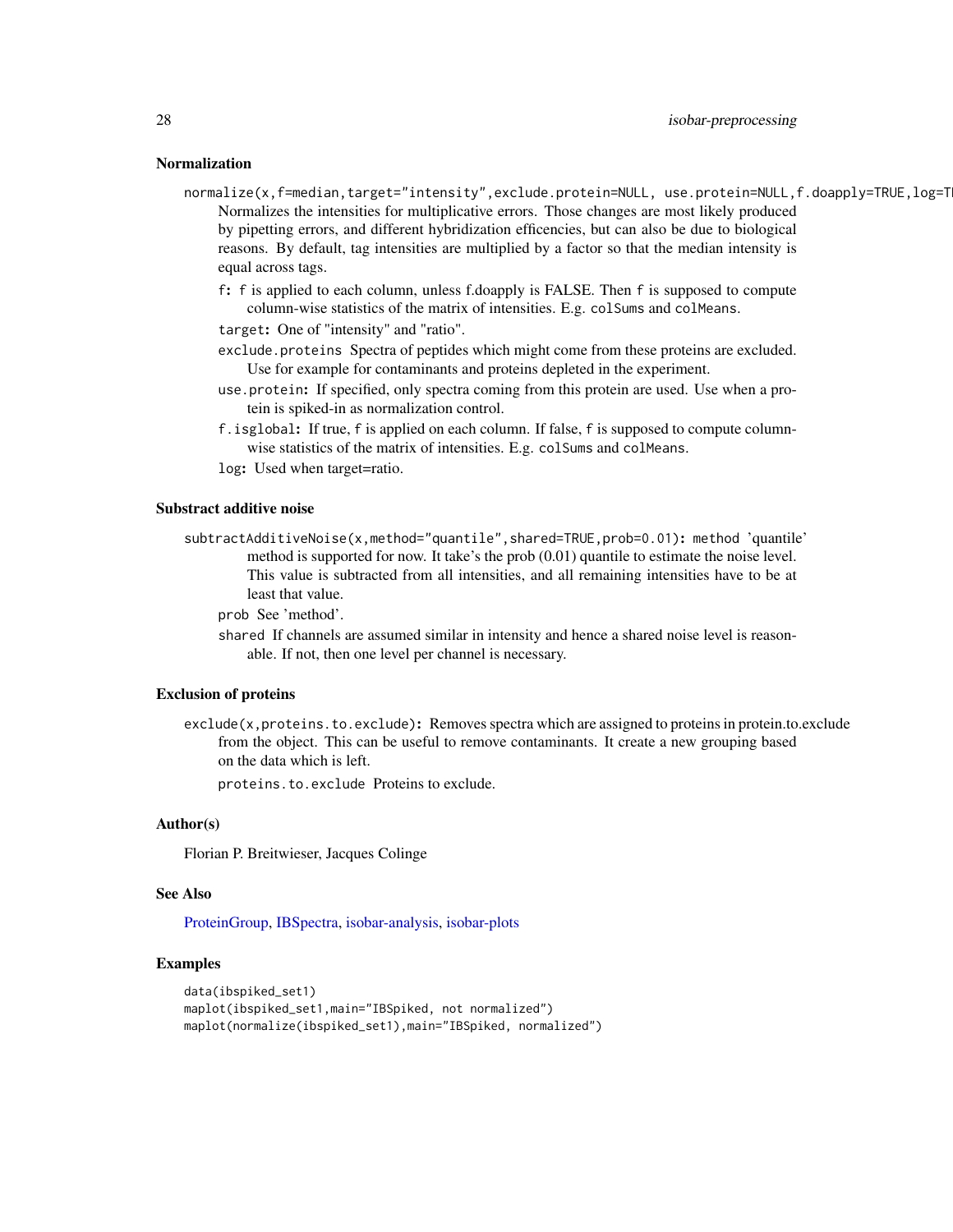### Normalization

`normalize(x,f=median,target="intensity",exclude.protein=NULL, use.protein=NULL,f.doapply=TRUE,log=T`
: Normalizes the intensities for multiplicative errors. Those changes are most likely produced by pipetting errors, and different hybridization efficencies, but can also be due to biological reasons. By default, tag intensities are multiplied by a factor so that the median intensity is equal across tags.

  `f`: f is applied to each column, unless f.doapply is FALSE. Then f is supposed to compute column-wise statistics of the matrix of intensities. E.g. `colSums` and `colMeans`.

  `target`: One of "intensity" and "ratio".

  `exclude.proteins` Spectra of peptides which might come from these proteins are excluded. Use for example for contaminants and proteins depleted in the experiment.

  `use.protein`: If specified, only spectra coming from this protein are used. Use when a protein is spiked-in as normalization control.

  `f.isglobal`: If true, f is applied on each column. If false, f is supposed to compute column-wise statistics of the matrix of intensities. E.g. `colSums` and `colMeans`.

  `log`: Used when target=ratio.

### Substract additive noise

`subtractAdditiveNoise(x,method="quantile",shared=TRUE,prob=0.01)`: method 'quantile' method is supported for now. It take's the prob (0.01) quantile to estimate the noise level. This value is subtracted from all intensities, and all remaining intensities have to be at least that value.

  `prob` See 'method'.

  `shared` If channels are assumed similar in intensity and hence a shared noise level is reasonable. If not, then one level per channel is necessary.

### Exclusion of proteins

`exclude(x,proteins.to.exclude)`: Removes spectra which are assigned to proteins in protein.to.exclude from the object. This can be useful to remove contaminants. It create a new grouping based on the data which is left.

  `proteins.to.exclude` Proteins to exclude.

### Author(s)

Florian P. Breitwieser, Jacques Colinge

### See Also

ProteinGroup, IBSpectra, isobar-analysis, isobar-plots

### Examples

```
data(ibspiked_set1)
maplot(ibspiked_set1,main="IBSpiked, not normalized")
maplot(normalize(ibspiked_set1),main="IBSpiked, normalized")
```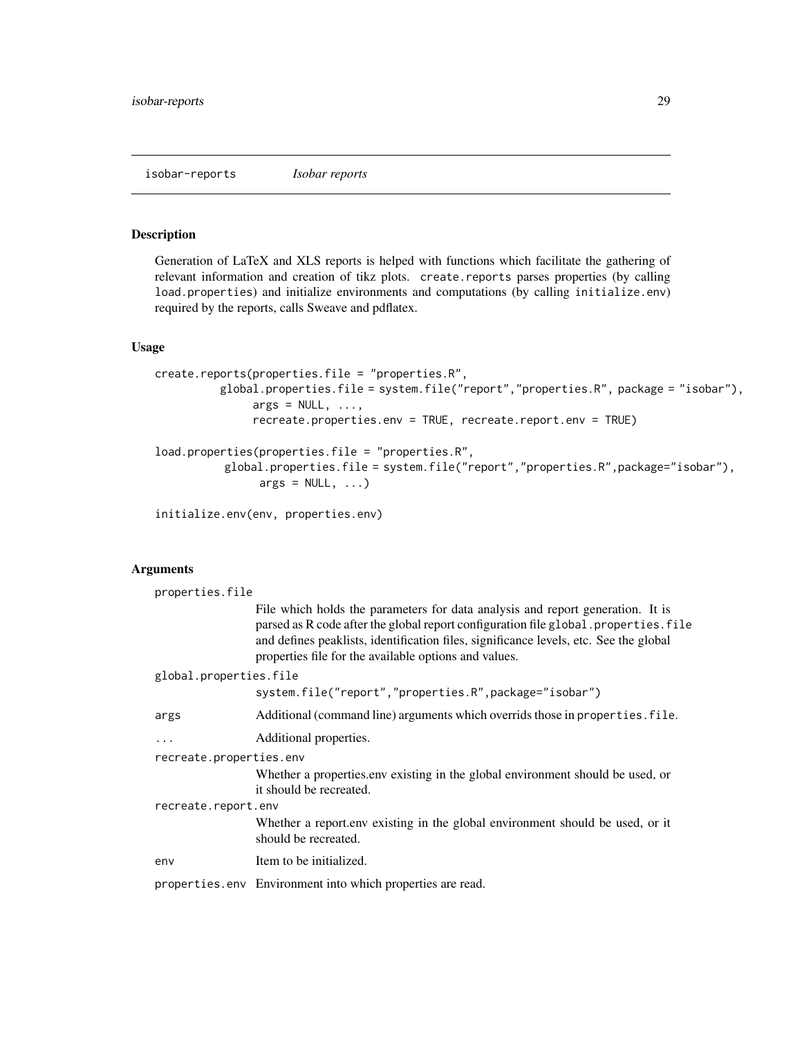isobar-reports *Isobar reports*

## Description

Generation of LaTeX and XLS reports is helped with functions which facilitate the gathering of relevant information and creation of tikz plots. `create.reports` parses properties (by calling `load.properties`) and initialize environments and computations (by calling `initialize.env`) required by the reports, calls Sweave and pdflatex.

## Usage

```
create.reports(properties.file = "properties.R",
          global.properties.file = system.file("report","properties.R", package = "isobar"),
               args = NULL, ...,
               recreate.properties.env = TRUE, recreate.report.env = TRUE)

load.properties(properties.file = "properties.R",
           global.properties.file = system.file("report","properties.R",package="isobar"),
                args = NULL, ...)

initialize.env(env, properties.env)
```

## Arguments

`properties.file`
: File which holds the parameters for data analysis and report generation. It is parsed as R code after the global report configuration file `global.properties.file` and defines peaklists, identification files, significance levels, etc. See the global properties file for the available options and values.

`global.properties.file`
: `system.file("report","properties.R",package="isobar")`

`args`
: Additional (command line) arguments which overrids those in `properties.file`.

`...`
: Additional properties.

`recreate.properties.env`
: Whether a properties.env existing in the global environment should be used, or it should be recreated.

`recreate.report.env`
: Whether a report.env existing in the global environment should be used, or it should be recreated.

`env`
: Item to be initialized.

`properties.env`
: Environment into which properties are read.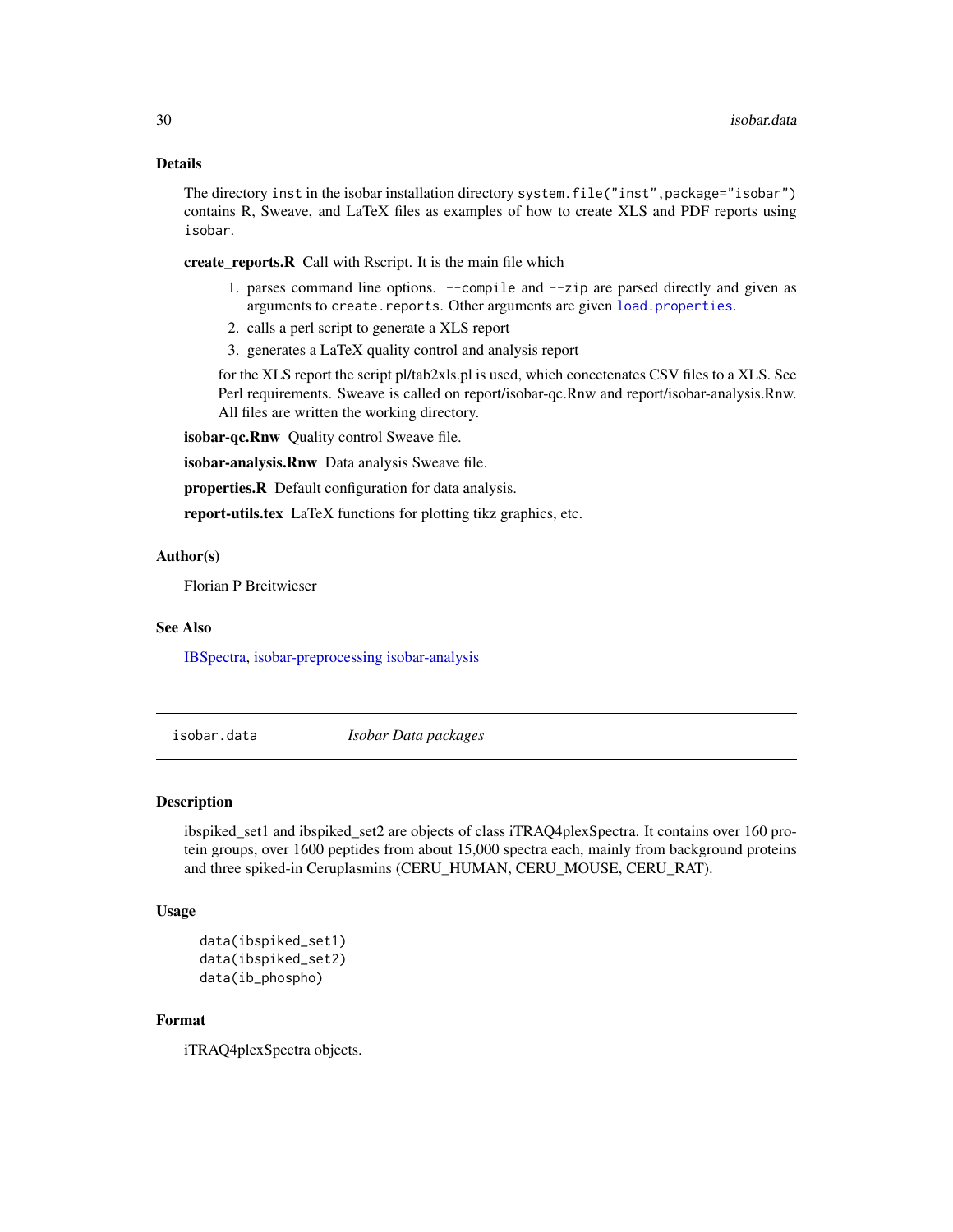### Details

The directory `inst` in the isobar installation directory `system.file("inst",package="isobar")` contains R, Sweave, and LaTeX files as examples of how to create XLS and PDF reports using `isobar`.

**create_reports.R** Call with Rscript. It is the main file which

1. parses command line options. `--compile` and `--zip` are parsed directly and given as arguments to `create.reports`. Other arguments are given `load.properties`.
2. calls a perl script to generate a XLS report
3. generates a LaTeX quality control and analysis report

for the XLS report the script pl/tab2xls.pl is used, which concetenates CSV files to a XLS. See Perl requirements. Sweave is called on report/isobar-qc.Rnw and report/isobar-analysis.Rnw. All files are written the working directory.

**isobar-qc.Rnw** Quality control Sweave file.

**isobar-analysis.Rnw** Data analysis Sweave file.

**properties.R** Default configuration for data analysis.

**report-utils.tex** LaTeX functions for plotting tikz graphics, etc.

### Author(s)

Florian P Breitwieser

### See Also

IBSpectra, isobar-preprocessing isobar-analysis

---

## isobar.data *Isobar Data packages*

### Description

ibspiked_set1 and ibspiked_set2 are objects of class iTRAQ4plexSpectra. It contains over 160 protein groups, over 1600 peptides from about 15,000 spectra each, mainly from background proteins and three spiked-in Ceruplasmins (CERU_HUMAN, CERU_MOUSE, CERU_RAT).

### Usage

```
data(ibspiked_set1)
data(ibspiked_set2)
data(ib_phospho)
```

### Format

iTRAQ4plexSpectra objects.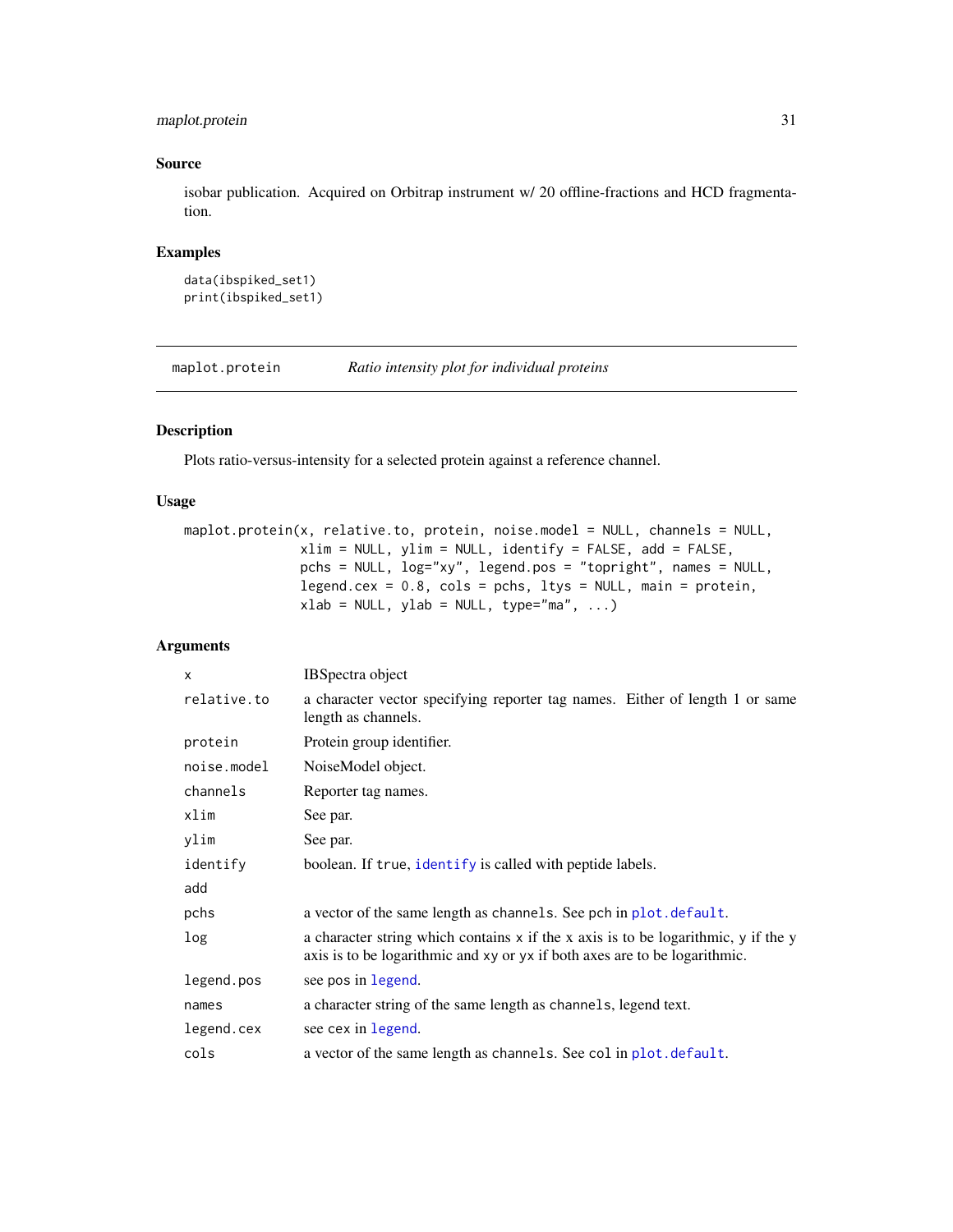### Source

isobar publication. Acquired on Orbitrap instrument w/ 20 offline-fractions and HCD fragmentation.

### Examples

```
data(ibspiked_set1)
print(ibspiked_set1)
```

---

## maplot.protein — *Ratio intensity plot for individual proteins*

### Description

Plots ratio-versus-intensity for a selected protein against a reference channel.

### Usage

```
maplot.protein(x, relative.to, protein, noise.model = NULL, channels = NULL,
               xlim = NULL, ylim = NULL, identify = FALSE, add = FALSE,
               pchs = NULL, log="xy", legend.pos = "topright", names = NULL,
               legend.cex = 0.8, cols = pchs, ltys = NULL, main = protein,
               xlab = NULL, ylab = NULL, type="ma", ...)
```

### Arguments

| | |
|---|---|
| `x` | IBSpectra object |
| `relative.to` | a character vector specifying reporter tag names. Either of length 1 or same length as channels. |
| `protein` | Protein group identifier. |
| `noise.model` | NoiseModel object. |
| `channels` | Reporter tag names. |
| `xlim` | See par. |
| `ylim` | See par. |
| `identify` | boolean. If `true`, `identify` is called with peptide labels. |
| `add` | |
| `pchs` | a vector of the same length as `channels`. See `pch` in `plot.default`. |
| `log` | a character string which contains `x` if the x axis is to be logarithmic, `y` if the y axis is to be logarithmic and `xy` or `yx` if both axes are to be logarithmic. |
| `legend.pos` | see `pos` in `legend`. |
| `names` | a character string of the same length as `channels`, legend text. |
| `legend.cex` | see `cex` in `legend`. |
| `cols` | a vector of the same length as `channels`. See `col` in `plot.default`. |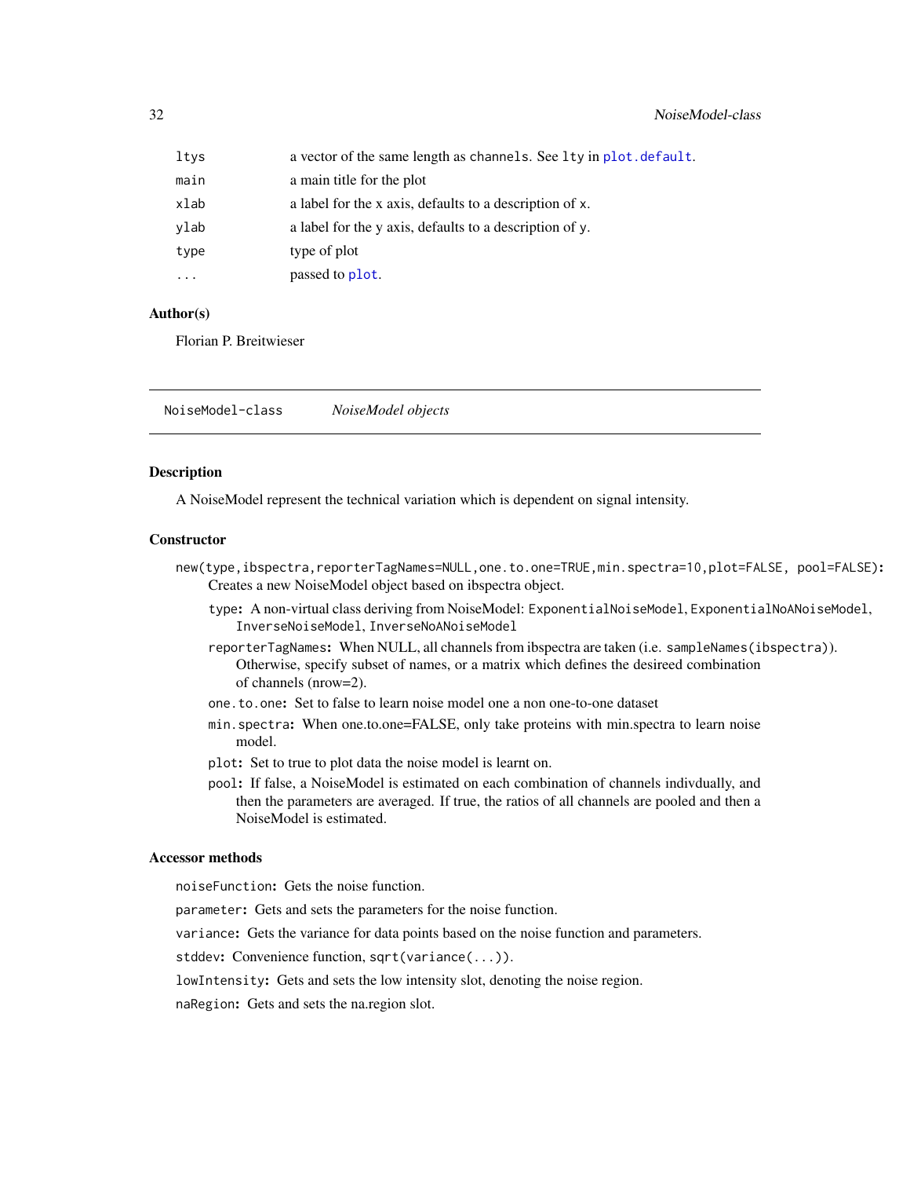| | |
|---|---|
| ltys | a vector of the same length as channels. See lty in plot.default. |
| main | a main title for the plot |
| xlab | a label for the x axis, defaults to a description of x. |
| ylab | a label for the y axis, defaults to a description of y. |
| type | type of plot |
| ... | passed to plot. |

### Author(s)

Florian P. Breitwieser

---

## NoiseModel-class *NoiseModel objects*

---

### Description

A NoiseModel represent the technical variation which is dependent on signal intensity.

### Constructor

**`new(type,ibspectra,reporterTagNames=NULL,one.to.one=TRUE,min.spectra=10,plot=FALSE, pool=FALSE)`:** Creates a new NoiseModel object based on ibspectra object.

- **`type`:** A non-virtual class deriving from NoiseModel: `ExponentialNoiseModel`, `ExponentialNoANoiseModel`, `InverseNoiseModel`, `InverseNoANoiseModel`
- **`reporterTagNames`:** When NULL, all channels from ibspectra are taken (i.e. `sampleNames(ibspectra)`). Otherwise, specify subset of names, or a matrix which defines the desireed combination of channels (nrow=2).
- **`one.to.one`:** Set to false to learn noise model one a non one-to-one dataset
- **`min.spectra`:** When one.to.one=FALSE, only take proteins with min.spectra to learn noise model.
- **`plot`:** Set to true to plot data the noise model is learnt on.
- **`pool`:** If false, a NoiseModel is estimated on each combination of channels indivdually, and then the parameters are averaged. If true, the ratios of all channels are pooled and then a NoiseModel is estimated.

### Accessor methods

**`noiseFunction`:** Gets the noise function.

**`parameter`:** Gets and sets the parameters for the noise function.

**`variance`:** Gets the variance for data points based on the noise function and parameters.

**`stddev`:** Convenience function, `sqrt(variance(...))`.

**`lowIntensity`:** Gets and sets the low intensity slot, denoting the noise region.

**`naRegion`:** Gets and sets the na.region slot.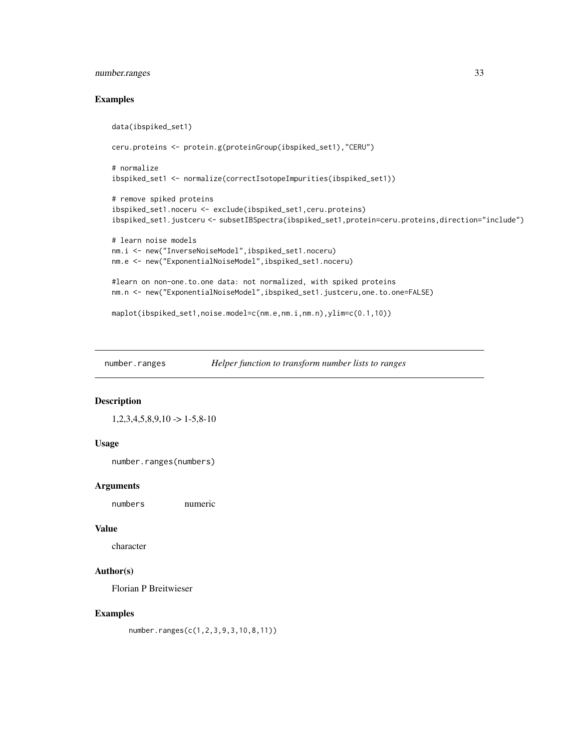## Examples

```
data(ibspiked_set1)

ceru.proteins <- protein.g(proteinGroup(ibspiked_set1),"CERU")

# normalize
ibspiked_set1 <- normalize(correctIsotopeImpurities(ibspiked_set1))

# remove spiked proteins
ibspiked_set1.noceru <- exclude(ibspiked_set1,ceru.proteins)
ibspiked_set1.justceru <- subsetIBSpectra(ibspiked_set1,protein=ceru.proteins,direction="include")

# learn noise models
nm.i <- new("InverseNoiseModel",ibspiked_set1.noceru)
nm.e <- new("ExponentialNoiseModel",ibspiked_set1.noceru)

#learn on non-one.to.one data: not normalized, with spiked proteins
nm.n <- new("ExponentialNoiseModel",ibspiked_set1.justceru,one.to.one=FALSE)

maplot(ibspiked_set1,noise.model=c(nm.e,nm.i,nm.n),ylim=c(0.1,10))
```

---

# number.ranges *Helper function to transform number lists to ranges*

## Description

1,2,3,4,5,8,9,10 -> 1-5,8-10

## Usage

```
number.ranges(numbers)
```

## Arguments

| | |
|---|---|
| numbers | numeric |

## Value

character

## Author(s)

Florian P Breitwieser

## Examples

```
number.ranges(c(1,2,3,9,3,10,8,11))
```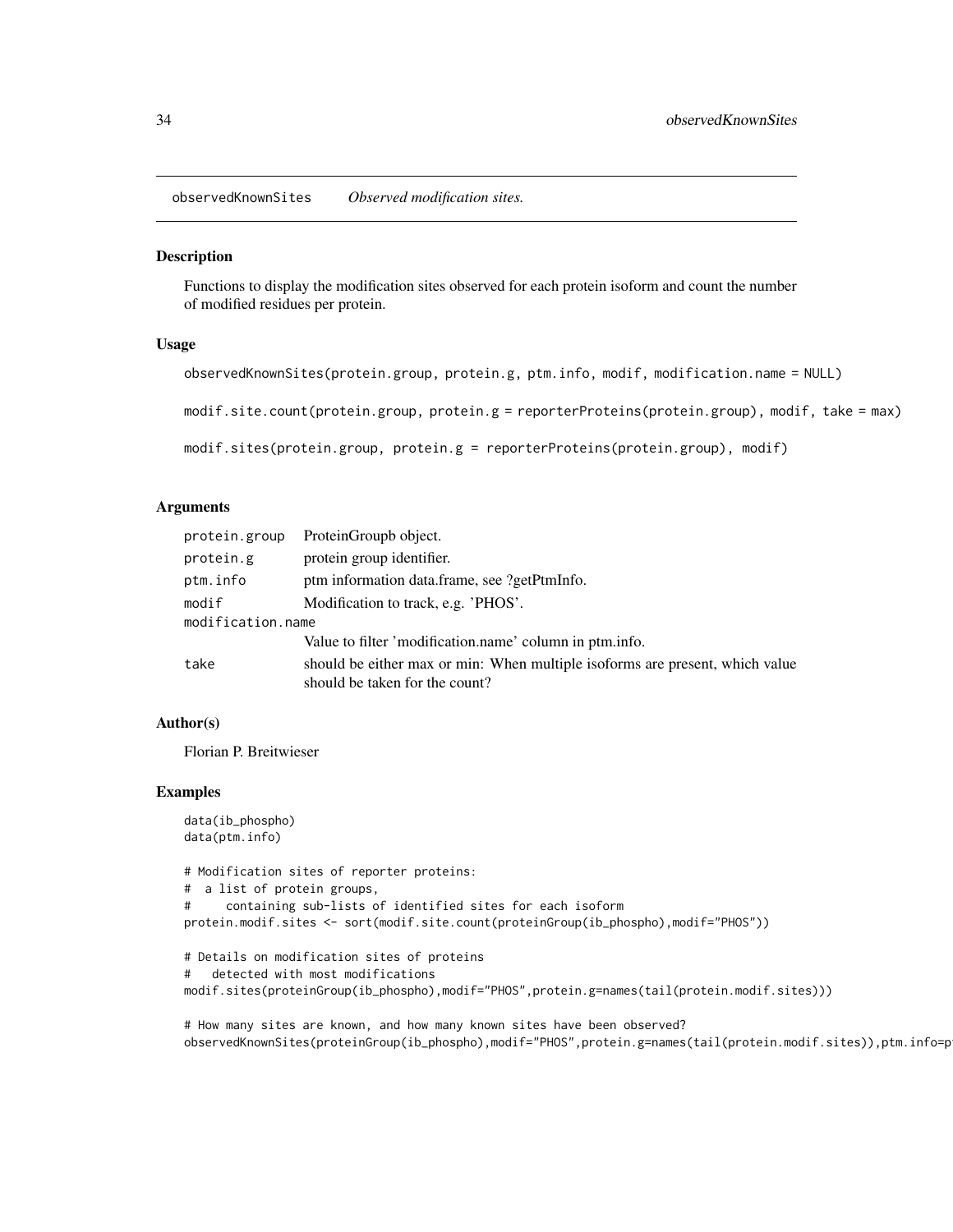## observedKnownSites *Observed modification sites.*

### Description

Functions to display the modification sites observed for each protein isoform and count the number of modified residues per protein.

### Usage

```
observedKnownSites(protein.group, protein.g, ptm.info, modif, modification.name = NULL)

modif.site.count(protein.group, protein.g = reporterProteins(protein.group), modif, take = max)

modif.sites(protein.group, protein.g = reporterProteins(protein.group), modif)
```

### Arguments

| | |
|---|---|
| protein.group | ProteinGroupb object. |
| protein.g | protein group identifier. |
| ptm.info | ptm information data.frame, see ?getPtmInfo. |
| modif | Modification to track, e.g. 'PHOS'. |
| modification.name | Value to filter 'modification.name' column in ptm.info. |
| take | should be either max or min: When multiple isoforms are present, which value should be taken for the count? |

### Author(s)

Florian P. Breitwieser

### Examples

```
data(ib_phospho)
data(ptm.info)

# Modification sites of reporter proteins:
#  a list of protein groups,
#     containing sub-lists of identified sites for each isoform
protein.modif.sites <- sort(modif.site.count(proteinGroup(ib_phospho),modif="PHOS"))

# Details on modification sites of proteins
#   detected with most modifications
modif.sites(proteinGroup(ib_phospho),modif="PHOS",protein.g=names(tail(protein.modif.sites)))

# How many sites are known, and how many known sites have been observed?
observedKnownSites(proteinGroup(ib_phospho),modif="PHOS",protein.g=names(tail(protein.modif.sites)),ptm.info=p
```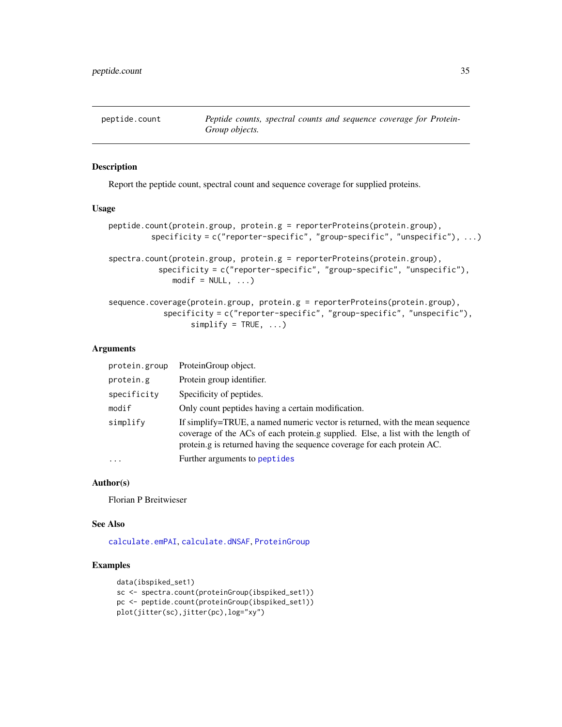peptide.count — *Peptide counts, spectral counts and sequence coverage for ProteinGroup objects.*

### Description

Report the peptide count, spectral count and sequence coverage for supplied proteins.

### Usage

```
peptide.count(protein.group, protein.g = reporterProteins(protein.group),
         specificity = c("reporter-specific", "group-specific", "unspecific"), ...)

spectra.count(protein.group, protein.g = reporterProteins(protein.group),
           specificity = c("reporter-specific", "group-specific", "unspecific"),
              modif = NULL, ...)

sequence.coverage(protein.group, protein.g = reporterProteins(protein.group),
            specificity = c("reporter-specific", "group-specific", "unspecific"),
                 simplify = TRUE, ...)
```

### Arguments

| | |
|---|---|
| protein.group | ProteinGroup object. |
| protein.g | Protein group identifier. |
| specificity | Specificity of peptides. |
| modif | Only count peptides having a certain modification. |
| simplify | If simplify=TRUE, a named numeric vector is returned, with the mean sequence coverage of the ACs of each protein.g supplied. Else, a list with the length of protein.g is returned having the sequence coverage for each protein AC. |
| ... | Further arguments to peptides |

### Author(s)

Florian P Breitwieser

### See Also

calculate.emPAI, calculate.dNSAF, ProteinGroup

### Examples

```
data(ibspiked_set1)
sc <- spectra.count(proteinGroup(ibspiked_set1))
pc <- peptide.count(proteinGroup(ibspiked_set1))
plot(jitter(sc),jitter(pc),log="xy")
```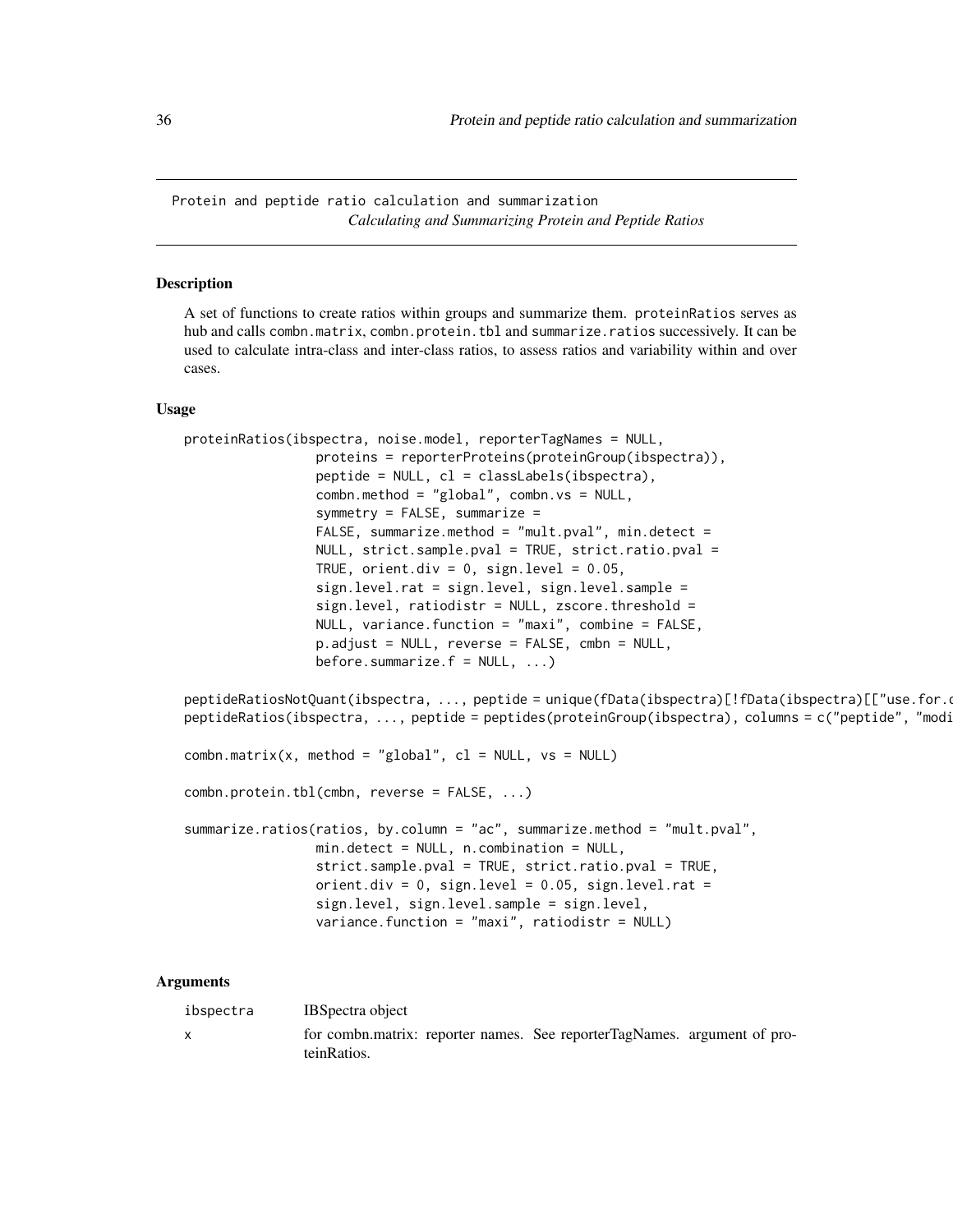Protein and peptide ratio calculation and summarization
*Calculating and Summarizing Protein and Peptide Ratios*

## Description

A set of functions to create ratios within groups and summarize them. proteinRatios serves as hub and calls combn.matrix, combn.protein.tbl and summarize.ratios successively. It can be used to calculate intra-class and inter-class ratios, to assess ratios and variability within and over cases.

## Usage

```
proteinRatios(ibspectra, noise.model, reporterTagNames = NULL,
                 proteins = reporterProteins(proteinGroup(ibspectra)),
                 peptide = NULL, cl = classLabels(ibspectra),
                 combn.method = "global", combn.vs = NULL,
                 symmetry = FALSE, summarize =
                 FALSE, summarize.method = "mult.pval", min.detect =
                 NULL, strict.sample.pval = TRUE, strict.ratio.pval =
                 TRUE, orient.div = 0, sign.level = 0.05,
                 sign.level.rat = sign.level, sign.level.sample =
                 sign.level, ratiodistr = NULL, zscore.threshold =
                 NULL, variance.function = "maxi", combine = FALSE,
                 p.adjust = NULL, reverse = FALSE, cmbn = NULL,
                 before.summarize.f = NULL, ...)

peptideRatiosNotQuant(ibspectra, ..., peptide = unique(fData(ibspectra)[!fData(ibspectra)[["use.for.c
peptideRatios(ibspectra, ..., peptide = peptides(proteinGroup(ibspectra), columns = c("peptide", "modi

combn.matrix(x, method = "global", cl = NULL, vs = NULL)

combn.protein.tbl(cmbn, reverse = FALSE, ...)

summarize.ratios(ratios, by.column = "ac", summarize.method = "mult.pval",
                 min.detect = NULL, n.combination = NULL,
                 strict.sample.pval = TRUE, strict.ratio.pval = TRUE,
                 orient.div = 0, sign.level = 0.05, sign.level.rat =
                 sign.level, sign.level.sample = sign.level,
                 variance.function = "maxi", ratiodistr = NULL)
```

## Arguments

| | |
|---|---|
| ibspectra | IBSpectra object |
| x | for combn.matrix: reporter names. See reporterTagNames. argument of proteinRatios. |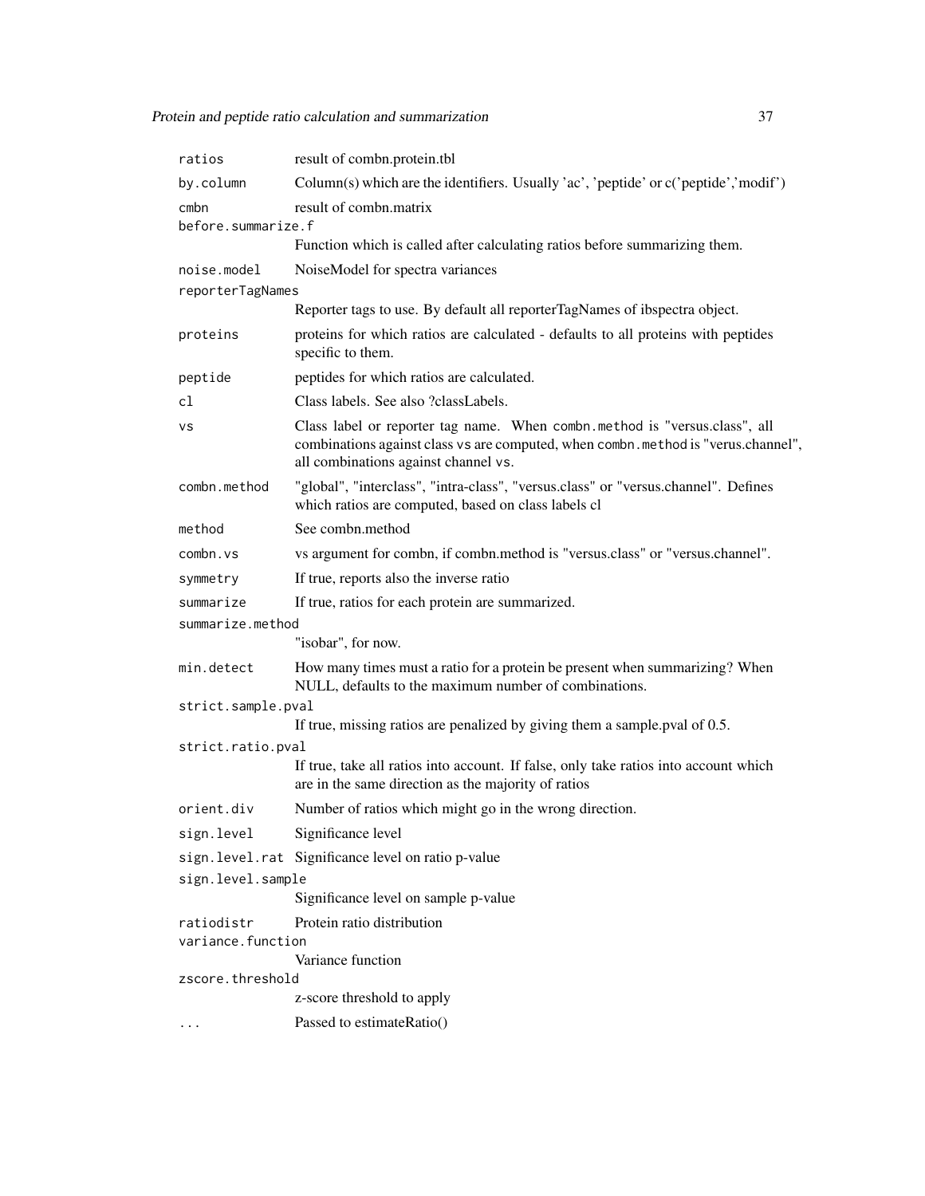| | |
|---|---|
| ratios | result of combn.protein.tbl |
| by.column | Column(s) which are the identifiers. Usually 'ac', 'peptide' or c('peptide','modif') |
| cmbn | result of combn.matrix |
| before.summarize.f | Function which is called after calculating ratios before summarizing them. |
| noise.model | NoiseModel for spectra variances |
| reporterTagNames | Reporter tags to use. By default all reporterTagNames of ibspectra object. |
| proteins | proteins for which ratios are calculated - defaults to all proteins with peptides specific to them. |
| peptide | peptides for which ratios are calculated. |
| cl | Class labels. See also ?classLabels. |
| vs | Class label or reporter tag name. When combn.method is "versus.class", all combinations against class vs are computed, when combn.method is "verus.channel", all combinations against channel vs. |
| combn.method | "global", "interclass", "intra-class", "versus.class" or "versus.channel". Defines which ratios are computed, based on class labels cl |
| method | See combn.method |
| combn.vs | vs argument for combn, if combn.method is "versus.class" or "versus.channel". |
| symmetry | If true, reports also the inverse ratio |
| summarize | If true, ratios for each protein are summarized. |
| summarize.method | "isobar", for now. |
| min.detect | How many times must a ratio for a protein be present when summarizing? When NULL, defaults to the maximum number of combinations. |
| strict.sample.pval | If true, missing ratios are penalized by giving them a sample.pval of 0.5. |
| strict.ratio.pval | If true, take all ratios into account. If false, only take ratios into account which are in the same direction as the majority of ratios |
| orient.div | Number of ratios which might go in the wrong direction. |
| sign.level | Significance level |
| sign.level.rat | Significance level on ratio p-value |
| sign.level.sample | Significance level on sample p-value |
| ratiodistr | Protein ratio distribution |
| variance.function | Variance function |
| zscore.threshold | z-score threshold to apply |
| ... | Passed to estimateRatio() |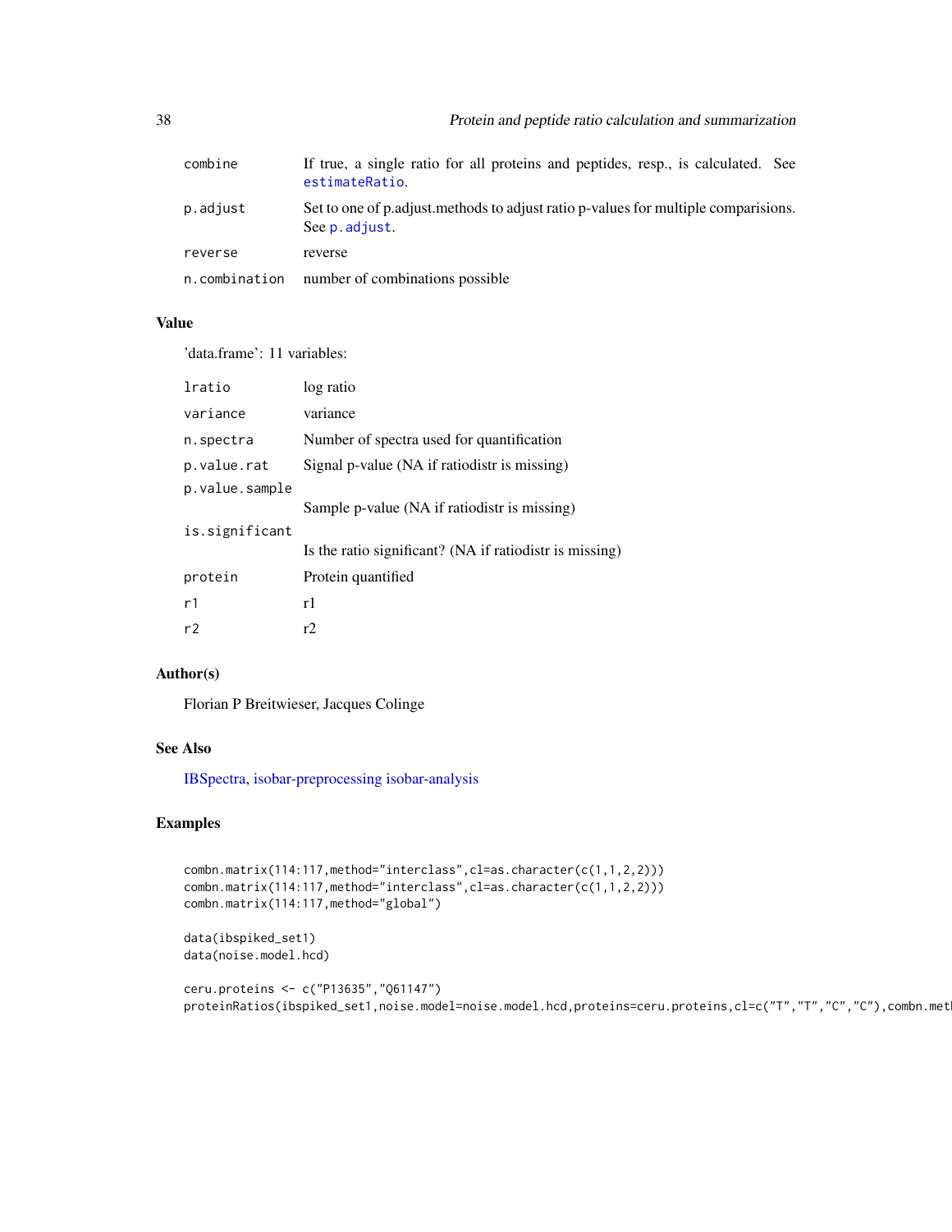| | |
|---|---|
| combine | If true, a single ratio for all proteins and peptides, resp., is calculated. See estimateRatio. |
| p.adjust | Set to one of p.adjust.methods to adjust ratio p-values for multiple comparisions. See p.adjust. |
| reverse | reverse |
| n.combination | number of combinations possible |

## Value

'data.frame': 11 variables:

| | |
|---|---|
| lratio | log ratio |
| variance | variance |
| n.spectra | Number of spectra used for quantification |
| p.value.rat | Signal p-value (NA if ratiodistr is missing) |
| p.value.sample | Sample p-value (NA if ratiodistr is missing) |
| is.significant | Is the ratio significant? (NA if ratiodistr is missing) |
| protein | Protein quantified |
| r1 | r1 |
| r2 | r2 |

## Author(s)

Florian P Breitwieser, Jacques Colinge

## See Also

IBSpectra, isobar-preprocessing isobar-analysis

## Examples

```
combn.matrix(114:117,method="interclass",cl=as.character(c(1,1,2,2)))
combn.matrix(114:117,method="interclass",cl=as.character(c(1,1,2,2)))
combn.matrix(114:117,method="global")

data(ibspiked_set1)
data(noise.model.hcd)

ceru.proteins <- c("P13635","Q61147")
proteinRatios(ibspiked_set1,noise.model=noise.model.hcd,proteins=ceru.proteins,cl=c("T","T","C","C"),combn.met
```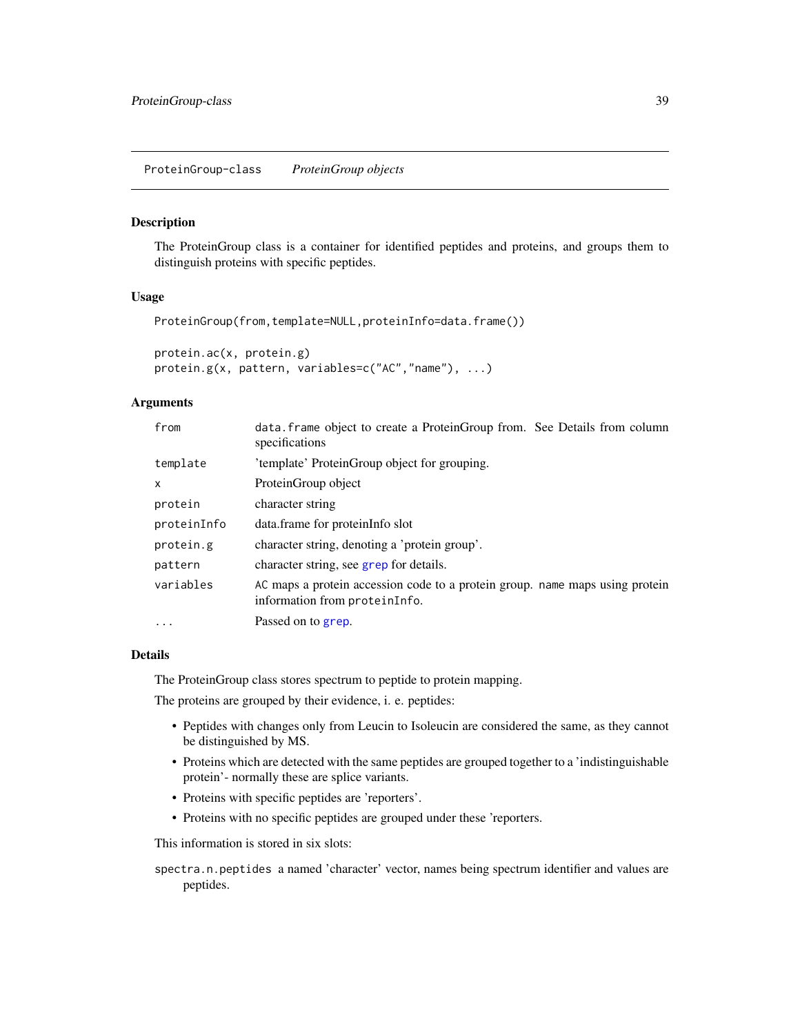ProteinGroup-class *ProteinGroup objects*

## Description

The ProteinGroup class is a container for identified peptides and proteins, and groups them to distinguish proteins with specific peptides.

## Usage

```
ProteinGroup(from,template=NULL,proteinInfo=data.frame())

protein.ac(x, protein.g)
protein.g(x, pattern, variables=c("AC","name"), ...)
```

## Arguments

| | |
|---|---|
| `from` | `data.frame` object to create a ProteinGroup from. See Details from column specifications |
| `template` | 'template' ProteinGroup object for grouping. |
| `x` | ProteinGroup object |
| `protein` | character string |
| `proteinInfo` | data.frame for proteinInfo slot |
| `protein.g` | character string, denoting a 'protein group'. |
| `pattern` | character string, see `grep` for details. |
| `variables` | `AC` maps a protein accession code to a protein group. `name` maps using protein information from `proteinInfo`. |
| `...` | Passed on to `grep`. |

## Details

The ProteinGroup class stores spectrum to peptide to protein mapping.

The proteins are grouped by their evidence, i. e. peptides:

- Peptides with changes only from Leucin to Isoleucin are considered the same, as they cannot be distinguished by MS.
- Proteins which are detected with the same peptides are grouped together to a 'indistinguishable protein'- normally these are splice variants.
- Proteins with specific peptides are 'reporters'.
- Proteins with no specific peptides are grouped under these 'reporters.

This information is stored in six slots:

`spectra.n.peptides` a named 'character' vector, names being spectrum identifier and values are peptides.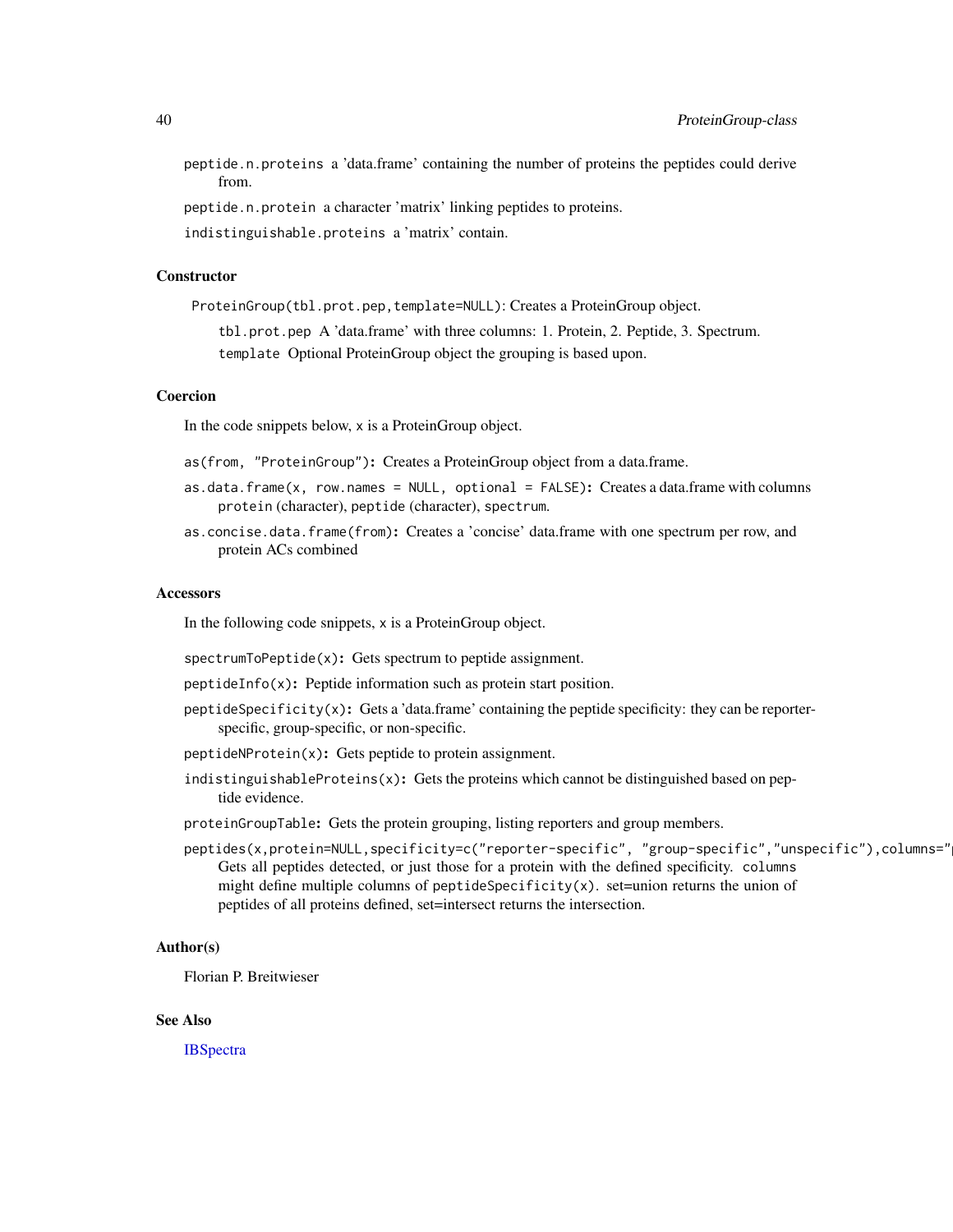peptide.n.proteins a 'data.frame' containing the number of proteins the peptides could derive from.

peptide.n.protein a character 'matrix' linking peptides to proteins.

indistinguishable.proteins a 'matrix' contain.

### Constructor

`ProteinGroup(tbl.prot.pep,template=NULL)`: Creates a ProteinGroup object.

`tbl.prot.pep` A 'data.frame' with three columns: 1. Protein, 2. Peptide, 3. Spectrum.

`template` Optional ProteinGroup object the grouping is based upon.

### Coercion

In the code snippets below, x is a ProteinGroup object.

`as(from, "ProteinGroup")`: Creates a ProteinGroup object from a data.frame.

`as.data.frame(x, row.names = NULL, optional = FALSE)`: Creates a data.frame with columns protein (character), peptide (character), spectrum.

`as.concise.data.frame(from)`: Creates a 'concise' data.frame with one spectrum per row, and protein ACs combined

### Accessors

In the following code snippets, x is a ProteinGroup object.

`spectrumToPeptide(x)`: Gets spectrum to peptide assignment.

`peptideInfo(x)`: Peptide information such as protein start position.

`peptideSpecificity(x)`: Gets a 'data.frame' containing the peptide specificity: they can be reporter-specific, group-specific, or non-specific.

`peptideNProtein(x)`: Gets peptide to protein assignment.

`indistinguishableProteins(x)`: Gets the proteins which cannot be distinguished based on peptide evidence.

`proteinGroupTable`: Gets the protein grouping, listing reporters and group members.

`peptides(x,protein=NULL,specificity=c("reporter-specific", "group-specific","unspecific"),columns="`
Gets all peptides detected, or just those for a protein with the defined specificity. `columns` might define multiple columns of `peptideSpecificity(x)`. set=union returns the union of peptides of all proteins defined, set=intersect returns the intersection.

### Author(s)

Florian P. Breitwieser

### See Also

IBSpectra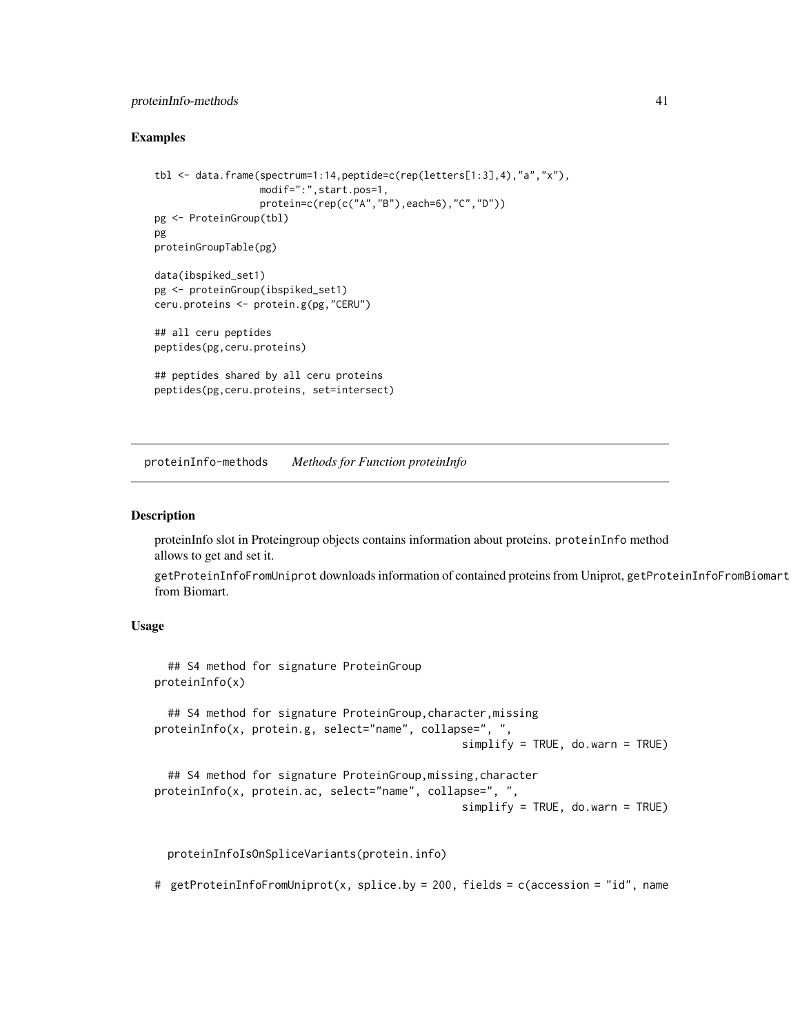### Examples

```
tbl <- data.frame(spectrum=1:14,peptide=c(rep(letters[1:3],4),"a","x"),
                  modif=":",start.pos=1,
                  protein=c(rep(c("A","B"),each=6),"C","D"))
pg <- ProteinGroup(tbl)
pg
proteinGroupTable(pg)

data(ibspiked_set1)
pg <- proteinGroup(ibspiked_set1)
ceru.proteins <- protein.g(pg,"CERU")

## all ceru peptides
peptides(pg,ceru.proteins)

## peptides shared by all ceru proteins
peptides(pg,ceru.proteins, set=intersect)
```

---

## proteinInfo-methods *Methods for Function proteinInfo*

### Description

proteinInfo slot in Proteingroup objects contains information about proteins. `proteinInfo` method allows to get and set it.

`getProteinInfoFromUniprot` downloads information of contained proteins from Uniprot, `getProteinInfoFromBiomart` from Biomart.

### Usage

```
  ## S4 method for signature ProteinGroup
proteinInfo(x)

  ## S4 method for signature ProteinGroup,character,missing
proteinInfo(x, protein.g, select="name", collapse=", ",
                                                simplify = TRUE, do.warn = TRUE)

  ## S4 method for signature ProteinGroup,missing,character
proteinInfo(x, protein.ac, select="name", collapse=", ",
                                                simplify = TRUE, do.warn = TRUE)


  proteinInfoIsOnSpliceVariants(protein.info)

#  getProteinInfoFromUniprot(x, splice.by = 200, fields = c(accession = "id", name
```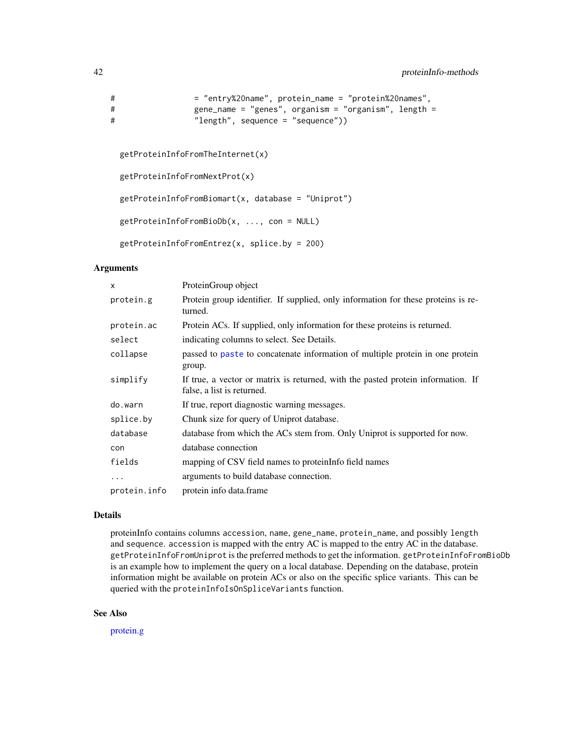```
#                  = "entry%20name", protein_name = "protein%20names",
#                  gene_name = "genes", organism = "organism", length =
#                  "length", sequence = "sequence"))


  getProteinInfoFromTheInternet(x)

  getProteinInfoFromNextProt(x)

  getProteinInfoFromBiomart(x, database = "Uniprot")

  getProteinInfoFromBioDb(x, ..., con = NULL)

  getProteinInfoFromEntrez(x, splice.by = 200)
```

## Arguments

| | |
|---|---|
| x | ProteinGroup object |
| protein.g | Protein group identifier. If supplied, only information for these proteins is returned. |
| protein.ac | Protein ACs. If supplied, only information for these proteins is returned. |
| select | indicating columns to select. See Details. |
| collapse | passed to paste to concatenate information of multiple protein in one protein group. |
| simplify | If true, a vector or matrix is returned, with the pasted protein information. If false, a list is returned. |
| do.warn | If true, report diagnostic warning messages. |
| splice.by | Chunk size for query of Uniprot database. |
| database | database from which the ACs stem from. Only Uniprot is supported for now. |
| con | database connection |
| fields | mapping of CSV field names to proteinInfo field names |
| ... | arguments to build database connection. |
| protein.info | protein info data.frame |

## Details

proteinInfo contains columns accession, name, gene_name, protein_name, and possibly length and sequence. accession is mapped with the entry AC is mapped to the entry AC in the database. getProteinInfoFromUniprot is the preferred methods to get the information. getProteinInfoFromBioDb is an example how to implement the query on a local database. Depending on the database, protein information might be available on protein ACs or also on the specific splice variants. This can be queried with the proteinInfoIsOnSpliceVariants function.

## See Also

protein.g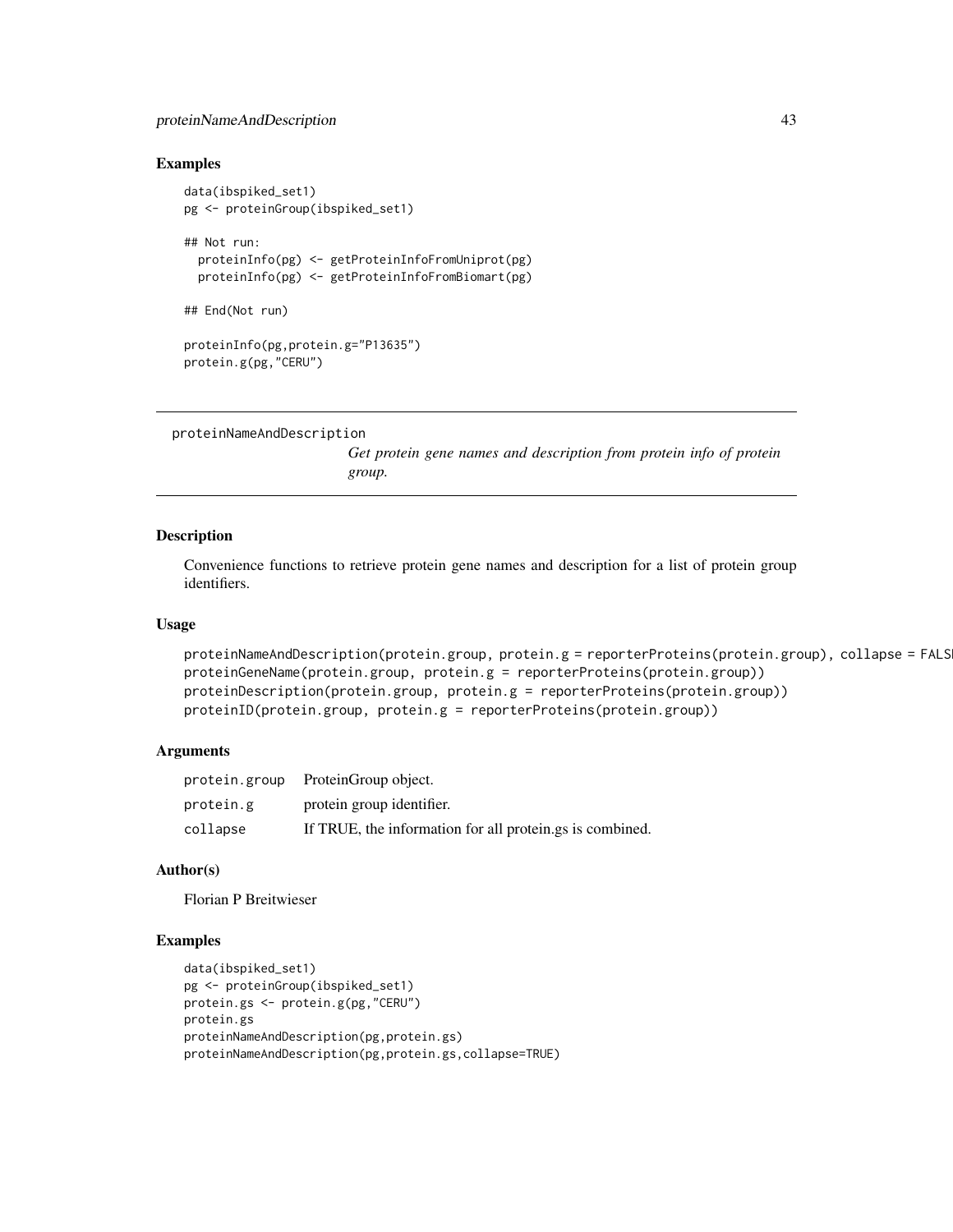## Examples

```
data(ibspiked_set1)
pg <- proteinGroup(ibspiked_set1)

## Not run:
  proteinInfo(pg) <- getProteinInfoFromUniprot(pg)
  proteinInfo(pg) <- getProteinInfoFromBiomart(pg)

## End(Not run)

proteinInfo(pg,protein.g="P13635")
protein.g(pg,"CERU")
```

---

# proteinNameAndDescription

*Get protein gene names and description from protein info of protein group.*

---

## Description

Convenience functions to retrieve protein gene names and description for a list of protein group identifiers.

## Usage

```
proteinNameAndDescription(protein.group, protein.g = reporterProteins(protein.group), collapse = FALSE
proteinGeneName(protein.group, protein.g = reporterProteins(protein.group))
proteinDescription(protein.group, protein.g = reporterProteins(protein.group))
proteinID(protein.group, protein.g = reporterProteins(protein.group))
```

## Arguments

| | |
|---|---|
| protein.group | ProteinGroup object. |
| protein.g | protein group identifier. |
| collapse | If TRUE, the information for all protein.gs is combined. |

## Author(s)

Florian P Breitwieser

## Examples

```
data(ibspiked_set1)
pg <- proteinGroup(ibspiked_set1)
protein.gs <- protein.g(pg,"CERU")
protein.gs
proteinNameAndDescription(pg,protein.gs)
proteinNameAndDescription(pg,protein.gs,collapse=TRUE)
```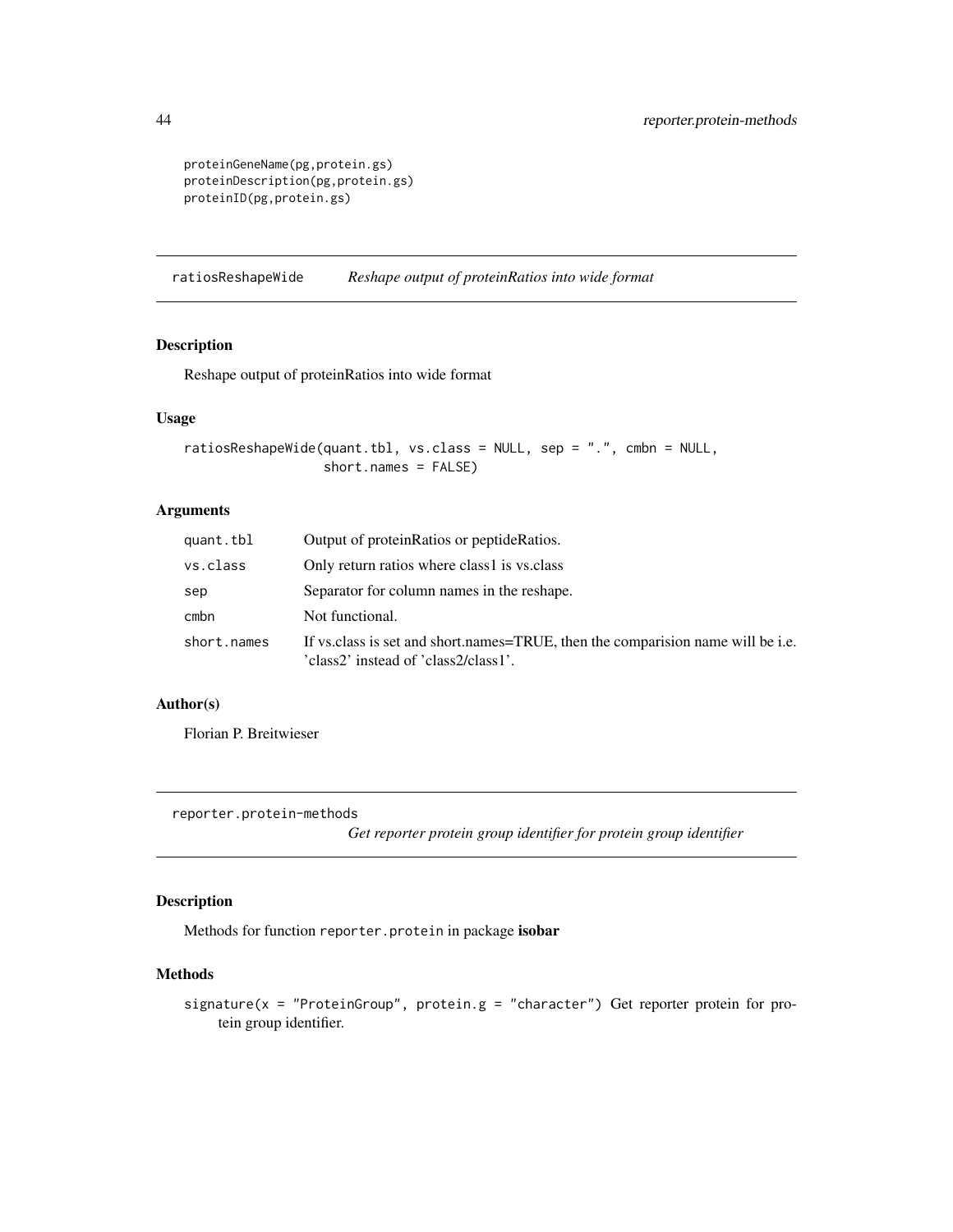```
proteinGeneName(pg,protein.gs)
proteinDescription(pg,protein.gs)
proteinID(pg,protein.gs)
```

## ratiosReshapeWide — *Reshape output of proteinRatios into wide format*

### Description

Reshape output of proteinRatios into wide format

### Usage

```
ratiosReshapeWide(quant.tbl, vs.class = NULL, sep = ".", cmbn = NULL,
                  short.names = FALSE)
```

### Arguments

| | |
|---|---|
| `quant.tbl` | Output of proteinRatios or peptideRatios. |
| `vs.class` | Only return ratios where class1 is vs.class |
| `sep` | Separator for column names in the reshape. |
| `cmbn` | Not functional. |
| `short.names` | If vs.class is set and short.names=TRUE, then the comparision name will be i.e. 'class2' instead of 'class2/class1'. |

### Author(s)

Florian P. Breitwieser

## reporter.protein-methods — *Get reporter protein group identifier for protein group identifier*

### Description

Methods for function `reporter.protein` in package **isobar**

### Methods

`signature(x = "ProteinGroup", protein.g = "character")` Get reporter protein for protein group identifier.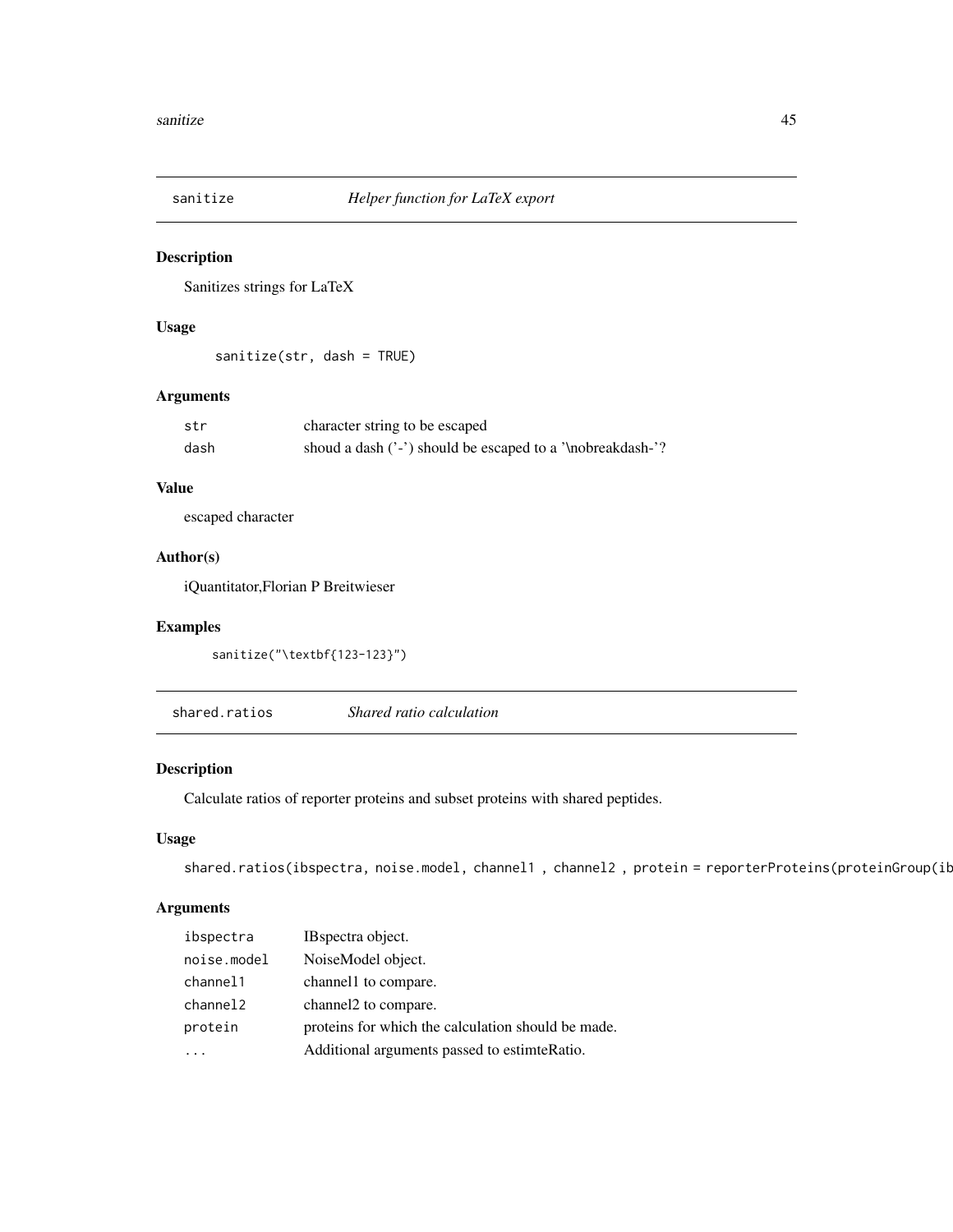## sanitize — *Helper function for LaTeX export*

### Description

Sanitizes strings for LaTeX

### Usage

```
sanitize(str, dash = TRUE)
```

### Arguments

| | |
|---|---|
| `str` | character string to be escaped |
| `dash` | shoud a dash ('-') should be escaped to a '\nobreakdash-'? |

### Value

escaped character

### Author(s)

iQuantitator,Florian P Breitwieser

### Examples

```
sanitize("\textbf{123-123}")
```

## shared.ratios — *Shared ratio calculation*

### Description

Calculate ratios of reporter proteins and subset proteins with shared peptides.

### Usage

```
shared.ratios(ibspectra, noise.model, channel1 , channel2 , protein = reporterProteins(proteinGroup(ib
```

### Arguments

| | |
|---|---|
| `ibspectra` | IBspectra object. |
| `noise.model` | NoiseModel object. |
| `channel1` | channel1 to compare. |
| `channel2` | channel2 to compare. |
| `protein` | proteins for which the calculation should be made. |
| `...` | Additional arguments passed to estimteRatio. |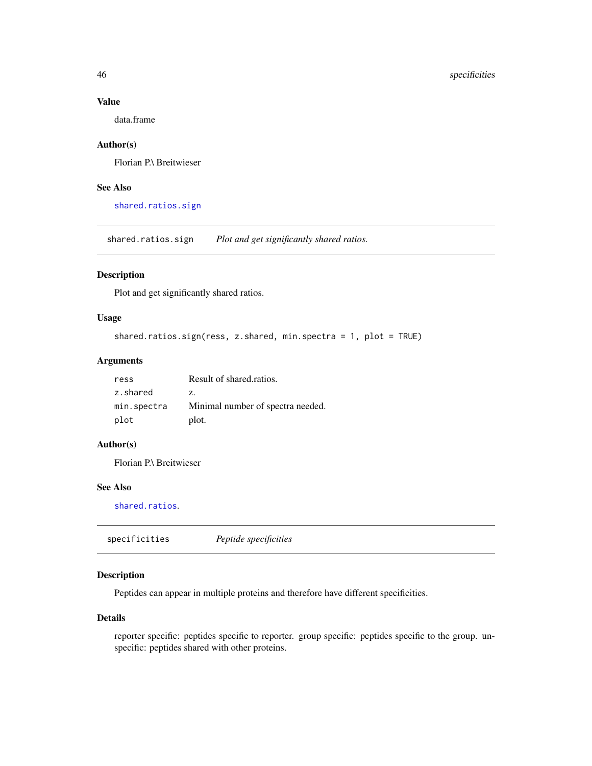### Value

data.frame

### Author(s)

Florian P.\ Breitwieser

### See Also

`shared.ratios.sign`

---

## shared.ratios.sign — *Plot and get significantly shared ratios.*

### Description

Plot and get significantly shared ratios.

### Usage

```
shared.ratios.sign(ress, z.shared, min.spectra = 1, plot = TRUE)
```

### Arguments

| | |
|---|---|
| `ress` | Result of shared.ratios. |
| `z.shared` | z. |
| `min.spectra` | Minimal number of spectra needed. |
| `plot` | plot. |

### Author(s)

Florian P.\ Breitwieser

### See Also

`shared.ratios`.

---

## specificities — *Peptide specificities*

### Description

Peptides can appear in multiple proteins and therefore have different specificities.

### Details

reporter specific: peptides specific to reporter. group specific: peptides specific to the group. unspecific: peptides shared with other proteins.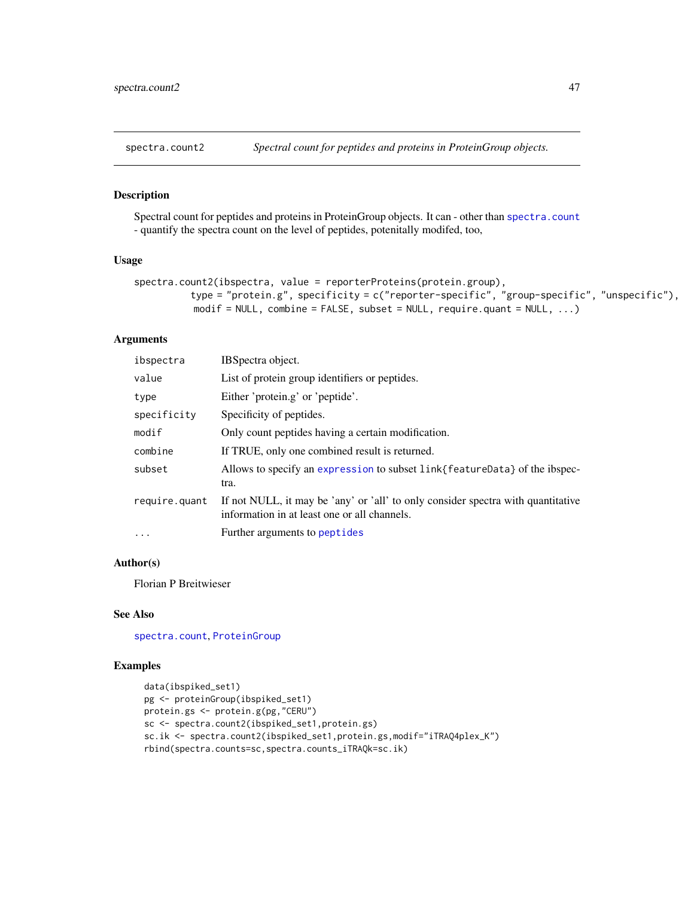spectra.count2 *Spectral count for peptides and proteins in ProteinGroup objects.*

## Description

Spectral count for peptides and proteins in ProteinGroup objects. It can - other than `spectra.count` - quantify the spectra count on the level of peptides, potenitally modifed, too,

## Usage

```
spectra.count2(ibspectra, value = reporterProteins(protein.group),
          type = "protein.g", specificity = c("reporter-specific", "group-specific", "unspecific"),
          modif = NULL, combine = FALSE, subset = NULL, require.quant = NULL, ...)
```

## Arguments

| | |
|---|---|
| `ibspectra` | IBSpectra object. |
| `value` | List of protein group identifiers or peptides. |
| `type` | Either 'protein.g' or 'peptide'. |
| `specificity` | Specificity of peptides. |
| `modif` | Only count peptides having a certain modification. |
| `combine` | If TRUE, only one combined result is returned. |
| `subset` | Allows to specify an `expression` to subset `link{featureData}` of the ibspectra. |
| `require.quant` | If not NULL, it may be 'any' or 'all' to only consider spectra with quantitative information in at least one or all channels. |
| `...` | Further arguments to `peptides` |

## Author(s)

Florian P Breitwieser

## See Also

`spectra.count`, `ProteinGroup`

## Examples

```
data(ibspiked_set1)
pg <- proteinGroup(ibspiked_set1)
protein.gs <- protein.g(pg,"CERU")
sc <- spectra.count2(ibspiked_set1,protein.gs)
sc.ik <- spectra.count2(ibspiked_set1,protein.gs,modif="iTRAQ4plex_K")
rbind(spectra.counts=sc,spectra.counts_iTRAQk=sc.ik)
```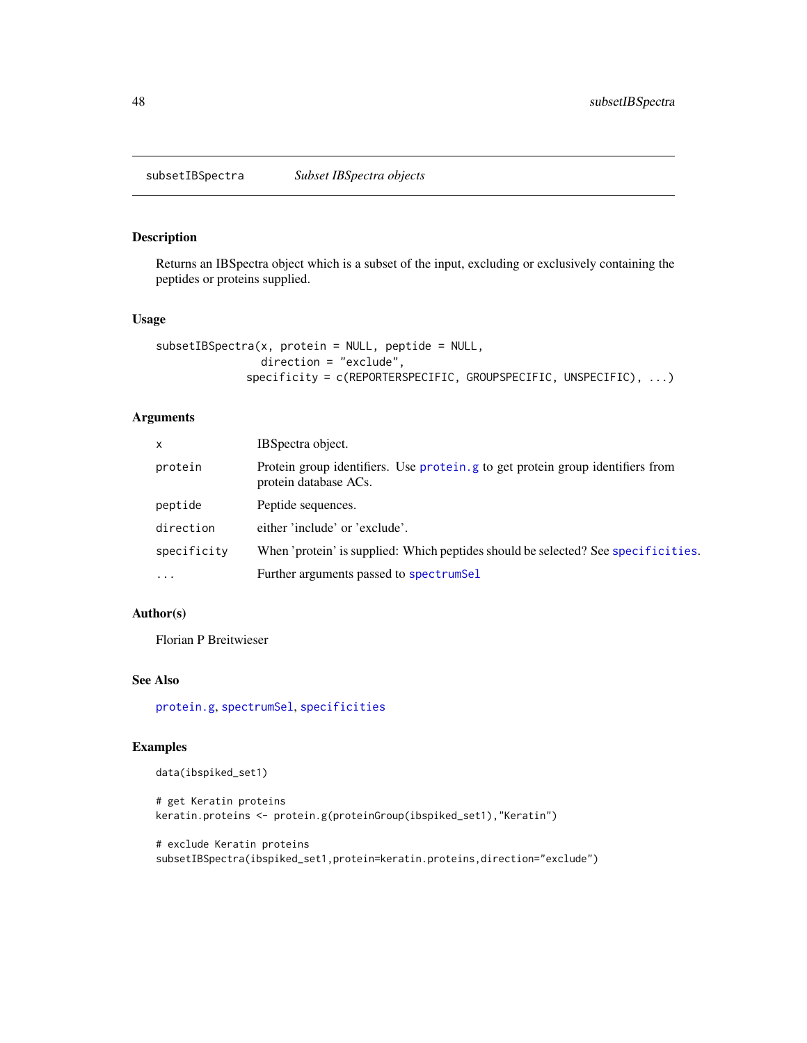subsetIBSpectra    *Subset IBSpectra objects*

## Description

Returns an IBSpectra object which is a subset of the input, excluding or exclusively containing the peptides or proteins supplied.

## Usage

```
subsetIBSpectra(x, protein = NULL, peptide = NULL,
                direction = "exclude",
              specificity = c(REPORTERSPECIFIC, GROUPSPECIFIC, UNSPECIFIC), ...)
```

## Arguments

| | |
|---|---|
| `x` | IBSpectra object. |
| `protein` | Protein group identifiers. Use `protein.g` to get protein group identifiers from protein database ACs. |
| `peptide` | Peptide sequences. |
| `direction` | either 'include' or 'exclude'. |
| `specificity` | When 'protein' is supplied: Which peptides should be selected? See `specificities`. |
| `...` | Further arguments passed to `spectrumSel` |

## Author(s)

Florian P Breitwieser

## See Also

`protein.g`, `spectrumSel`, `specificities`

## Examples

```
data(ibspiked_set1)

# get Keratin proteins
keratin.proteins <- protein.g(proteinGroup(ibspiked_set1),"Keratin")

# exclude Keratin proteins
subsetIBSpectra(ibspiked_set1,protein=keratin.proteins,direction="exclude")
```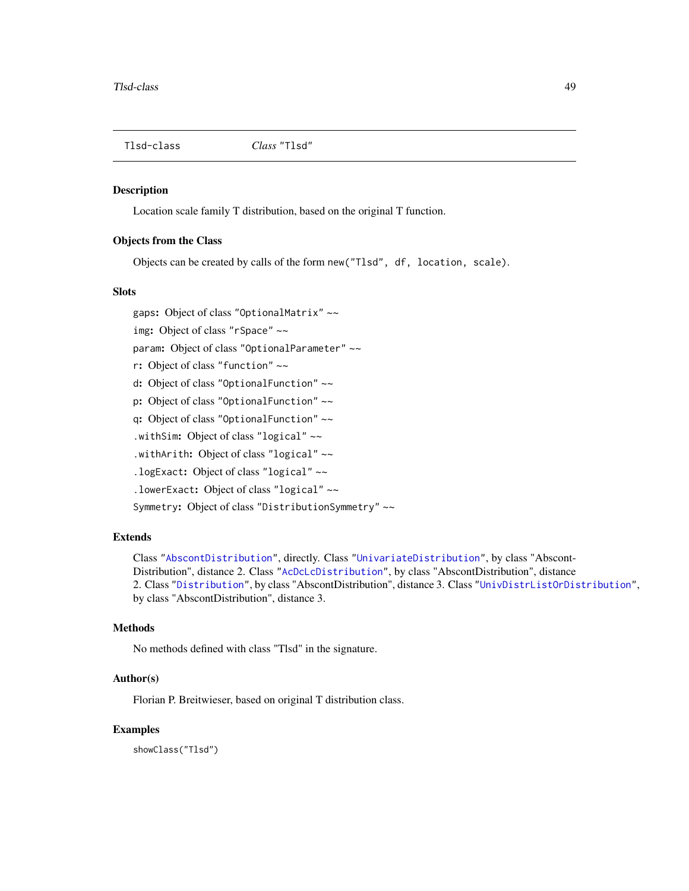Tlsd-class    *Class* "Tlsd"

## Description

Location scale family T distribution, based on the original T function.

## Objects from the Class

Objects can be created by calls of the form `new("Tlsd", df, location, scale)`.

## Slots

`gaps`: Object of class "OptionalMatrix" ~~

`img`: Object of class "rSpace" ~~

`param`: Object of class "OptionalParameter" ~~

`r`: Object of class "function" ~~

`d`: Object of class "OptionalFunction" ~~

`p`: Object of class "OptionalFunction" ~~

`q`: Object of class "OptionalFunction" ~~

`.withSim`: Object of class "logical" ~~

`.withArith`: Object of class "logical" ~~

`.logExact`: Object of class "logical" ~~

`.lowerExact`: Object of class "logical" ~~

`Symmetry`: Object of class "DistributionSymmetry" ~~

## Extends

Class "AbscontDistribution", directly. Class "UnivariateDistribution", by class "AbscontDistribution", distance 2. Class "AcDcLcDistribution", by class "AbscontDistribution", distance 2. Class "Distribution", by class "AbscontDistribution", distance 3. Class "UnivDistrListOrDistribution", by class "AbscontDistribution", distance 3.

## Methods

No methods defined with class "Tlsd" in the signature.

## Author(s)

Florian P. Breitwieser, based on original T distribution class.

## Examples

```
showClass("Tlsd")
```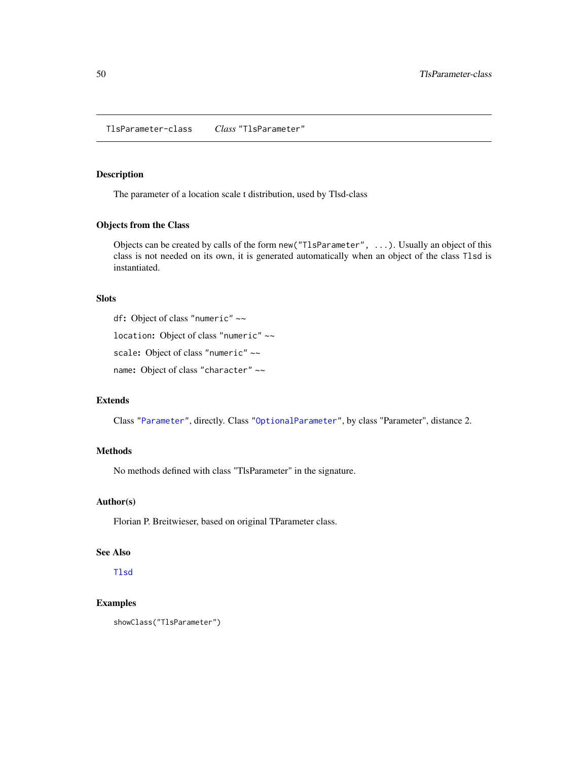TlsParameter-class    *Class* "TlsParameter"

## Description

The parameter of a location scale t distribution, used by Tlsd-class

## Objects from the Class

Objects can be created by calls of the form `new("TlsParameter", ...)`. Usually an object of this class is not needed on its own, it is generated automatically when an object of the class `Tlsd` is instantiated.

## Slots

`df`: Object of class `"numeric"` ~~

`location`: Object of class `"numeric"` ~~

`scale`: Object of class `"numeric"` ~~

`name`: Object of class `"character"` ~~

## Extends

Class `"Parameter"`, directly. Class `"OptionalParameter"`, by class "Parameter", distance 2.

## Methods

No methods defined with class "TlsParameter" in the signature.

## Author(s)

Florian P. Breitwieser, based on original TParameter class.

## See Also

`Tlsd`

## Examples

```
showClass("TlsParameter")
```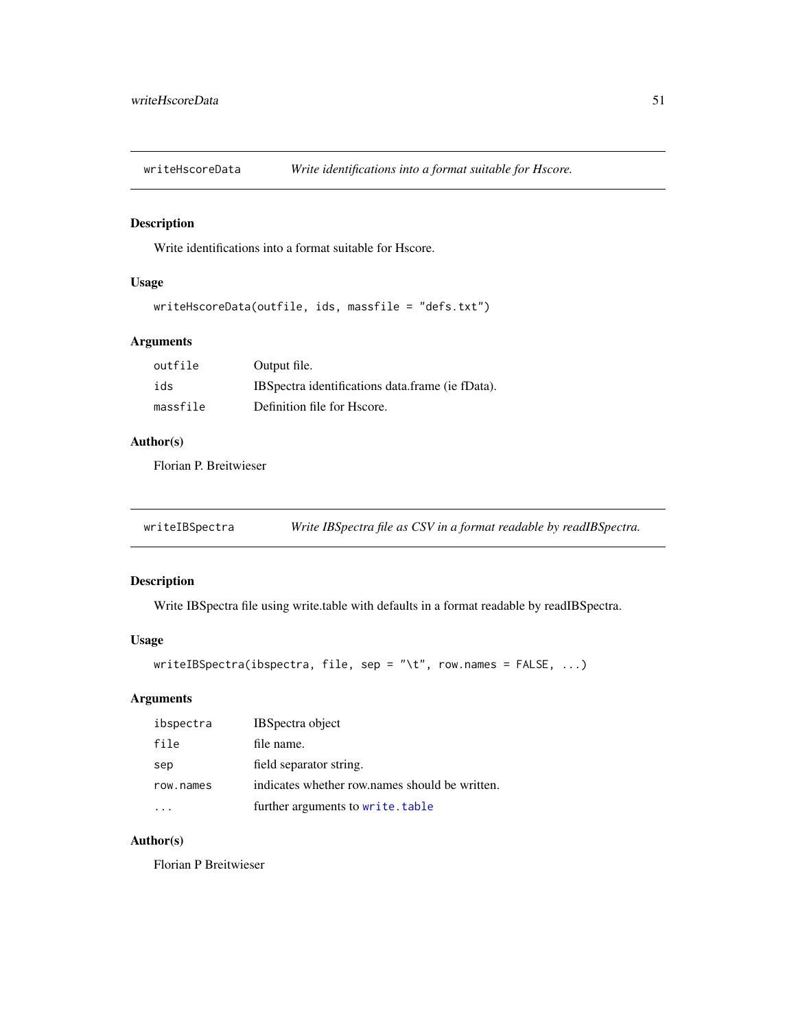## writeHscoreData — *Write identifications into a format suitable for Hscore.*

### Description

Write identifications into a format suitable for Hscore.

### Usage

```
writeHscoreData(outfile, ids, massfile = "defs.txt")
```

### Arguments

| | |
|---|---|
| `outfile` | Output file. |
| `ids` | IBSpectra identifications data.frame (ie fData). |
| `massfile` | Definition file for Hscore. |

### Author(s)

Florian P. Breitwieser

## writeIBSpectra — *Write IBSpectra file as CSV in a format readable by readIBSpectra.*

### Description

Write IBSpectra file using write.table with defaults in a format readable by readIBSpectra.

### Usage

```
writeIBSpectra(ibspectra, file, sep = "\t", row.names = FALSE, ...)
```

### Arguments

| | |
|---|---|
| `ibspectra` | IBSpectra object |
| `file` | file name. |
| `sep` | field separator string. |
| `row.names` | indicates whether row.names should be written. |
| `...` | further arguments to `write.table` |

### Author(s)

Florian P Breitwieser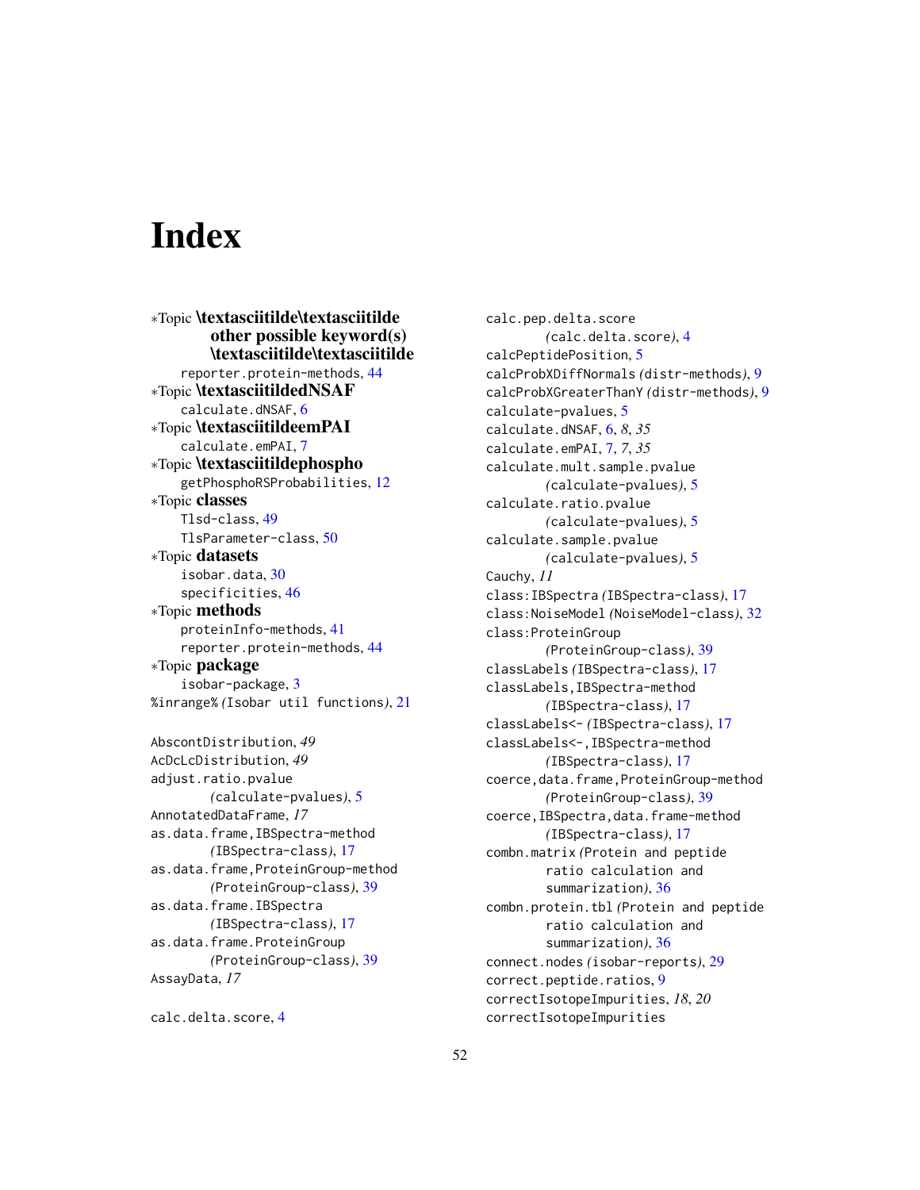# Index

∗Topic **\textasciitilde\textasciitilde other possible keyword(s) \textasciitilde\textasciitilde**
    reporter.protein-methods, 44
∗Topic **\textasciitildedNSAF**
    calculate.dNSAF, 6
∗Topic **\textasciitildeemPAI**
    calculate.emPAI, 7
∗Topic **\textasciitildephospho**
    getPhosphoRSProbabilities, 12
∗Topic **classes**
    Tlsd-class, 49
    TlsParameter-class, 50
∗Topic **datasets**
    isobar.data, 30
    specificities, 46
∗Topic **methods**
    proteinInfo-methods, 41
    reporter.protein-methods, 44
∗Topic **package**
    isobar-package, 3
%inrange% *(*Isobar util functions*)*, 21

AbscontDistribution, *49*
AcDcLcDistribution, *49*
adjust.ratio.pvalue
        *(*calculate-pvalues*)*, 5
AnnotatedDataFrame, *17*
as.data.frame,IBSpectra-method
        *(*IBSpectra-class*)*, 17
as.data.frame,ProteinGroup-method
        *(*ProteinGroup-class*)*, 39
as.data.frame.IBSpectra
        *(*IBSpectra-class*)*, 17
as.data.frame.ProteinGroup
        *(*ProteinGroup-class*)*, 39
AssayData, *17*

calc.delta.score, 4
calc.pep.delta.score
        *(*calc.delta.score*)*, 4
calcPeptidePosition, 5
calcProbXDiffNormals *(*distr-methods*)*, 9
calcProbXGreaterThanY *(*distr-methods*)*, 9
calculate-pvalues, 5
calculate.dNSAF, 6, *8*, *35*
calculate.emPAI, 7, *7*, *35*
calculate.mult.sample.pvalue
        *(*calculate-pvalues*)*, 5
calculate.ratio.pvalue
        *(*calculate-pvalues*)*, 5
calculate.sample.pvalue
        *(*calculate-pvalues*)*, 5
Cauchy, *11*
class:IBSpectra *(*IBSpectra-class*)*, 17
class:NoiseModel *(*NoiseModel-class*)*, 32
class:ProteinGroup
        *(*ProteinGroup-class*)*, 39
classLabels *(*IBSpectra-class*)*, 17
classLabels,IBSpectra-method
        *(*IBSpectra-class*)*, 17
classLabels<- *(*IBSpectra-class*)*, 17
classLabels<-,IBSpectra-method
        *(*IBSpectra-class*)*, 17
coerce,data.frame,ProteinGroup-method
        *(*ProteinGroup-class*)*, 39
coerce,IBSpectra,data.frame-method
        *(*IBSpectra-class*)*, 17
combn.matrix *(*Protein and peptide ratio calculation and summarization*)*, 36
combn.protein.tbl *(*Protein and peptide ratio calculation and summarization*)*, 36
connect.nodes *(*isobar-reports*)*, 29
correct.peptide.ratios, 9
correctIsotopeImpurities, *18*, *20*
correctIsotopeImpurities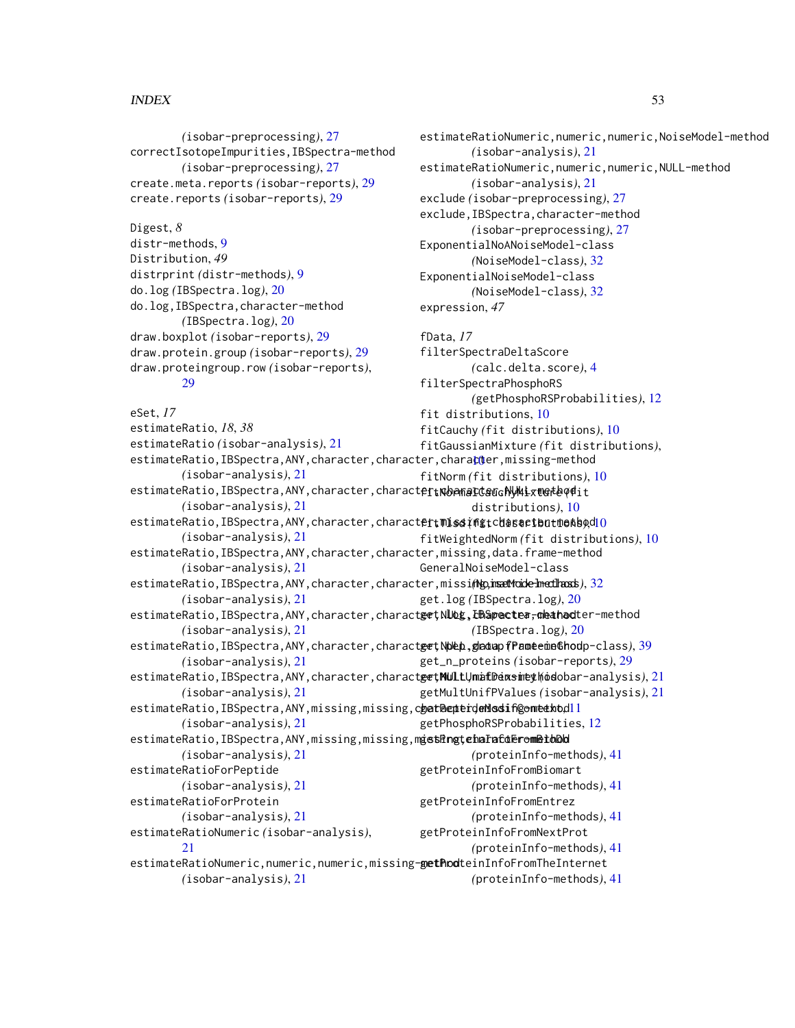*(isobar-preprocessing)*, 27
correctIsotopeImpurities,IBSpectra-method
*(isobar-preprocessing)*, 27
create.meta.reports *(isobar-reports)*, 29
create.reports *(isobar-reports)*, 29

Digest, *8*
distr-methods, 9
Distribution, *49*
distrprint *(distr-methods)*, 9
do.log *(IBSpectra.log)*, 20
do.log,IBSpectra,character-method
*(IBSpectra.log)*, 20
draw.boxplot *(isobar-reports)*, 29
draw.protein.group *(isobar-reports)*, 29
draw.proteingroup.row *(isobar-reports)*, 29

eSet, *17*
estimateRatio, *18*, *38*
estimateRatio *(isobar-analysis)*, 21
estimateRatio,IBSpectra,ANY,character,character,character,missing-method
*(isobar-analysis)*, 21
estimateRatio,IBSpectra,ANY,character,character,character,NULL-method
*(isobar-analysis)*, 21
estimateRatio,IBSpectra,ANY,character,character,missing,character-method
*(isobar-analysis)*, 21
estimateRatio,IBSpectra,ANY,character,character,missing,data.frame-method
*(isobar-analysis)*, 21
estimateRatio,IBSpectra,ANY,character,character,missing,matrix-method
*(isobar-analysis)*, 21
estimateRatio,IBSpectra,ANY,character,character,NULL,character-method
*(isobar-analysis)*, 21
estimateRatio,IBSpectra,ANY,character,character,NULL,data.frame-method
*(isobar-analysis)*, 21
estimateRatio,IBSpectra,ANY,character,character,NULL,matrix-method
*(isobar-analysis)*, 21
estimateRatio,IBSpectra,ANY,missing,missing,character,missing-method
*(isobar-analysis)*, 21
estimateRatio,IBSpectra,ANY,missing,missing,missing,character-method
*(isobar-analysis)*, 21
estimateRatioForPeptide
*(isobar-analysis)*, 21
estimateRatioForProtein
*(isobar-analysis)*, 21
estimateRatioNumeric *(isobar-analysis)*, 21
estimateRatioNumeric,numeric,numeric,missing-method
*(isobar-analysis)*, 21
estimateRatioNumeric,numeric,numeric,NoiseModel-method
*(isobar-analysis)*, 21
estimateRatioNumeric,numeric,numeric,NULL-method
*(isobar-analysis)*, 21
exclude *(isobar-preprocessing)*, 27
exclude,IBSpectra,character-method
*(isobar-preprocessing)*, 27
ExponentialNoANoiseModel-class
*(NoiseModel-class)*, 32
ExponentialNoiseModel-class
*(NoiseModel-class)*, 32
expression, *47*

fData, *17*
filterSpectraDeltaScore
*(calc.delta.score)*, 4
filterSpectraPhosphoRS
*(getPhosphoRSProbabilities)*, 12
fit distributions, 10
fitCauchy *(fit distributions)*, 10
fitGaussianMixture *(fit distributions)*, 10
fitNorm *(fit distributions)*, 10
fitNormalCauchyMixture *(fit distributions)*, 10
fitTlsd *(fit distributions)*, 10
fitWeightedNorm *(fit distributions)*, 10
GeneralNoiseModel-class
*(NoiseModel-class)*, 32
get.log *(IBSpectra.log)*, 20
get.log,IBSpectra,character-method
*(IBSpectra.log)*, 20
get_n_pep.group *(ProteinGroup-class)*, 39
get_n_proteins *(isobar-reports)*, 29
getMultUnifDensity *(isobar-analysis)*, 21
getMultUnifPValues *(isobar-analysis)*, 21
getPeptideModifContext, 11
getPhosphoRSProbabilities, 12
getProteinInfoFromBioDB
*(proteinInfo-methods)*, 41
getProteinInfoFromBiomart
*(proteinInfo-methods)*, 41
getProteinInfoFromEntrez
*(proteinInfo-methods)*, 41
getProteinInfoFromNextProt
*(proteinInfo-methods)*, 41
getProteinInfoFromTheInternet
*(proteinInfo-methods)*, 41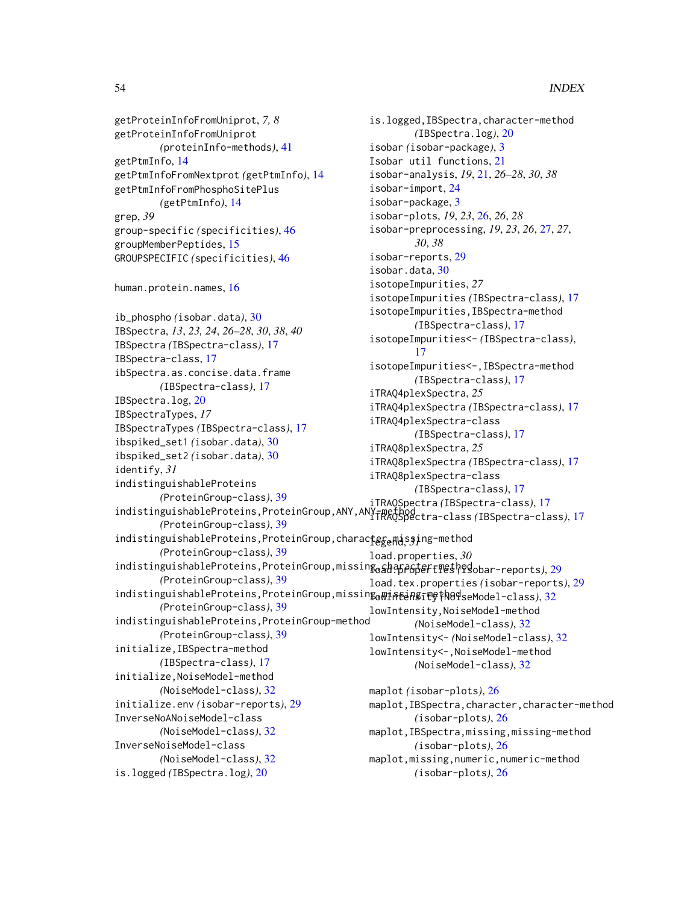getProteinInfoFromUniprot, *7, 8*
getProteinInfoFromUniprot *(proteinInfo-methods)*, 41
getPtmInfo, 14
getPtmInfoFromNextprot *(getPtmInfo)*, 14
getPtmInfoFromPhosphoSitePlus *(getPtmInfo)*, 14
grep, *39*
group-specific *(specificities)*, 46
groupMemberPeptides, 15
GROUPSPECIFIC *(specificities)*, 46

human.protein.names, 16

ib_phospho *(isobar.data)*, 30
IBSpectra, *13*, *23*, *24*, *26–28*, *30*, *38*, *40*
IBSpectra *(IBSpectra-class)*, 17
IBSpectra-class, 17
ibSpectra.as.concise.data.frame *(IBSpectra-class)*, 17
IBSpectra.log, 20
IBSpectraTypes, *17*
IBSpectraTypes *(IBSpectra-class)*, 17
ibspiked_set1 *(isobar.data)*, 30
ibspiked_set2 *(isobar.data)*, 30
identify, *31*
indistinguishableProteins *(ProteinGroup-class)*, 39
indistinguishableProteins,ProteinGroup,ANY,ANY-method *(ProteinGroup-class)*, 39
indistinguishableProteins,ProteinGroup,character,missing-method *(ProteinGroup-class)*, 39
indistinguishableProteins,ProteinGroup,missing,character-method *(ProteinGroup-class)*, 39
indistinguishableProteins,ProteinGroup,missing,missing-method *(ProteinGroup-class)*, 39
indistinguishableProteins,ProteinGroup-method *(ProteinGroup-class)*, 39
initialize,IBSpectra-method *(IBSpectra-class)*, 17
initialize,NoiseModel-method *(NoiseModel-class)*, 32
initialize.env *(isobar-reports)*, 29
InverseNoANoiseModel-class *(NoiseModel-class)*, 32
InverseNoiseModel-class *(NoiseModel-class)*, 32
is.logged *(IBSpectra.log)*, 20
is.logged,IBSpectra,character-method *(IBSpectra.log)*, 20
isobar *(isobar-package)*, 3
Isobar util functions, 21
isobar-analysis, *19*, *21*, *26–28*, *30*, *38*
isobar-import, 24
isobar-package, 3
isobar-plots, *19*, *23*, *26*, *26*, *28*
isobar-preprocessing, *19*, *23*, *26*, *27*, *27*, *30*, *38*
isobar-reports, 29
isobar.data, 30
isotopeImpurities, *27*
isotopeImpurities *(IBSpectra-class)*, 17
isotopeImpurities,IBSpectra-method *(IBSpectra-class)*, 17
isotopeImpurities<- *(IBSpectra-class)*, 17
isotopeImpurities<-,IBSpectra-method *(IBSpectra-class)*, 17
iTRAQ4plexSpectra, *25*
iTRAQ4plexSpectra *(IBSpectra-class)*, 17
iTRAQ4plexSpectra-class *(IBSpectra-class)*, 17
iTRAQ8plexSpectra, *25*
iTRAQ8plexSpectra *(IBSpectra-class)*, 17
iTRAQ8plexSpectra-class *(IBSpectra-class)*, 17
iTRAQSpectra *(IBSpectra-class)*, 17
iTRAQSpectra-class *(IBSpectra-class)*, 17

legend, *31*
load.properties, *30*
load.properties *(isobar-reports)*, 29
load.tex.properties *(isobar-reports)*, 29
lowIntensity *(NoiseModel-class)*, 32
lowIntensity,NoiseModel-method *(NoiseModel-class)*, 32
lowIntensity<- *(NoiseModel-class)*, 32
lowIntensity<-,NoiseModel-method *(NoiseModel-class)*, 32

maplot *(isobar-plots)*, 26
maplot,IBSpectra,character,character-method *(isobar-plots)*, 26
maplot,IBSpectra,missing,missing-method *(isobar-plots)*, 26
maplot,missing,numeric,numeric-method *(isobar-plots)*, 26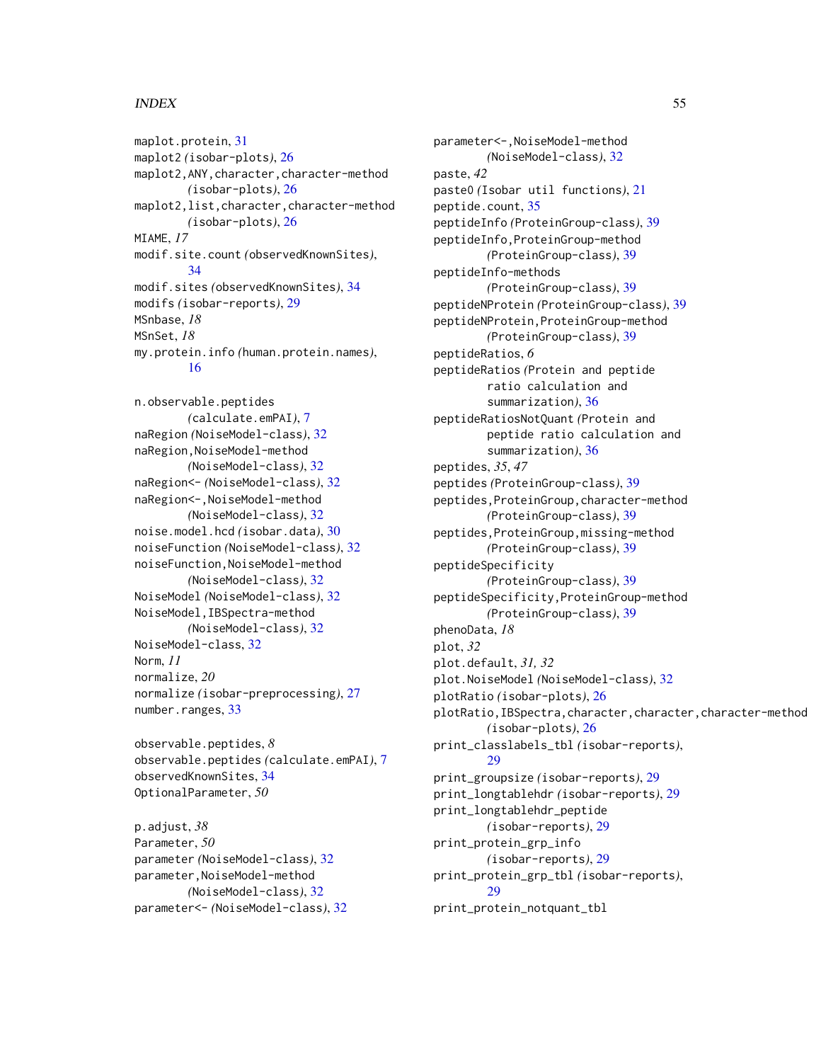maplot.protein, 31
maplot2 *(isobar-plots)*, 26
maplot2,ANY,character,character-method *(isobar-plots)*, 26
maplot2,list,character,character-method *(isobar-plots)*, 26
MIAME, *17*
modif.site.count *(observedKnownSites)*, 34
modif.sites *(observedKnownSites)*, 34
modifs *(isobar-reports)*, 29
MSnbase, *18*
MSnSet, *18*
my.protein.info *(human.protein.names)*, 16

n.observable.peptides *(calculate.emPAI)*, 7
naRegion *(NoiseModel-class)*, 32
naRegion,NoiseModel-method *(NoiseModel-class)*, 32
naRegion<- *(NoiseModel-class)*, 32
naRegion<-,NoiseModel-method *(NoiseModel-class)*, 32
noise.model.hcd *(isobar.data)*, 30
noiseFunction *(NoiseModel-class)*, 32
noiseFunction,NoiseModel-method *(NoiseModel-class)*, 32
NoiseModel *(NoiseModel-class)*, 32
NoiseModel,IBSpectra-method *(NoiseModel-class)*, 32
NoiseModel-class, 32
Norm, *11*
normalize, *20*
normalize *(isobar-preprocessing)*, 27
number.ranges, 33

observable.peptides, *8*
observable.peptides *(calculate.emPAI)*, 7
observedKnownSites, 34
OptionalParameter, *50*

p.adjust, *38*
Parameter, *50*
parameter *(NoiseModel-class)*, 32
parameter,NoiseModel-method *(NoiseModel-class)*, 32
parameter<- *(NoiseModel-class)*, 32
parameter<-,NoiseModel-method *(NoiseModel-class)*, 32
paste, *42*
paste0 *(Isobar util functions)*, 21
peptide.count, 35
peptideInfo *(ProteinGroup-class)*, 39
peptideInfo,ProteinGroup-method *(ProteinGroup-class)*, 39
peptideInfo-methods *(ProteinGroup-class)*, 39
peptideNProtein *(ProteinGroup-class)*, 39
peptideNProtein,ProteinGroup-method *(ProteinGroup-class)*, 39
peptideRatios, *6*
peptideRatios *(Protein and peptide ratio calculation and summarization)*, 36
peptideRatiosNotQuant *(Protein and peptide ratio calculation and summarization)*, 36
peptides, *35*, *47*
peptides *(ProteinGroup-class)*, 39
peptides,ProteinGroup,character-method *(ProteinGroup-class)*, 39
peptides,ProteinGroup,missing-method *(ProteinGroup-class)*, 39
peptideSpecificity *(ProteinGroup-class)*, 39
peptideSpecificity,ProteinGroup-method *(ProteinGroup-class)*, 39
phenoData, *18*
plot, *32*
plot.default, *31*, *32*
plot.NoiseModel *(NoiseModel-class)*, 32
plotRatio *(isobar-plots)*, 26
plotRatio,IBSpectra,character,character,character-method *(isobar-plots)*, 26
print_classlabels_tbl *(isobar-reports)*, 29
print_groupsize *(isobar-reports)*, 29
print_longtablehdr *(isobar-reports)*, 29
print_longtablehdr_peptide *(isobar-reports)*, 29
print_protein_grp_info *(isobar-reports)*, 29
print_protein_grp_tbl *(isobar-reports)*, 29
print_protein_notquant_tbl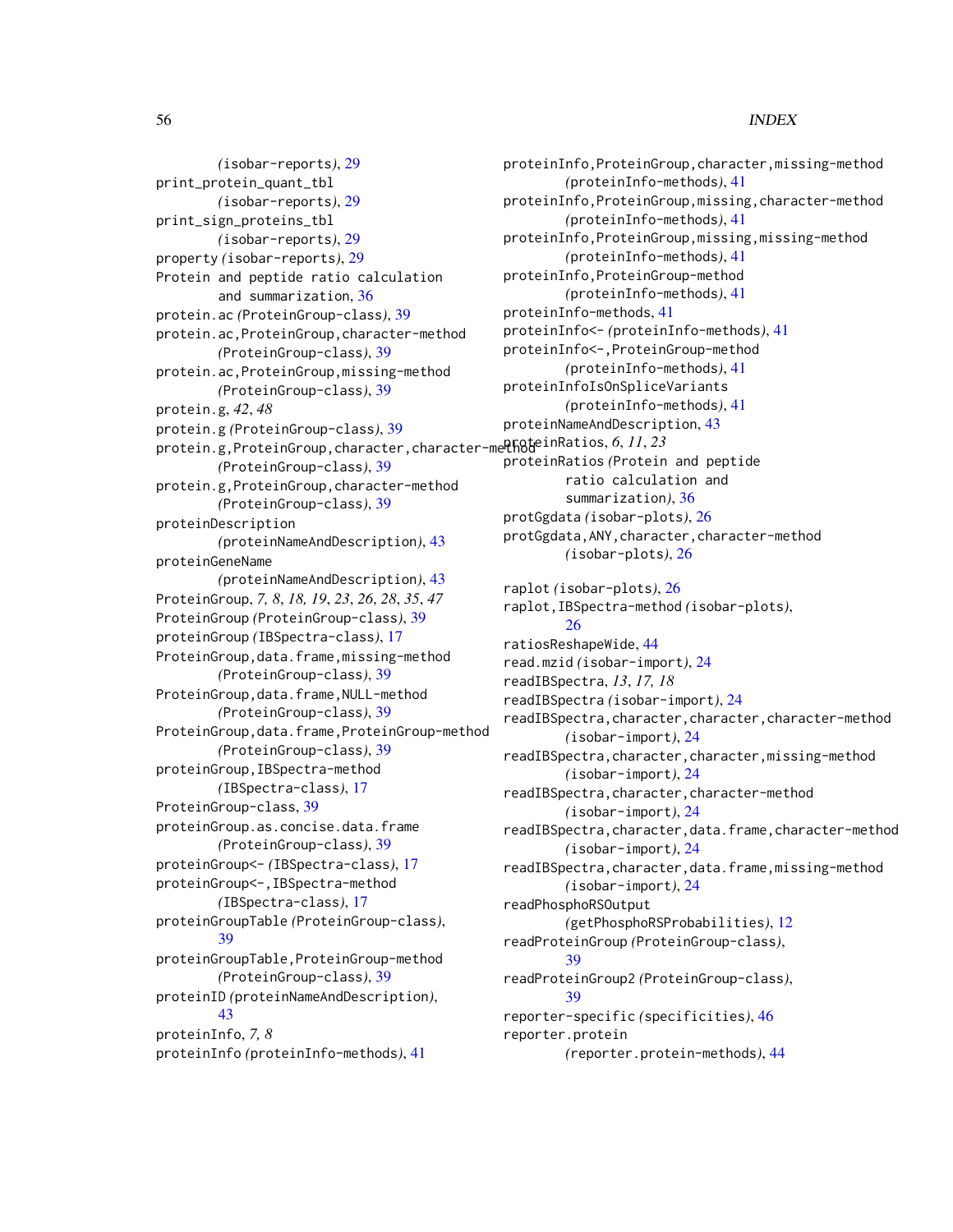(isobar-reports), 29
print_protein_quant_tbl
(isobar-reports), 29
print_sign_proteins_tbl
(isobar-reports), 29
property (isobar-reports), 29
Protein and peptide ratio calculation and summarization, 36
protein.ac (ProteinGroup-class), 39
protein.ac,ProteinGroup,character-method
(ProteinGroup-class), 39
protein.ac,ProteinGroup,missing-method
(ProteinGroup-class), 39
protein.g, *42*, *48*
protein.g (ProteinGroup-class), 39
protein.g,ProteinGroup,character,character-method
(ProteinGroup-class), 39
protein.g,ProteinGroup,character-method
(ProteinGroup-class), 39
proteinDescription
(proteinNameAndDescription), 43
proteinGeneName
(proteinNameAndDescription), 43
ProteinGroup, *7, 8*, *18, 19*, *23*, *26*, *28*, *35*, *47*
ProteinGroup (ProteinGroup-class), 39
proteinGroup (IBSpectra-class), 17
ProteinGroup,data.frame,missing-method
(ProteinGroup-class), 39
ProteinGroup,data.frame,NULL-method
(ProteinGroup-class), 39
ProteinGroup,data.frame,ProteinGroup-method
(ProteinGroup-class), 39
proteinGroup,IBSpectra-method
(IBSpectra-class), 17
ProteinGroup-class, 39
proteinGroup.as.concise.data.frame
(ProteinGroup-class), 39
proteinGroup<- (IBSpectra-class), 17
proteinGroup<-,IBSpectra-method
(IBSpectra-class), 17
proteinGroupTable (ProteinGroup-class), 39
proteinGroupTable,ProteinGroup-method
(ProteinGroup-class), 39
proteinID (proteinNameAndDescription), 43
proteinInfo, *7, 8*
proteinInfo (proteinInfo-methods), 41
proteinInfo,ProteinGroup,character,missing-method
(proteinInfo-methods), 41
proteinInfo,ProteinGroup,missing,character-method
(proteinInfo-methods), 41
proteinInfo,ProteinGroup,missing,missing-method
(proteinInfo-methods), 41
proteinInfo,ProteinGroup-method
(proteinInfo-methods), 41
proteinInfo-methods, 41
proteinInfo<- (proteinInfo-methods), 41
proteinInfo<-,ProteinGroup-method
(proteinInfo-methods), 41
proteinInfoIsOnSpliceVariants
(proteinInfo-methods), 41
proteinNameAndDescription, 43
proteinRatios, *6*, *11*, *23*
proteinRatios (Protein and peptide ratio calculation and summarization), 36
protGgdata (isobar-plots), 26
protGgdata,ANY,character,character-method
(isobar-plots), 26

raplot (isobar-plots), 26
raplot,IBSpectra-method (isobar-plots), 26
ratiosReshapeWide, 44
read.mzid (isobar-import), 24
readIBSpectra, *13*, *17, 18*
readIBSpectra (isobar-import), 24
readIBSpectra,character,character,character-method
(isobar-import), 24
readIBSpectra,character,character,missing-method
(isobar-import), 24
readIBSpectra,character,character-method
(isobar-import), 24
readIBSpectra,character,data.frame,character-method
(isobar-import), 24
readIBSpectra,character,data.frame,missing-method
(isobar-import), 24
readPhosphoRSOutput
(getPhosphoRSProbabilities), 12
readProteinGroup (ProteinGroup-class), 39
readProteinGroup2 (ProteinGroup-class), 39
reporter-specific (specificities), 46
reporter.protein
(reporter.protein-methods), 44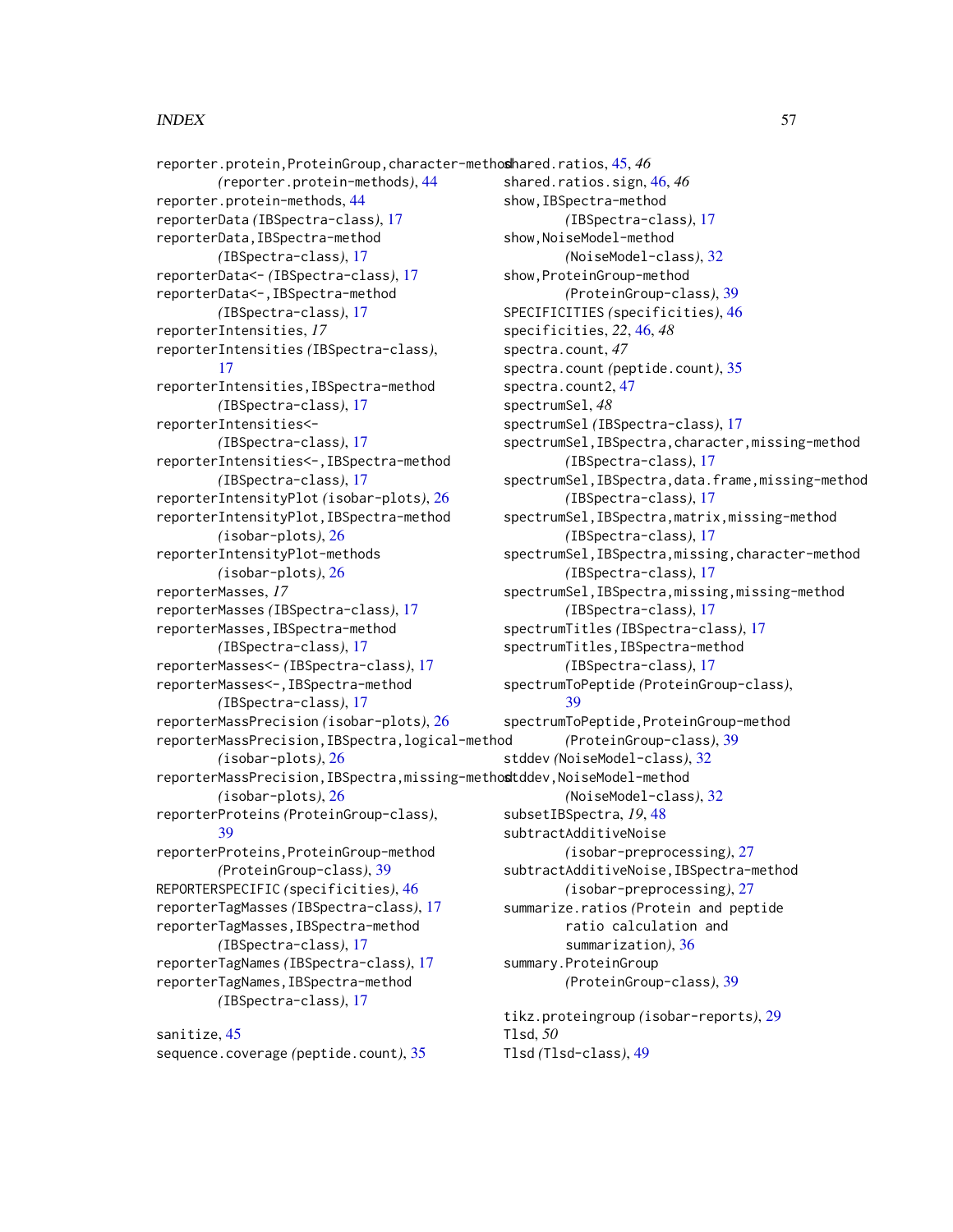reporter.protein,ProteinGroup,character-method *(reporter.protein-methods)*, 44
reporter.protein-methods, 44
reporterData *(IBSpectra-class)*, 17
reporterData,IBSpectra-method *(IBSpectra-class)*, 17
reporterData<- *(IBSpectra-class)*, 17
reporterData<-,IBSpectra-method *(IBSpectra-class)*, 17
reporterIntensities, *17*
reporterIntensities *(IBSpectra-class)*, 17
reporterIntensities,IBSpectra-method *(IBSpectra-class)*, 17
reporterIntensities<- *(IBSpectra-class)*, 17
reporterIntensities<-,IBSpectra-method *(IBSpectra-class)*, 17
reporterIntensityPlot *(isobar-plots)*, 26
reporterIntensityPlot,IBSpectra-method *(isobar-plots)*, 26
reporterIntensityPlot-methods *(isobar-plots)*, 26
reporterMasses, *17*
reporterMasses *(IBSpectra-class)*, 17
reporterMasses,IBSpectra-method *(IBSpectra-class)*, 17
reporterMasses<- *(IBSpectra-class)*, 17
reporterMasses<-,IBSpectra-method *(IBSpectra-class)*, 17
reporterMassPrecision *(isobar-plots)*, 26
reporterMassPrecision,IBSpectra,logical-method *(isobar-plots)*, 26
reporterMassPrecision,IBSpectra,missing-method *(isobar-plots)*, 26
reporterProteins *(ProteinGroup-class)*, 39
reporterProteins,ProteinGroup-method *(ProteinGroup-class)*, 39
REPORTERSPECIFIC *(specificities)*, 46
reporterTagMasses *(IBSpectra-class)*, 17
reporterTagMasses,IBSpectra-method *(IBSpectra-class)*, 17
reporterTagNames *(IBSpectra-class)*, 17
reporterTagNames,IBSpectra-method *(IBSpectra-class)*, 17

sanitize, 45
sequence.coverage *(peptide.count)*, 35
shared.ratios, 45, *46*
shared.ratios.sign, 46, *46*
show,IBSpectra-method *(IBSpectra-class)*, 17
show,NoiseModel-method *(NoiseModel-class)*, 32
show,ProteinGroup-method *(ProteinGroup-class)*, 39
SPECIFICITIES *(specificities)*, 46
specificities, 22, 46, *48*
spectra.count, *47*
spectra.count *(peptide.count)*, 35
spectra.count2, 47
spectrumSel, *48*
spectrumSel *(IBSpectra-class)*, 17
spectrumSel,IBSpectra,character,missing-method *(IBSpectra-class)*, 17
spectrumSel,IBSpectra,data.frame,missing-method *(IBSpectra-class)*, 17
spectrumSel,IBSpectra,matrix,missing-method *(IBSpectra-class)*, 17
spectrumSel,IBSpectra,missing,character-method *(IBSpectra-class)*, 17
spectrumSel,IBSpectra,missing,missing-method *(IBSpectra-class)*, 17
spectrumTitles *(IBSpectra-class)*, 17
spectrumTitles,IBSpectra-method *(IBSpectra-class)*, 17
spectrumToPeptide *(ProteinGroup-class)*, 39
spectrumToPeptide,ProteinGroup-method *(ProteinGroup-class)*, 39
stddev *(NoiseModel-class)*, 32
stddev,NoiseModel-method *(NoiseModel-class)*, 32
subsetIBSpectra, *19*, 48
subtractAdditiveNoise *(isobar-preprocessing)*, 27
subtractAdditiveNoise,IBSpectra-method *(isobar-preprocessing)*, 27
summarize.ratios *(Protein and peptide ratio calculation and summarization)*, 36
summary.ProteinGroup *(ProteinGroup-class)*, 39

tikz.proteingroup *(isobar-reports)*, 29
Tlsd, *50*
Tlsd *(Tlsd-class)*, 49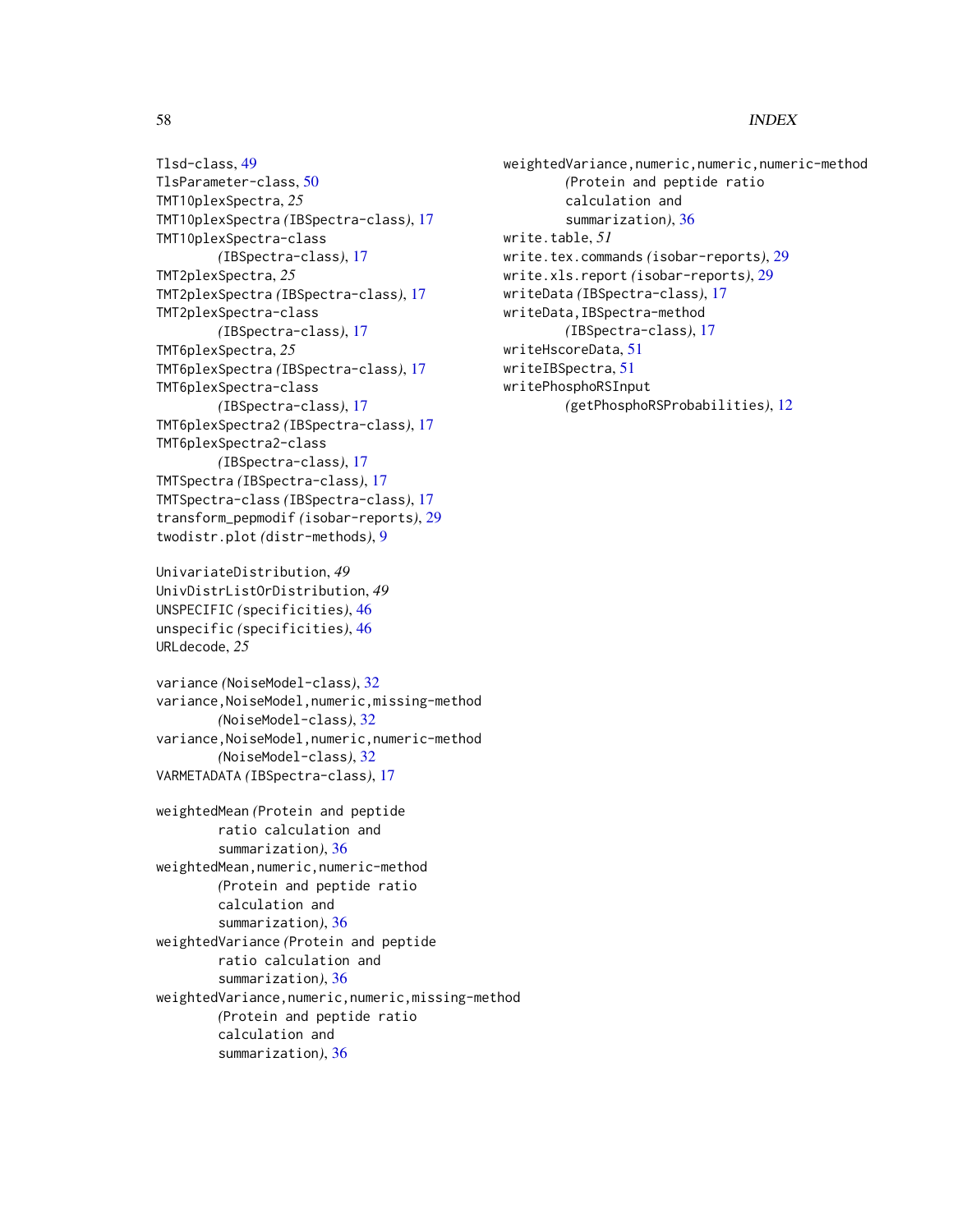Tlsd-class, 49
TlsParameter-class, 50
TMT10plexSpectra, *25*
TMT10plexSpectra *(*IBSpectra-class*)*, 17
TMT10plexSpectra-class *(*IBSpectra-class*)*, 17
TMT2plexSpectra, *25*
TMT2plexSpectra *(*IBSpectra-class*)*, 17
TMT2plexSpectra-class *(*IBSpectra-class*)*, 17
TMT6plexSpectra, *25*
TMT6plexSpectra *(*IBSpectra-class*)*, 17
TMT6plexSpectra-class *(*IBSpectra-class*)*, 17
TMT6plexSpectra2 *(*IBSpectra-class*)*, 17
TMT6plexSpectra2-class *(*IBSpectra-class*)*, 17
TMTSpectra *(*IBSpectra-class*)*, 17
TMTSpectra-class *(*IBSpectra-class*)*, 17
transform_pepmodif *(*isobar-reports*)*, 29
twodistr.plot *(*distr-methods*)*, 9

UnivariateDistribution, *49*
UnivDistrListOrDistribution, *49*
UNSPECIFIC *(*specificities*)*, 46
unspecific *(*specificities*)*, 46
URLdecode, *25*

variance *(*NoiseModel-class*)*, 32
variance,NoiseModel,numeric,missing-method *(*NoiseModel-class*)*, 32
variance,NoiseModel,numeric,numeric-method *(*NoiseModel-class*)*, 32
VARMETADATA *(*IBSpectra-class*)*, 17

weightedMean *(*Protein and peptide ratio calculation and summarization*)*, 36
weightedMean,numeric,numeric-method *(*Protein and peptide ratio calculation and summarization*)*, 36
weightedVariance *(*Protein and peptide ratio calculation and summarization*)*, 36
weightedVariance,numeric,numeric,missing-method *(*Protein and peptide ratio calculation and summarization*)*, 36
weightedVariance,numeric,numeric,numeric-method *(*Protein and peptide ratio calculation and summarization*)*, 36
write.table, *51*
write.tex.commands *(*isobar-reports*)*, 29
write.xls.report *(*isobar-reports*)*, 29
writeData *(*IBSpectra-class*)*, 17
writeData,IBSpectra-method *(*IBSpectra-class*)*, 17
writeHscoreData, 51
writeIBSpectra, 51
writePhosphoRSInput *(*getPhosphoRSProbabilities*)*, 12